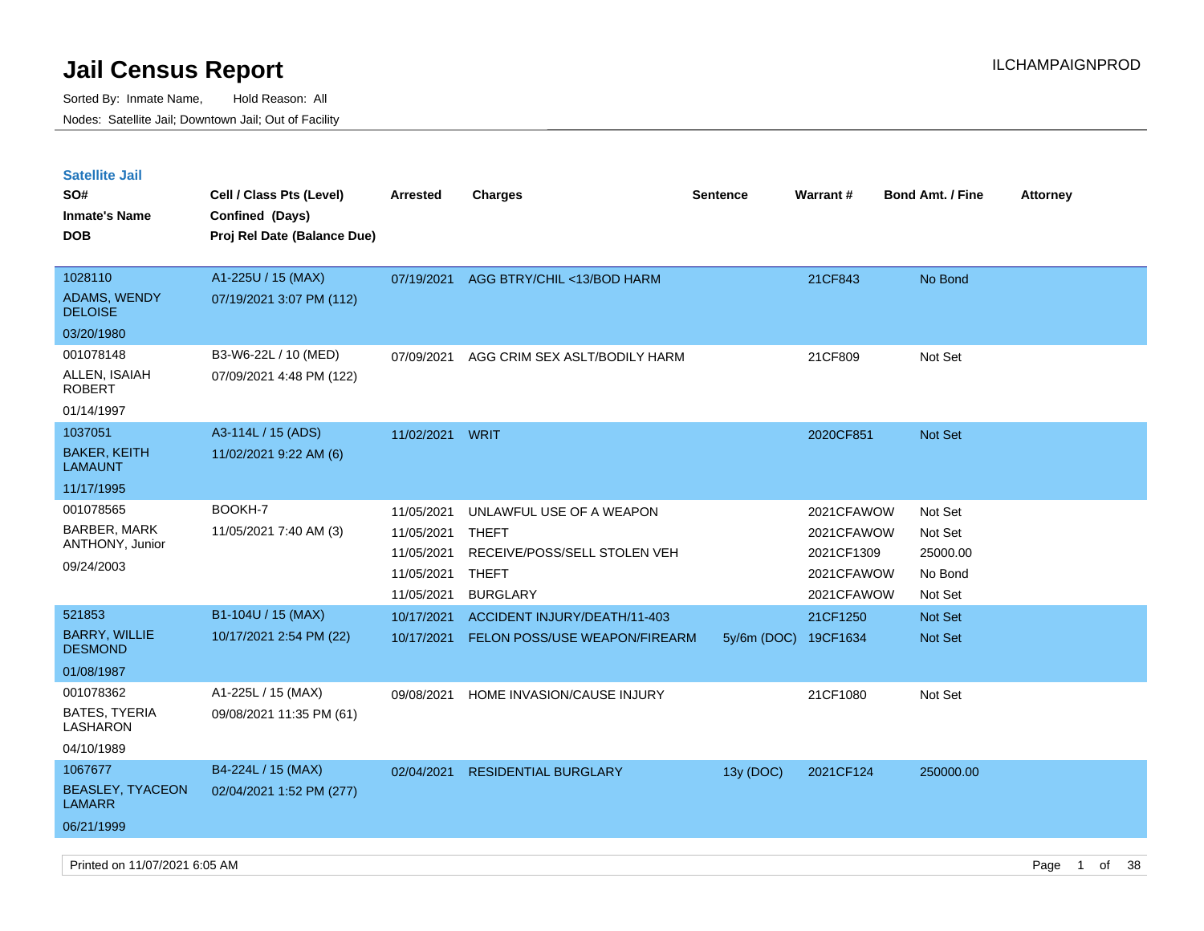# Jail Census Report

ILCHAMPAIGNPROD

Sorted By: Inmate Name, Hold Reason: All

Nodes: Satellite Jail; Downtown Jail; Out of Facility

## Satellite Jail

| SO# / Inmate's Name / DOB | Cell / Class Pts (Level) / Confined (Days) / Proj Rel Date (Balance Due) | Arrested | Charges | Sentence | Warrant # | Bond Amt. / Fine | Attorney |
|---|---|---|---|---|---|---|---|
| 1028110<br>ADAMS, WENDY DELOISE<br>03/20/1980 | A1-225U / 15 (MAX)<br>07/19/2021 3:07 PM (112) | 07/19/2021 | AGG BTRY/CHIL <13/BOD HARM | | 21CF843 | No Bond | |
| 001078148<br>ALLEN, ISAIAH ROBERT<br>01/14/1997 | B3-W6-22L / 10 (MED)<br>07/09/2021 4:48 PM (122) | 07/09/2021 | AGG CRIM SEX ASLT/BODILY HARM | | 21CF809 | Not Set | |
| 1037051<br>BAKER, KEITH LAMAUNT<br>11/17/1995 | A3-114L / 15 (ADS)<br>11/02/2021 9:22 AM (6) | 11/02/2021 | WRIT | | 2020CF851 | Not Set | |
| 001078565<br>BARBER, MARK ANTHONY, Junior<br>09/24/2003 | BOOKH-7<br>11/05/2021 7:40 AM (3) | 11/05/2021 | UNLAWFUL USE OF A WEAPON | | 2021CFAWOW | Not Set | |
| | | 11/05/2021 | THEFT | | 2021CFAWOW | Not Set | |
| | | 11/05/2021 | RECEIVE/POSS/SELL STOLEN VEH | | 2021CF1309 | 25000.00 | |
| | | 11/05/2021 | THEFT | | 2021CFAWOW | No Bond | |
| | | 11/05/2021 | BURGLARY | | 2021CFAWOW | Not Set | |
| 521853<br>BARRY, WILLIE DESMOND<br>01/08/1987 | B1-104U / 15 (MAX)<br>10/17/2021 2:54 PM (22) | 10/17/2021 | ACCIDENT INJURY/DEATH/11-403 | | 21CF1250 | Not Set | |
| | | 10/17/2021 | FELON POSS/USE WEAPON/FIREARM | 5y/6m (DOC) | 19CF1634 | Not Set | |
| 001078362<br>BATES, TYERIA LASHARON<br>04/10/1989 | A1-225L / 15 (MAX)<br>09/08/2021 11:35 PM (61) | 09/08/2021 | HOME INVASION/CAUSE INJURY | | 21CF1080 | Not Set | |
| 1067677<br>BEASLEY, TYACEON LAMARR<br>06/21/1999 | B4-224L / 15 (MAX)<br>02/04/2021 1:52 PM (277) | 02/04/2021 | RESIDENTIAL BURGLARY | 13y (DOC) | 2021CF124 | 250000.00 | |

Printed on 11/07/2021 6:05 AM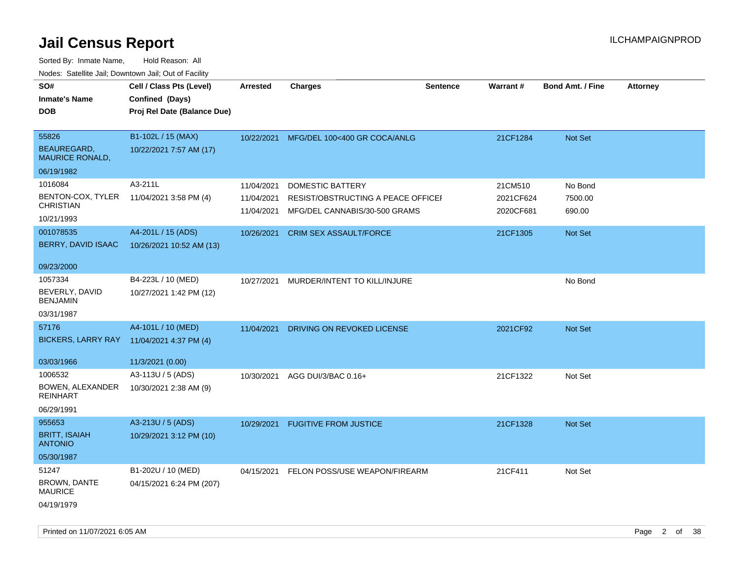# Jail Census Report

ILCHAMPAIGNPROD

Sorted By: Inmate Name, Hold Reason: All

Nodes: Satellite Jail; Downtown Jail; Out of Facility

| SO# / Inmate's Name / DOB | Cell / Class Pts (Level) / Confined (Days) / Proj Rel Date (Balance Due) | Arrested | Charges | Sentence | Warrant # | Bond Amt. / Fine | Attorney |
|---|---|---|---|---|---|---|---|
| 55826<br>BEAUREGARD, MAURICE RONALD,<br>06/19/1982 | B1-102L / 15 (MAX)<br>10/22/2021 7:57 AM (17) | 10/22/2021 | MFG/DEL 100<400 GR COCA/ANLG | | 21CF1284 | Not Set | |
| 1016084<br>BENTON-COX, TYLER CHRISTIAN<br>10/21/1993 | A3-211L<br>11/04/2021 3:58 PM (4) | 11/04/2021<br>11/04/2021<br>11/04/2021 | DOMESTIC BATTERY<br>RESIST/OBSTRUCTING A PEACE OFFICEI<br>MFG/DEL CANNABIS/30-500 GRAMS | | 21CM510<br>2021CF624<br>2020CF681 | No Bond<br>7500.00<br>690.00 | |
| 001078535<br>BERRY, DAVID ISAAC<br>09/23/2000 | A4-201L / 15 (ADS)<br>10/26/2021 10:52 AM (13) | 10/26/2021 | CRIM SEX ASSAULT/FORCE | | 21CF1305 | Not Set | |
| 1057334<br>BEVERLY, DAVID BENJAMIN<br>03/31/1987 | B4-223L / 10 (MED)<br>10/27/2021 1:42 PM (12) | 10/27/2021 | MURDER/INTENT TO KILL/INJURE | | | No Bond | |
| 57176<br>BICKERS, LARRY RAY<br>03/03/1966 | A4-101L / 10 (MED)<br>11/04/2021 4:37 PM (4)<br>11/3/2021 (0.00) | 11/04/2021 | DRIVING ON REVOKED LICENSE | | 2021CF92 | Not Set | |
| 1006532<br>BOWEN, ALEXANDER REINHART<br>06/29/1991 | A3-113U / 5 (ADS)<br>10/30/2021 2:38 AM (9) | 10/30/2021 | AGG DUI/3/BAC 0.16+ | | 21CF1322 | Not Set | |
| 955653<br>BRITT, ISAIAH ANTONIO<br>05/30/1987 | A3-213U / 5 (ADS)<br>10/29/2021 3:12 PM (10) | 10/29/2021 | FUGITIVE FROM JUSTICE | | 21CF1328 | Not Set | |
| 51247<br>BROWN, DANTE MAURICE<br>04/19/1979 | B1-202U / 10 (MED)<br>04/15/2021 6:24 PM (207) | 04/15/2021 | FELON POSS/USE WEAPON/FIREARM | | 21CF411 | Not Set | |

Printed on 11/07/2021 6:05 AM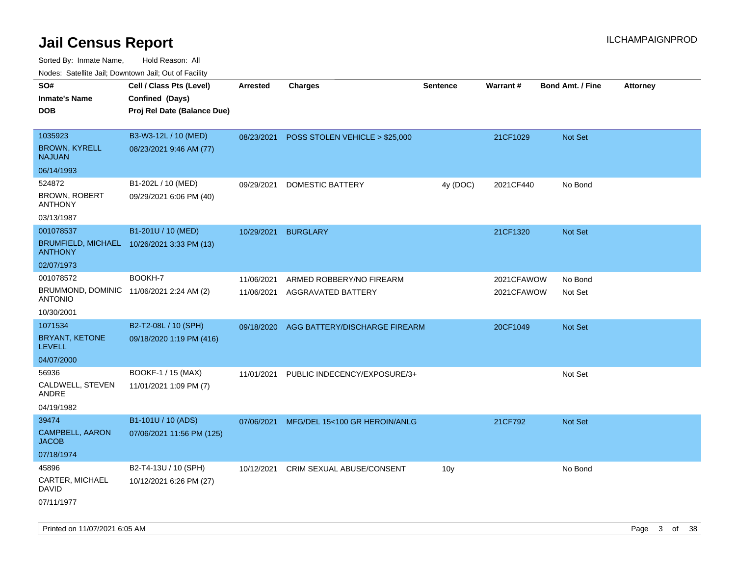# Jail Census Report

ILCHAMPAIGNPROD

Sorted By: Inmate Name, Hold Reason: All

Nodes: Satellite Jail; Downtown Jail; Out of Facility

| SO#<br>Inmate's Name<br>DOB | Cell / Class Pts (Level)<br>Confined (Days)<br>Proj Rel Date (Balance Due) | Arrested | Charges | Sentence | Warrant # | Bond Amt. / Fine | Attorney |
|---|---|---|---|---|---|---|---|
| 1035923<br>BROWN, KYRELL NAJUAN<br>06/14/1993 | B3-W3-12L / 10 (MED)<br>08/23/2021 9:46 AM (77) | 08/23/2021 | POSS STOLEN VEHICLE > $25,000 | | 21CF1029 | Not Set | |
| 524872<br>BROWN, ROBERT ANTHONY<br>03/13/1987 | B1-202L / 10 (MED)<br>09/29/2021 6:06 PM (40) | 09/29/2021 | DOMESTIC BATTERY | 4y (DOC) | 2021CF440 | No Bond | |
| 001078537<br>BRUMFIELD, MICHAEL ANTHONY<br>02/07/1973 | B1-201U / 10 (MED)<br>10/26/2021 3:33 PM (13) | 10/29/2021 | BURGLARY | | 21CF1320 | Not Set | |
| 001078572<br>BRUMMOND, DOMINIC ANTONIO<br>10/30/2001 | BOOKH-7<br>11/06/2021 2:24 AM (2) | 11/06/2021 | ARMED ROBBERY/NO FIREARM | | 2021CFAWOW | No Bond | |
| | | 11/06/2021 | AGGRAVATED BATTERY | | 2021CFAWOW | Not Set | |
| 1071534<br>BRYANT, KETONE LEVELL<br>04/07/2000 | B2-T2-08L / 10 (SPH)<br>09/18/2020 1:19 PM (416) | 09/18/2020 | AGG BATTERY/DISCHARGE FIREARM | | 20CF1049 | Not Set | |
| 56936<br>CALDWELL, STEVEN ANDRE<br>04/19/1982 | BOOKF-1 / 15 (MAX)<br>11/01/2021 1:09 PM (7) | 11/01/2021 | PUBLIC INDECENCY/EXPOSURE/3+ | | | Not Set | |
| 39474<br>CAMPBELL, AARON JACOB<br>07/18/1974 | B1-101U / 10 (ADS)<br>07/06/2021 11:56 PM (125) | 07/06/2021 | MFG/DEL 15<100 GR HEROIN/ANLG | | 21CF792 | Not Set | |
| 45896<br>CARTER, MICHAEL DAVID<br>07/11/1977 | B2-T4-13U / 10 (SPH)<br>10/12/2021 6:26 PM (27) | 10/12/2021 | CRIM SEXUAL ABUSE/CONSENT | 10y | | No Bond | |

Printed on 11/07/2021 6:05 AM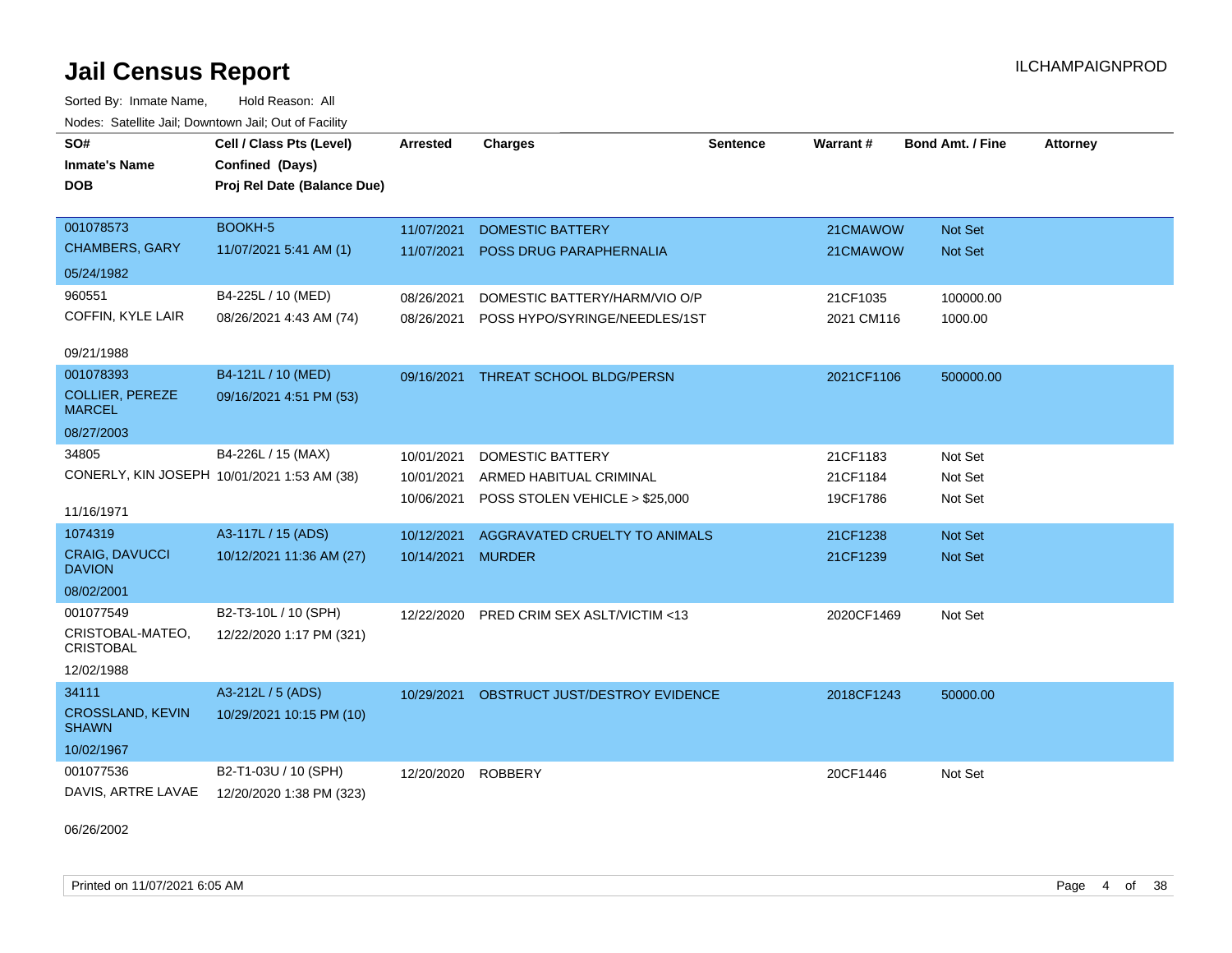# Jail Census Report

ILCHAMPAIGNPROD

Sorted By: Inmate Name, Hold Reason: All

Nodes: Satellite Jail; Downtown Jail; Out of Facility

| SO#<br>Inmate's Name<br>DOB | Cell / Class Pts (Level)<br>Confined (Days)<br>Proj Rel Date (Balance Due) | Arrested | Charges | Sentence | Warrant # | Bond Amt. / Fine | Attorney |
|---|---|---|---|---|---|---|---|
| 001078573<br>CHAMBERS, GARY<br>05/24/1982 | BOOKH-5<br>11/07/2021 5:41 AM (1) | 11/07/2021 | DOMESTIC BATTERY | | 21CMAWOW | Not Set | |
| | | 11/07/2021 | POSS DRUG PARAPHERNALIA | | 21CMAWOW | Not Set | |
| 960551<br>COFFIN, KYLE LAIR<br>09/21/1988 | B4-225L / 10 (MED)<br>08/26/2021 4:43 AM (74) | 08/26/2021 | DOMESTIC BATTERY/HARM/VIO O/P | | 21CF1035 | 100000.00 | |
| | | 08/26/2021 | POSS HYPO/SYRINGE/NEEDLES/1ST | | 2021 CM116 | 1000.00 | |
| 001078393<br>COLLIER, PEREZE MARCEL<br>08/27/2003 | B4-121L / 10 (MED)<br>09/16/2021 4:51 PM (53) | 09/16/2021 | THREAT SCHOOL BLDG/PERSN | | 2021CF1106 | 500000.00 | |
| 34805<br>CONERLY, KIN JOSEPH<br>11/16/1971 | B4-226L / 15 (MAX)<br>10/01/2021 1:53 AM (38) | 10/01/2021 | DOMESTIC BATTERY | | 21CF1183 | Not Set | |
| | | 10/01/2021 | ARMED HABITUAL CRIMINAL | | 21CF1184 | Not Set | |
| | | 10/06/2021 | POSS STOLEN VEHICLE > $25,000 | | 19CF1786 | Not Set | |
| 1074319<br>CRAIG, DAVUCCI DAVION<br>08/02/2001 | A3-117L / 15 (ADS)<br>10/12/2021 11:36 AM (27) | 10/12/2021 | AGGRAVATED CRUELTY TO ANIMALS | | 21CF1238 | Not Set | |
| | | 10/14/2021 | MURDER | | 21CF1239 | Not Set | |
| 001077549<br>CRISTOBAL-MATEO, CRISTOBAL<br>12/02/1988 | B2-T3-10L / 10 (SPH)<br>12/22/2020 1:17 PM (321) | 12/22/2020 | PRED CRIM SEX ASLT/VICTIM <13 | | 2020CF1469 | Not Set | |
| 34111<br>CROSSLAND, KEVIN SHAWN<br>10/02/1967 | A3-212L / 5 (ADS)<br>10/29/2021 10:15 PM (10) | 10/29/2021 | OBSTRUCT JUST/DESTROY EVIDENCE | | 2018CF1243 | 50000.00 | |
| 001077536<br>DAVIS, ARTRE LAVAE<br>06/26/2002 | B2-T1-03U / 10 (SPH)<br>12/20/2020 1:38 PM (323) | 12/20/2020 | ROBBERY | | 20CF1446 | Not Set | |

Printed on 11/07/2021 6:05 AM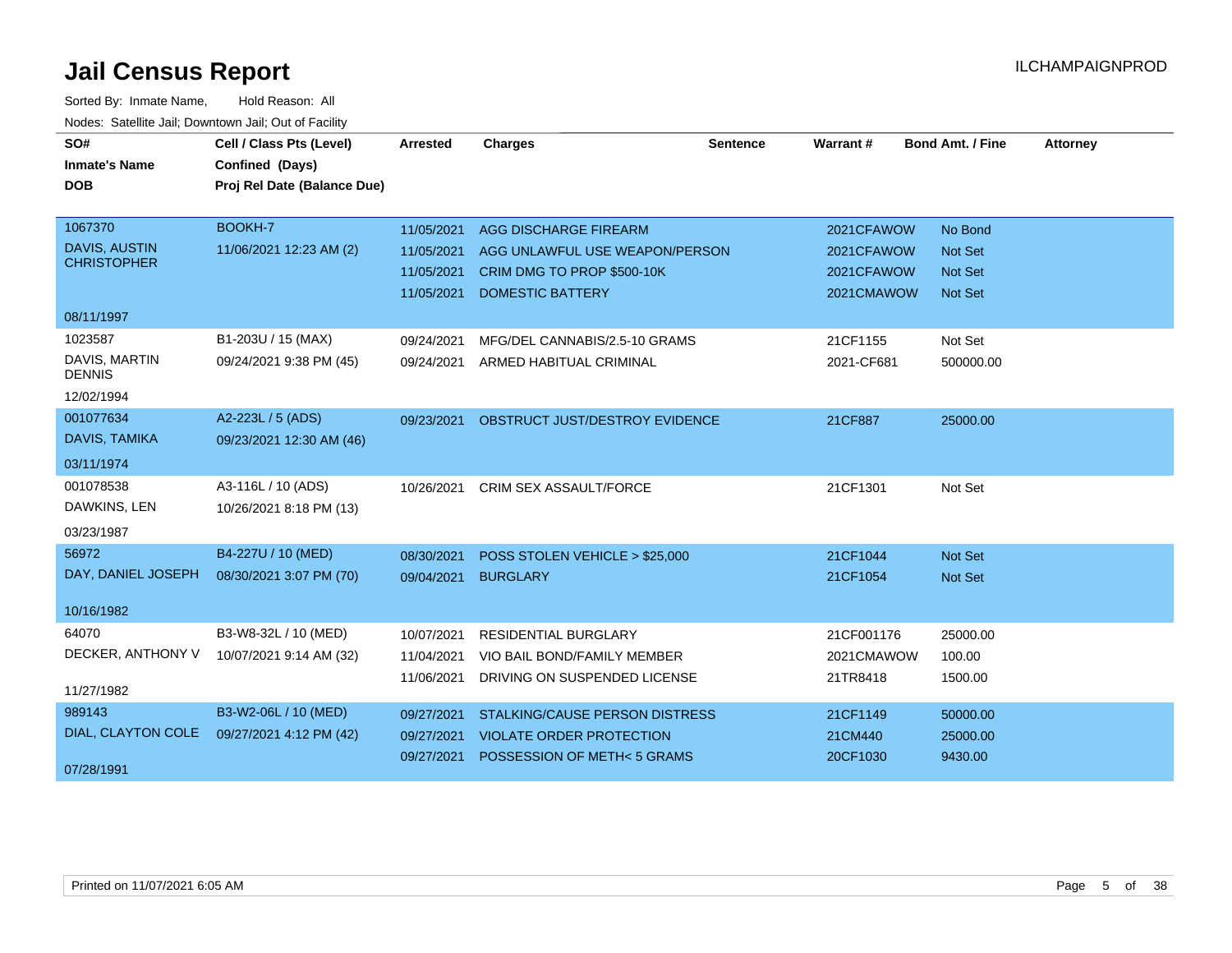# Jail Census Report

ILCHAMPAIGNPROD

Sorted By: Inmate Name, Hold Reason: All

Nodes: Satellite Jail; Downtown Jail; Out of Facility

| SO# / Inmate's Name / DOB | Cell / Class Pts (Level) / Confined (Days) / Proj Rel Date (Balance Due) | Arrested | Charges | Sentence | Warrant # | Bond Amt. / Fine | Attorney |
|---|---|---|---|---|---|---|---|
| 1067370 DAVIS, AUSTIN CHRISTOPHER 08/11/1997 | BOOKH-7 11/06/2021 12:23 AM (2) | 11/05/2021 | AGG DISCHARGE FIREARM | | 2021CFAWOW | No Bond | |
| | | 11/05/2021 | AGG UNLAWFUL USE WEAPON/PERSON | | 2021CFAWOW | Not Set | |
| | | 11/05/2021 | CRIM DMG TO PROP $500-10K | | 2021CFAWOW | Not Set | |
| | | 11/05/2021 | DOMESTIC BATTERY | | 2021CMAWOW | Not Set | |
| 1023587 DAVIS, MARTIN DENNIS 12/02/1994 | B1-203U / 15 (MAX) 09/24/2021 9:38 PM (45) | 09/24/2021 | MFG/DEL CANNABIS/2.5-10 GRAMS | | 21CF1155 | Not Set | |
| | | 09/24/2021 | ARMED HABITUAL CRIMINAL | | 2021-CF681 | 500000.00 | |
| 001077634 DAVIS, TAMIKA 03/11/1974 | A2-223L / 5 (ADS) 09/23/2021 12:30 AM (46) | 09/23/2021 | OBSTRUCT JUST/DESTROY EVIDENCE | | 21CF887 | 25000.00 | |
| 001078538 DAWKINS, LEN 03/23/1987 | A3-116L / 10 (ADS) 10/26/2021 8:18 PM (13) | 10/26/2021 | CRIM SEX ASSAULT/FORCE | | 21CF1301 | Not Set | |
| 56972 DAY, DANIEL JOSEPH 10/16/1982 | B4-227U / 10 (MED) 08/30/2021 3:07 PM (70) | 08/30/2021 | POSS STOLEN VEHICLE > $25,000 | | 21CF1044 | Not Set | |
| | | 09/04/2021 | BURGLARY | | 21CF1054 | Not Set | |
| 64070 DECKER, ANTHONY V 11/27/1982 | B3-W8-32L / 10 (MED) 10/07/2021 9:14 AM (32) | 10/07/2021 | RESIDENTIAL BURGLARY | | 21CF001176 | 25000.00 | |
| | | 11/04/2021 | VIO BAIL BOND/FAMILY MEMBER | | 2021CMAWOW | 100.00 | |
| | | 11/06/2021 | DRIVING ON SUSPENDED LICENSE | | 21TR8418 | 1500.00 | |
| 989143 DIAL, CLAYTON COLE 07/28/1991 | B3-W2-06L / 10 (MED) 09/27/2021 4:12 PM (42) | 09/27/2021 | STALKING/CAUSE PERSON DISTRESS | | 21CF1149 | 50000.00 | |
| | | 09/27/2021 | VIOLATE ORDER PROTECTION | | 21CM440 | 25000.00 | |
| | | 09/27/2021 | POSSESSION OF METH< 5 GRAMS | | 20CF1030 | 9430.00 | |

Printed on 11/07/2021 6:05 AM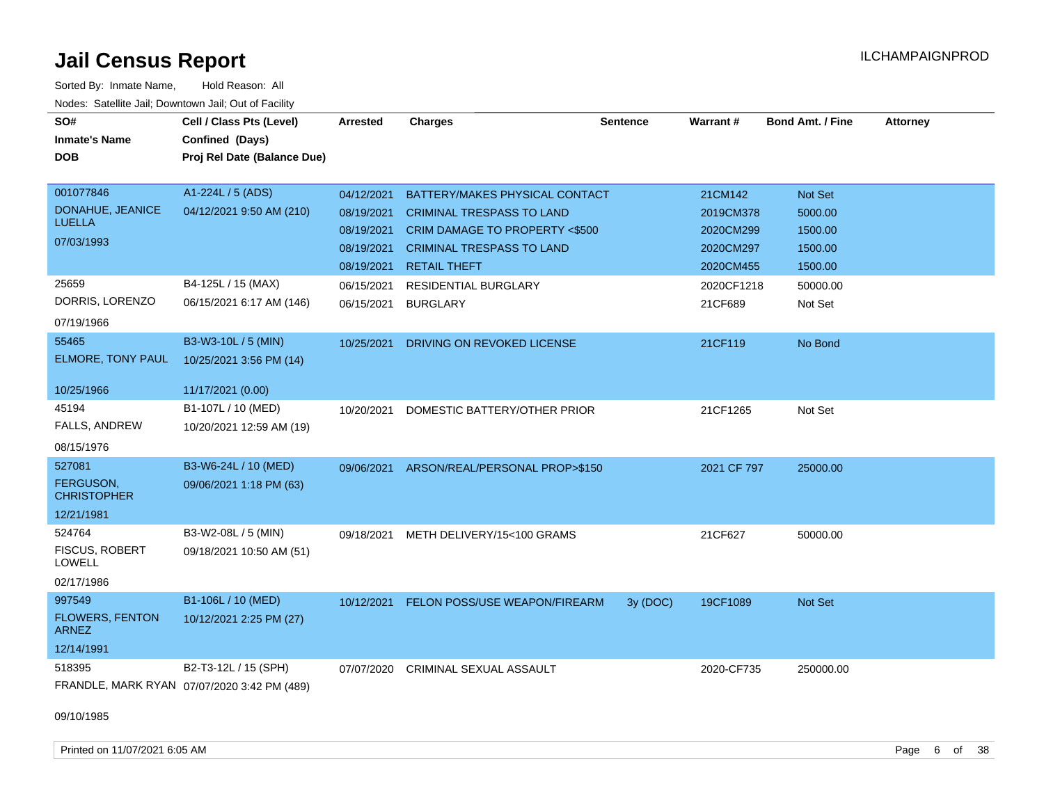# Jail Census Report

ILCHAMPAIGNPROD

Sorted By: Inmate Name, Hold Reason: All

Nodes: Satellite Jail; Downtown Jail; Out of Facility

| SO# / Inmate's Name / DOB | Cell / Class Pts (Level) / Confined (Days) / Proj Rel Date (Balance Due) | Arrested | Charges | Sentence | Warrant # | Bond Amt. / Fine | Attorney |
|---|---|---|---|---|---|---|---|
| 001077846<br>DONAHUE, JEANICE LUELLA<br>07/03/1993 | A1-224L / 5 (ADS)<br>04/12/2021 9:50 AM (210) | 04/12/2021 | BATTERY/MAKES PHYSICAL CONTACT | | 21CM142 | Not Set | |
| | | 08/19/2021 | CRIMINAL TRESPASS TO LAND | | 2019CM378 | 5000.00 | |
| | | 08/19/2021 | CRIM DAMAGE TO PROPERTY <$500 | | 2020CM299 | 1500.00 | |
| | | 08/19/2021 | CRIMINAL TRESPASS TO LAND | | 2020CM297 | 1500.00 | |
| | | 08/19/2021 | RETAIL THEFT | | 2020CM455 | 1500.00 | |
| 25659<br>DORRIS, LORENZO<br>07/19/1966 | B4-125L / 15 (MAX)<br>06/15/2021 6:17 AM (146) | 06/15/2021 | RESIDENTIAL BURGLARY | | 2020CF1218 | 50000.00 | |
| | | 06/15/2021 | BURGLARY | | 21CF689 | Not Set | |
| 55465<br>ELMORE, TONY PAUL<br>10/25/1966 | B3-W3-10L / 5 (MIN)<br>10/25/2021 3:56 PM (14)<br>11/17/2021 (0.00) | 10/25/2021 | DRIVING ON REVOKED LICENSE | | 21CF119 | No Bond | |
| 45194<br>FALLS, ANDREW<br>08/15/1976 | B1-107L / 10 (MED)<br>10/20/2021 12:59 AM (19) | 10/20/2021 | DOMESTIC BATTERY/OTHER PRIOR | | 21CF1265 | Not Set | |
| 527081<br>FERGUSON, CHRISTOPHER<br>12/21/1981 | B3-W6-24L / 10 (MED)<br>09/06/2021 1:18 PM (63) | 09/06/2021 | ARSON/REAL/PERSONAL PROP>$150 | | 2021 CF 797 | 25000.00 | |
| 524764<br>FISCUS, ROBERT LOWELL<br>02/17/1986 | B3-W2-08L / 5 (MIN)<br>09/18/2021 10:50 AM (51) | 09/18/2021 | METH DELIVERY/15<100 GRAMS | | 21CF627 | 50000.00 | |
| 997549<br>FLOWERS, FENTON ARNEZ<br>12/14/1991 | B1-106L / 10 (MED)<br>10/12/2021 2:25 PM (27) | 10/12/2021 | FELON POSS/USE WEAPON/FIREARM | 3y (DOC) | 19CF1089 | Not Set | |
| 518395<br>FRANDLE, MARK RYAN<br>09/10/1985 | B2-T3-12L / 15 (SPH)<br>07/07/2020 3:42 PM (489) | 07/07/2020 | CRIMINAL SEXUAL ASSAULT | | 2020-CF735 | 250000.00 | |

Printed on 11/07/2021 6:05 AM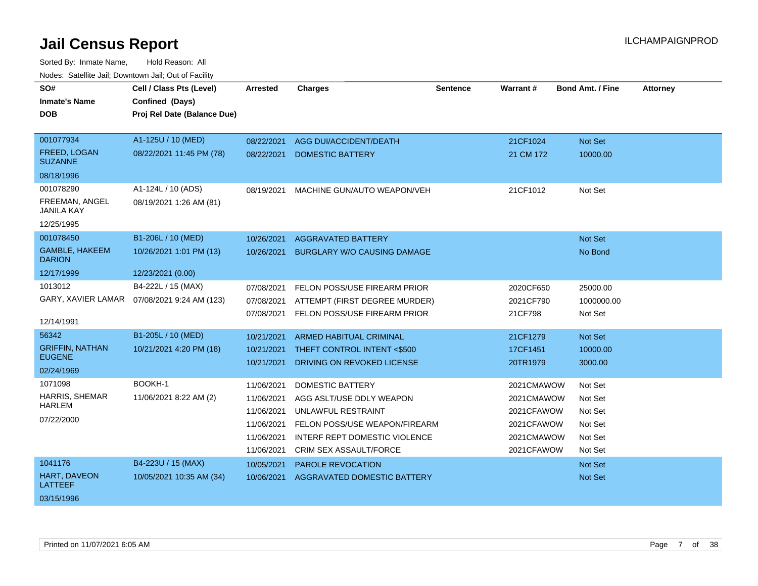# Jail Census Report

ILCHAMPAIGNPROD

Sorted By: Inmate Name, Hold Reason: All

Nodes: Satellite Jail; Downtown Jail; Out of Facility

| SO# / Inmate's Name / DOB | Cell / Class Pts (Level) / Confined (Days) / Proj Rel Date (Balance Due) | Arrested | Charges | Sentence | Warrant # | Bond Amt. / Fine | Attorney |
|---|---|---|---|---|---|---|---|
| 001077934 | A1-125U / 10 (MED) | 08/22/2021 | AGG DUI/ACCIDENT/DEATH | | 21CF1024 | Not Set | |
| FREED, LOGAN SUZANNE | 08/22/2021 11:45 PM (78) | 08/22/2021 | DOMESTIC BATTERY | | 21 CM 172 | 10000.00 | |
| 08/18/1996 | | | | | | | |
| 001078290 | A1-124L / 10 (ADS) | 08/19/2021 | MACHINE GUN/AUTO WEAPON/VEH | | 21CF1012 | Not Set | |
| FREEMAN, ANGEL JANILA KAY | 08/19/2021 1:26 AM (81) | | | | | | |
| 12/25/1995 | | | | | | | |
| 001078450 | B1-206L / 10 (MED) | 10/26/2021 | AGGRAVATED BATTERY | | | Not Set | |
| GAMBLE, HAKEEM DARION | 10/26/2021 1:01 PM (13) | 10/26/2021 | BURGLARY W/O CAUSING DAMAGE | | | No Bond | |
| 12/17/1999 | 12/23/2021 (0.00) | | | | | | |
| 1013012 | B4-222L / 15 (MAX) | 07/08/2021 | FELON POSS/USE FIREARM PRIOR | | 2020CF650 | 25000.00 | |
| GARY, XAVIER LAMAR | 07/08/2021 9:24 AM (123) | 07/08/2021 | ATTEMPT (FIRST DEGREE MURDER) | | 2021CF790 | 1000000.00 | |
| 12/14/1991 | | 07/08/2021 | FELON POSS/USE FIREARM PRIOR | | 21CF798 | Not Set | |
| 56342 | B1-205L / 10 (MED) | 10/21/2021 | ARMED HABITUAL CRIMINAL | | 21CF1279 | Not Set | |
| GRIFFIN, NATHAN EUGENE | 10/21/2021 4:20 PM (18) | 10/21/2021 | THEFT CONTROL INTENT <$500 | | 17CF1451 | 10000.00 | |
| 02/24/1969 | | 10/21/2021 | DRIVING ON REVOKED LICENSE | | 20TR1979 | 3000.00 | |
| 1071098 | BOOKH-1 | 11/06/2021 | DOMESTIC BATTERY | | 2021CMAWOW | Not Set | |
| HARRIS, SHEMAR HARLEM | 11/06/2021 8:22 AM (2) | 11/06/2021 | AGG ASLT/USE DDLY WEAPON | | 2021CMAWOW | Not Set | |
| 07/22/2000 | | 11/06/2021 | UNLAWFUL RESTRAINT | | 2021CFAWOW | Not Set | |
| | | 11/06/2021 | FELON POSS/USE WEAPON/FIREARM | | 2021CFAWOW | Not Set | |
| | | 11/06/2021 | INTERF REPT DOMESTIC VIOLENCE | | 2021CMAWOW | Not Set | |
| | | 11/06/2021 | CRIM SEX ASSAULT/FORCE | | 2021CFAWOW | Not Set | |
| 1041176 | B4-223U / 15 (MAX) | 10/05/2021 | PAROLE REVOCATION | | | Not Set | |
| HART, DAVEON LATTEEF | 10/05/2021 10:35 AM (34) | 10/06/2021 | AGGRAVATED DOMESTIC BATTERY | | | Not Set | |
| 03/15/1996 | | | | | | | |

Printed on 11/07/2021 6:05 AM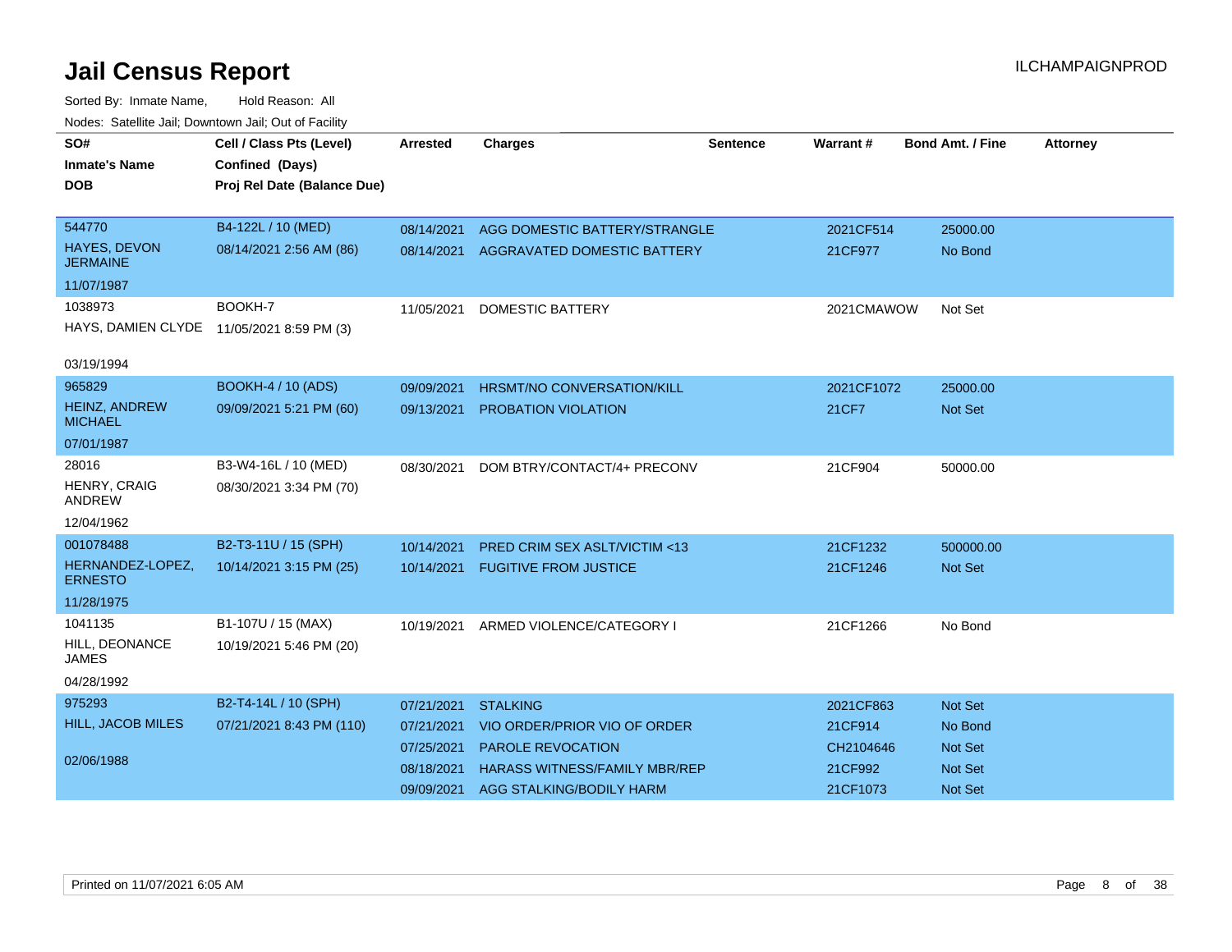# Jail Census Report

ILCHAMPAIGNPROD

Sorted By: Inmate Name, Hold Reason: All

Nodes: Satellite Jail; Downtown Jail; Out of Facility

| SO# / Inmate's Name / DOB | Cell / Class Pts (Level) / Confined (Days) / Proj Rel Date (Balance Due) | Arrested | Charges | Sentence | Warrant # | Bond Amt. / Fine | Attorney |
|---|---|---|---|---|---|---|---|
| 544770 HAYES, DEVON JERMAINE 11/07/1987 | B4-122L / 10 (MED) 08/14/2021 2:56 AM (86) | 08/14/2021 | AGG DOMESTIC BATTERY/STRANGLE | | 2021CF514 | 25000.00 | |
| | | 08/14/2021 | AGGRAVATED DOMESTIC BATTERY | | 21CF977 | No Bond | |
| 1038973 HAYS, DAMIEN CLYDE 03/19/1994 | BOOKH-7 11/05/2021 8:59 PM (3) | 11/05/2021 | DOMESTIC BATTERY | | 2021CMAWOW | Not Set | |
| 965829 HEINZ, ANDREW MICHAEL 07/01/1987 | BOOKH-4 / 10 (ADS) 09/09/2021 5:21 PM (60) | 09/09/2021 | HRSMT/NO CONVERSATION/KILL | | 2021CF1072 | 25000.00 | |
| | | 09/13/2021 | PROBATION VIOLATION | | 21CF7 | Not Set | |
| 28016 HENRY, CRAIG ANDREW 12/04/1962 | B3-W4-16L / 10 (MED) 08/30/2021 3:34 PM (70) | 08/30/2021 | DOM BTRY/CONTACT/4+ PRECONV | | 21CF904 | 50000.00 | |
| 001078488 HERNANDEZ-LOPEZ, ERNESTO 11/28/1975 | B2-T3-11U / 15 (SPH) 10/14/2021 3:15 PM (25) | 10/14/2021 | PRED CRIM SEX ASLT/VICTIM <13 | | 21CF1232 | 500000.00 | |
| | | 10/14/2021 | FUGITIVE FROM JUSTICE | | 21CF1246 | Not Set | |
| 1041135 HILL, DEONANCE JAMES 04/28/1992 | B1-107U / 15 (MAX) 10/19/2021 5:46 PM (20) | 10/19/2021 | ARMED VIOLENCE/CATEGORY I | | 21CF1266 | No Bond | |
| 975293 HILL, JACOB MILES 02/06/1988 | B2-T4-14L / 10 (SPH) 07/21/2021 8:43 PM (110) | 07/21/2021 | STALKING | | 2021CF863 | Not Set | |
| | | 07/21/2021 | VIO ORDER/PRIOR VIO OF ORDER | | 21CF914 | No Bond | |
| | | 07/25/2021 | PAROLE REVOCATION | | CH2104646 | Not Set | |
| | | 08/18/2021 | HARASS WITNESS/FAMILY MBR/REP | | 21CF992 | Not Set | |
| | | 09/09/2021 | AGG STALKING/BODILY HARM | | 21CF1073 | Not Set | |

Printed on 11/07/2021 6:05 AM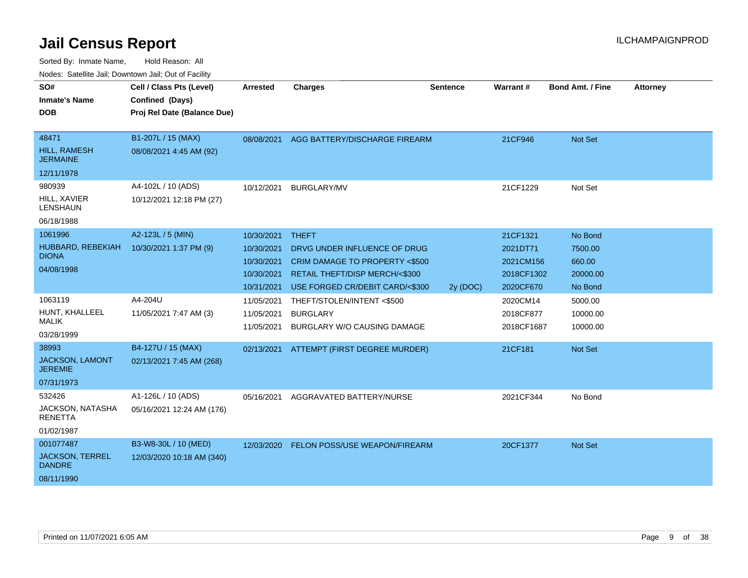# Jail Census Report

ILCHAMPAIGNPROD

Sorted By: Inmate Name, Hold Reason: All

Nodes: Satellite Jail; Downtown Jail; Out of Facility

| SO# / Inmate's Name / DOB | Cell / Class Pts (Level) / Confined (Days) / Proj Rel Date (Balance Due) | Arrested | Charges | Sentence | Warrant # | Bond Amt. / Fine | Attorney |
|---|---|---|---|---|---|---|---|
| 48471<br>HILL, RAMESH JERMAINE<br>12/11/1978 | B1-207L / 15 (MAX)<br>08/08/2021 4:45 AM (92) | 08/08/2021 | AGG BATTERY/DISCHARGE FIREARM | | 21CF946 | Not Set | |
| 980939<br>HILL, XAVIER LENSHAUN<br>06/18/1988 | A4-102L / 10 (ADS)<br>10/12/2021 12:18 PM (27) | 10/12/2021 | BURGLARY/MV | | 21CF1229 | Not Set | |
| 1061996<br>HUBBARD, REBEKIAH DIONA<br>04/08/1998 | A2-123L / 5 (MIN)<br>10/30/2021 1:37 PM (9) | 10/30/2021 | THEFT | | 21CF1321 | No Bond | |
| | | 10/30/2021 | DRVG UNDER INFLUENCE OF DRUG | | 2021DT71 | 7500.00 | |
| | | 10/30/2021 | CRIM DAMAGE TO PROPERTY <$500 | | 2021CM156 | 660.00 | |
| | | 10/30/2021 | RETAIL THEFT/DISP MERCH/<$300 | | 2018CF1302 | 20000.00 | |
| | | 10/31/2021 | USE FORGED CR/DEBIT CARD/<$300 | 2y (DOC) | 2020CF670 | No Bond | |
| 1063119<br>HUNT, KHALLEEL MALIK<br>03/28/1999 | A4-204U<br>11/05/2021 7:47 AM (3) | 11/05/2021 | THEFT/STOLEN/INTENT <$500 | | 2020CM14 | 5000.00 | |
| | | 11/05/2021 | BURGLARY | | 2018CF877 | 10000.00 | |
| | | 11/05/2021 | BURGLARY W/O CAUSING DAMAGE | | 2018CF1687 | 10000.00 | |
| 38993<br>JACKSON, LAMONT JEREMIE<br>07/31/1973 | B4-127U / 15 (MAX)<br>02/13/2021 7:45 AM (268) | 02/13/2021 | ATTEMPT (FIRST DEGREE MURDER) | | 21CF181 | Not Set | |
| 532426<br>JACKSON, NATASHA RENETTA<br>01/02/1987 | A1-126L / 10 (ADS)<br>05/16/2021 12:24 AM (176) | 05/16/2021 | AGGRAVATED BATTERY/NURSE | | 2021CF344 | No Bond | |
| 001077487<br>JACKSON, TERREL DANDRE<br>08/11/1990 | B3-W8-30L / 10 (MED)<br>12/03/2020 10:18 AM (340) | 12/03/2020 | FELON POSS/USE WEAPON/FIREARM | | 20CF1377 | Not Set | |

Printed on 11/07/2021 6:05 AM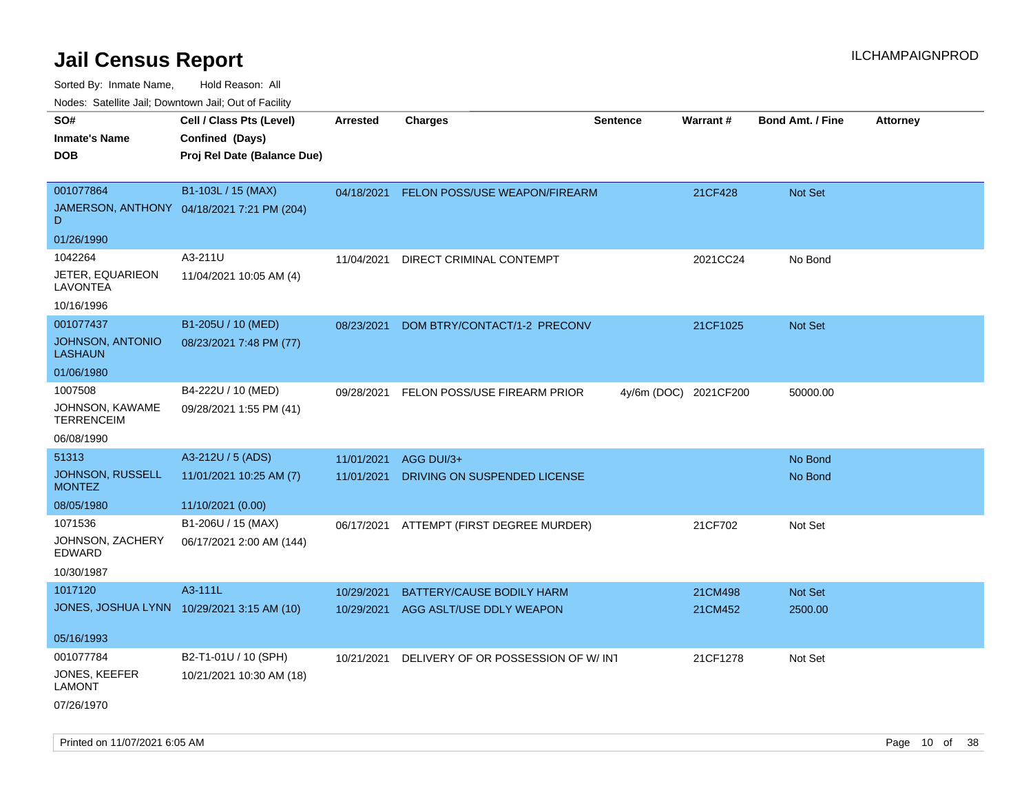# Jail Census Report

ILCHAMPAIGNPROD

Sorted By: Inmate Name, Hold Reason: All

Nodes: Satellite Jail; Downtown Jail; Out of Facility

| SO# / Inmate's Name / DOB | Cell / Class Pts (Level) / Confined (Days) / Proj Rel Date (Balance Due) | Arrested | Charges | Sentence | Warrant # | Bond Amt. / Fine | Attorney |
|---|---|---|---|---|---|---|---|
| 001077864<br>JAMERSON, ANTHONY D<br>01/26/1990 | B1-103L / 15 (MAX)<br>04/18/2021 7:21 PM (204) | 04/18/2021 | FELON POSS/USE WEAPON/FIREARM | | 21CF428 | Not Set | |
| 1042264<br>JETER, EQUARIEON LAVONTEA<br>10/16/1996 | A3-211U<br>11/04/2021 10:05 AM (4) | 11/04/2021 | DIRECT CRIMINAL CONTEMPT | | 2021CC24 | No Bond | |
| 001077437<br>JOHNSON, ANTONIO LASHAUN<br>01/06/1980 | B1-205U / 10 (MED)<br>08/23/2021 7:48 PM (77) | 08/23/2021 | DOM BTRY/CONTACT/1-2 PRECONV | | 21CF1025 | Not Set | |
| 1007508<br>JOHNSON, KAWAME TERRENCEIM<br>06/08/1990 | B4-222U / 10 (MED)<br>09/28/2021 1:55 PM (41) | 09/28/2021 | FELON POSS/USE FIREARM PRIOR | 4y/6m (DOC) | 2021CF200 | 50000.00 | |
| 51313<br>JOHNSON, RUSSELL MONTEZ<br>08/05/1980 | A3-212U / 5 (ADS)<br>11/01/2021 10:25 AM (7)<br>11/10/2021 (0.00) | 11/01/2021<br>11/01/2021 | AGG DUI/3+<br>DRIVING ON SUSPENDED LICENSE | | | No Bond<br>No Bond | |
| 1071536<br>JOHNSON, ZACHERY EDWARD<br>10/30/1987 | B1-206U / 15 (MAX)<br>06/17/2021 2:00 AM (144) | 06/17/2021 | ATTEMPT (FIRST DEGREE MURDER) | | 21CF702 | Not Set | |
| 1017120<br>JONES, JOSHUA LYNN<br>05/16/1993 | A3-111L<br>10/29/2021 3:15 AM (10) | 10/29/2021<br>10/29/2021 | BATTERY/CAUSE BODILY HARM<br>AGG ASLT/USE DDLY WEAPON | | 21CM498<br>21CM452 | Not Set<br>2500.00 | |
| 001077784<br>JONES, KEEFER LAMONT<br>07/26/1970 | B2-T1-01U / 10 (SPH)<br>10/21/2021 10:30 AM (18) | 10/21/2021 | DELIVERY OF OR POSSESSION OF W/ INT | | 21CF1278 | Not Set | |

Printed on 11/07/2021 6:05 AM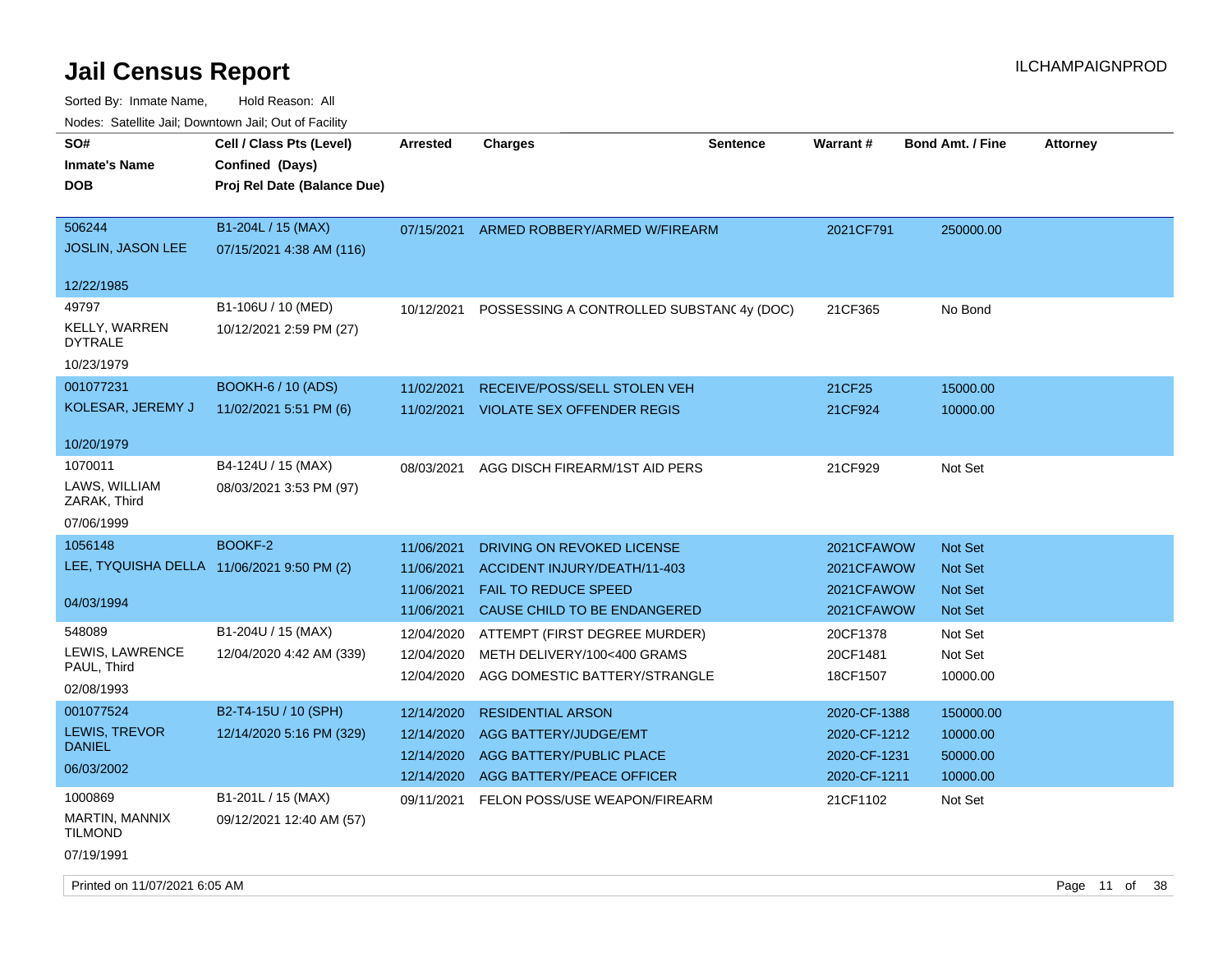# Jail Census Report

ILCHAMPAIGNPROD

Sorted By: Inmate Name, Hold Reason: All

Nodes: Satellite Jail; Downtown Jail; Out of Facility

| SO# / Inmate's Name / DOB | Cell / Class Pts (Level) / Confined (Days) / Proj Rel Date (Balance Due) | Arrested | Charges | Sentence | Warrant # | Bond Amt. / Fine | Attorney |
|---|---|---|---|---|---|---|---|
| 506244 JOSLIN, JASON LEE 12/22/1985 | B1-204L / 15 (MAX) 07/15/2021 4:38 AM (116) | 07/15/2021 | ARMED ROBBERY/ARMED W/FIREARM | | 2021CF791 | 250000.00 | |
| 49797 KELLY, WARREN DYTRALE 10/23/1979 | B1-106U / 10 (MED) 10/12/2021 2:59 PM (27) | 10/12/2021 | POSSESSING A CONTROLLED SUBSTANC | 4y (DOC) | 21CF365 | No Bond | |
| 001077231 KOLESAR, JEREMY J 10/20/1979 | BOOKH-6 / 10 (ADS) 11/02/2021 5:51 PM (6) | 11/02/2021 | RECEIVE/POSS/SELL STOLEN VEH | | 21CF25 | 15000.00 | |
| | | 11/02/2021 | VIOLATE SEX OFFENDER REGIS | | 21CF924 | 10000.00 | |
| 1070011 LAWS, WILLIAM ZARAK, Third 07/06/1999 | B4-124U / 15 (MAX) 08/03/2021 3:53 PM (97) | 08/03/2021 | AGG DISCH FIREARM/1ST AID PERS | | 21CF929 | Not Set | |
| 1056148 LEE, TYQUISHA DELLA 04/03/1994 | BOOKF-2 11/06/2021 9:50 PM (2) | 11/06/2021 | DRIVING ON REVOKED LICENSE | | 2021CFAWOW | Not Set | |
| | | 11/06/2021 | ACCIDENT INJURY/DEATH/11-403 | | 2021CFAWOW | Not Set | |
| | | 11/06/2021 | FAIL TO REDUCE SPEED | | 2021CFAWOW | Not Set | |
| | | 11/06/2021 | CAUSE CHILD TO BE ENDANGERED | | 2021CFAWOW | Not Set | |
| 548089 LEWIS, LAWRENCE PAUL, Third 02/08/1993 | B1-204U / 15 (MAX) 12/04/2020 4:42 AM (339) | 12/04/2020 | ATTEMPT (FIRST DEGREE MURDER) | | 20CF1378 | Not Set | |
| | | 12/04/2020 | METH DELIVERY/100<400 GRAMS | | 20CF1481 | Not Set | |
| | | 12/04/2020 | AGG DOMESTIC BATTERY/STRANGLE | | 18CF1507 | 10000.00 | |
| 001077524 LEWIS, TREVOR DANIEL 06/03/2002 | B2-T4-15U / 10 (SPH) 12/14/2020 5:16 PM (329) | 12/14/2020 | RESIDENTIAL ARSON | | 2020-CF-1388 | 150000.00 | |
| | | 12/14/2020 | AGG BATTERY/JUDGE/EMT | | 2020-CF-1212 | 10000.00 | |
| | | 12/14/2020 | AGG BATTERY/PUBLIC PLACE | | 2020-CF-1231 | 50000.00 | |
| | | 12/14/2020 | AGG BATTERY/PEACE OFFICER | | 2020-CF-1211 | 10000.00 | |
| 1000869 MARTIN, MANNIX TILMOND 07/19/1991 | B1-201L / 15 (MAX) 09/12/2021 12:40 AM (57) | 09/11/2021 | FELON POSS/USE WEAPON/FIREARM | | 21CF1102 | Not Set | |

Printed on 11/07/2021 6:05 AM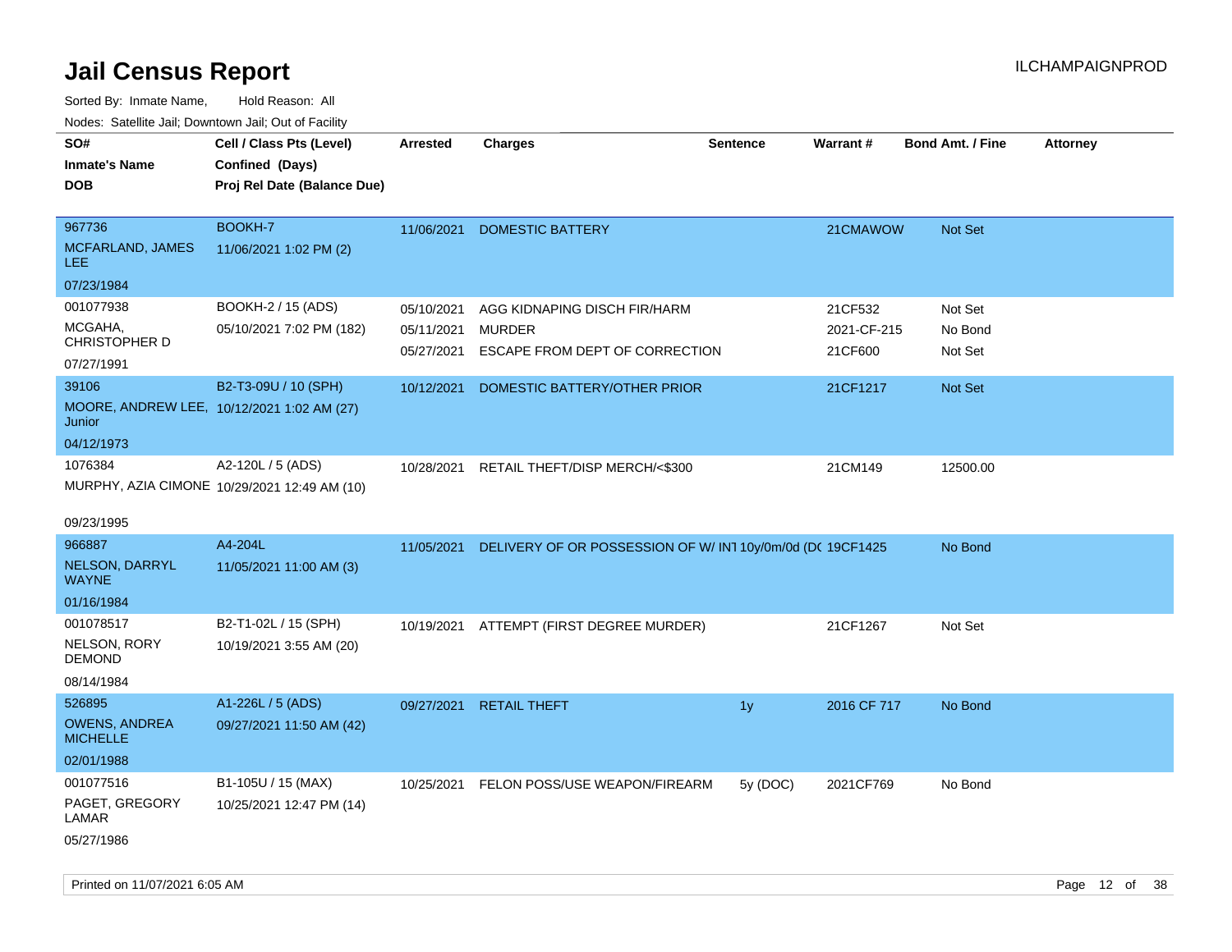# Jail Census Report

Sorted By: Inmate Name, Hold Reason: All

Nodes: Satellite Jail; Downtown Jail; Out of Facility

| SO# / Inmate's Name / DOB | Cell / Class Pts (Level) / Confined (Days) / Proj Rel Date (Balance Due) | Arrested | Charges | Sentence | Warrant # | Bond Amt. / Fine | Attorney |
|---|---|---|---|---|---|---|---|
| 967736<br>MCFARLAND, JAMES LEE<br>07/23/1984 | BOOKH-7<br>11/06/2021 1:02 PM (2) | 11/06/2021 | DOMESTIC BATTERY | | 21CMAWOW | Not Set | |
| 001077938<br>MCGAHA, CHRISTOPHER D<br>07/27/1991 | BOOKH-2 / 15 (ADS)<br>05/10/2021 7:02 PM (182) | 05/10/2021 | AGG KIDNAPING DISCH FIR/HARM | | 21CF532 | Not Set | |
| | | 05/11/2021 | MURDER | | 2021-CF-215 | No Bond | |
| | | 05/27/2021 | ESCAPE FROM DEPT OF CORRECTION | | 21CF600 | Not Set | |
| 39106<br>MOORE, ANDREW LEE, Junior<br>04/12/1973 | B2-T3-09U / 10 (SPH)<br>10/12/2021 1:02 AM (27) | 10/12/2021 | DOMESTIC BATTERY/OTHER PRIOR | | 21CF1217 | Not Set | |
| 1076384<br>MURPHY, AZIA CIMONE<br>09/23/1995 | A2-120L / 5 (ADS)<br>10/29/2021 12:49 AM (10) | 10/28/2021 | RETAIL THEFT/DISP MERCH/<$300 | | 21CM149 | 12500.00 | |
| 966887<br>NELSON, DARRYL WAYNE<br>01/16/1984 | A4-204L<br>11/05/2021 11:00 AM (3) | 11/05/2021 | DELIVERY OF OR POSSESSION OF W/ INT | 10y/0m/0d (DC | 19CF1425 | No Bond | |
| 001078517<br>NELSON, RORY DEMOND<br>08/14/1984 | B2-T1-02L / 15 (SPH)<br>10/19/2021 3:55 AM (20) | 10/19/2021 | ATTEMPT (FIRST DEGREE MURDER) | | 21CF1267 | Not Set | |
| 526895<br>OWENS, ANDREA MICHELLE<br>02/01/1988 | A1-226L / 5 (ADS)<br>09/27/2021 11:50 AM (42) | 09/27/2021 | RETAIL THEFT | 1y | 2016 CF 717 | No Bond | |
| 001077516<br>PAGET, GREGORY LAMAR<br>05/27/1986 | B1-105U / 15 (MAX)<br>10/25/2021 12:47 PM (14) | 10/25/2021 | FELON POSS/USE WEAPON/FIREARM | 5y (DOC) | 2021CF769 | No Bond | |

Printed on 11/07/2021 6:05 AM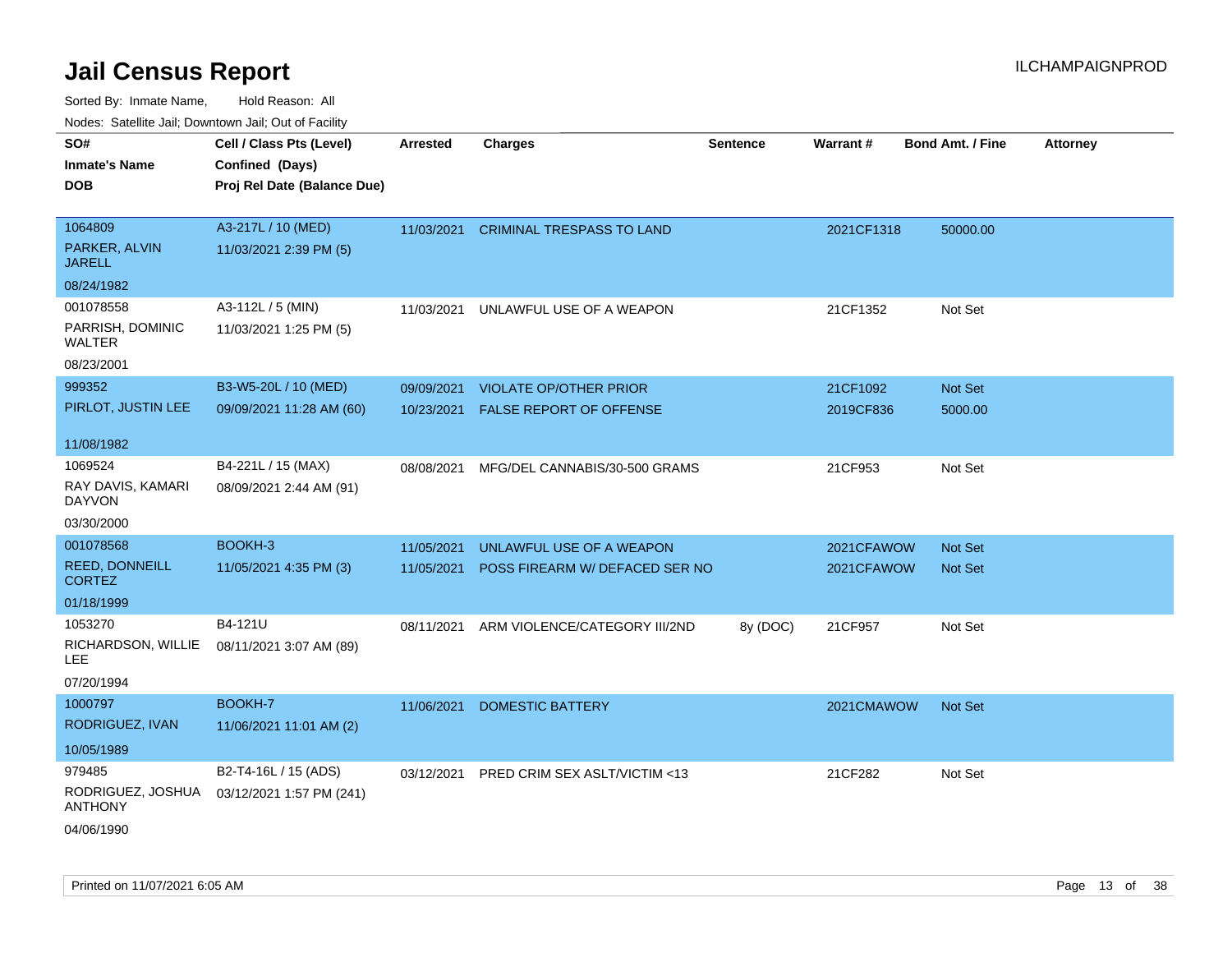# Jail Census Report

ILCHAMPAIGNPROD

Sorted By: Inmate Name, Hold Reason: All

Nodes: Satellite Jail; Downtown Jail; Out of Facility

| SO# / Inmate's Name / DOB | Cell / Class Pts (Level) / Confined (Days) / Proj Rel Date (Balance Due) | Arrested | Charges | Sentence | Warrant # | Bond Amt. / Fine | Attorney |
|---|---|---|---|---|---|---|---|
| 1064809<br>PARKER, ALVIN JARELL<br>08/24/1982 | A3-217L / 10 (MED)<br>11/03/2021 2:39 PM (5) | 11/03/2021 | CRIMINAL TRESPASS TO LAND | | 2021CF1318 | 50000.00 | |
| 001078558<br>PARRISH, DOMINIC WALTER<br>08/23/2001 | A3-112L / 5 (MIN)<br>11/03/2021 1:25 PM (5) | 11/03/2021 | UNLAWFUL USE OF A WEAPON | | 21CF1352 | Not Set | |
| 999352<br>PIRLOT, JUSTIN LEE<br>11/08/1982 | B3-W5-20L / 10 (MED)<br>09/09/2021 11:28 AM (60) | 09/09/2021 | VIOLATE OP/OTHER PRIOR | | 21CF1092 | Not Set | |
| | | 10/23/2021 | FALSE REPORT OF OFFENSE | | 2019CF836 | 5000.00 | |
| 1069524<br>RAY DAVIS, KAMARI DAYVON<br>03/30/2000 | B4-221L / 15 (MAX)<br>08/09/2021 2:44 AM (91) | 08/08/2021 | MFG/DEL CANNABIS/30-500 GRAMS | | 21CF953 | Not Set | |
| 001078568<br>REED, DONNEILL CORTEZ<br>01/18/1999 | BOOKH-3<br>11/05/2021 4:35 PM (3) | 11/05/2021 | UNLAWFUL USE OF A WEAPON | | 2021CFAWOW | Not Set | |
| | | 11/05/2021 | POSS FIREARM W/ DEFACED SER NO | | 2021CFAWOW | Not Set | |
| 1053270<br>RICHARDSON, WILLIE LEE<br>07/20/1994 | B4-121U<br>08/11/2021 3:07 AM (89) | 08/11/2021 | ARM VIOLENCE/CATEGORY III/2ND | 8y (DOC) | 21CF957 | Not Set | |
| 1000797<br>RODRIGUEZ, IVAN<br>10/05/1989 | BOOKH-7<br>11/06/2021 11:01 AM (2) | 11/06/2021 | DOMESTIC BATTERY | | 2021CMAWOW | Not Set | |
| 979485<br>RODRIGUEZ, JOSHUA ANTHONY<br>04/06/1990 | B2-T4-16L / 15 (ADS)<br>03/12/2021 1:57 PM (241) | 03/12/2021 | PRED CRIM SEX ASLT/VICTIM <13 | | 21CF282 | Not Set | |

Printed on 11/07/2021 6:05 AM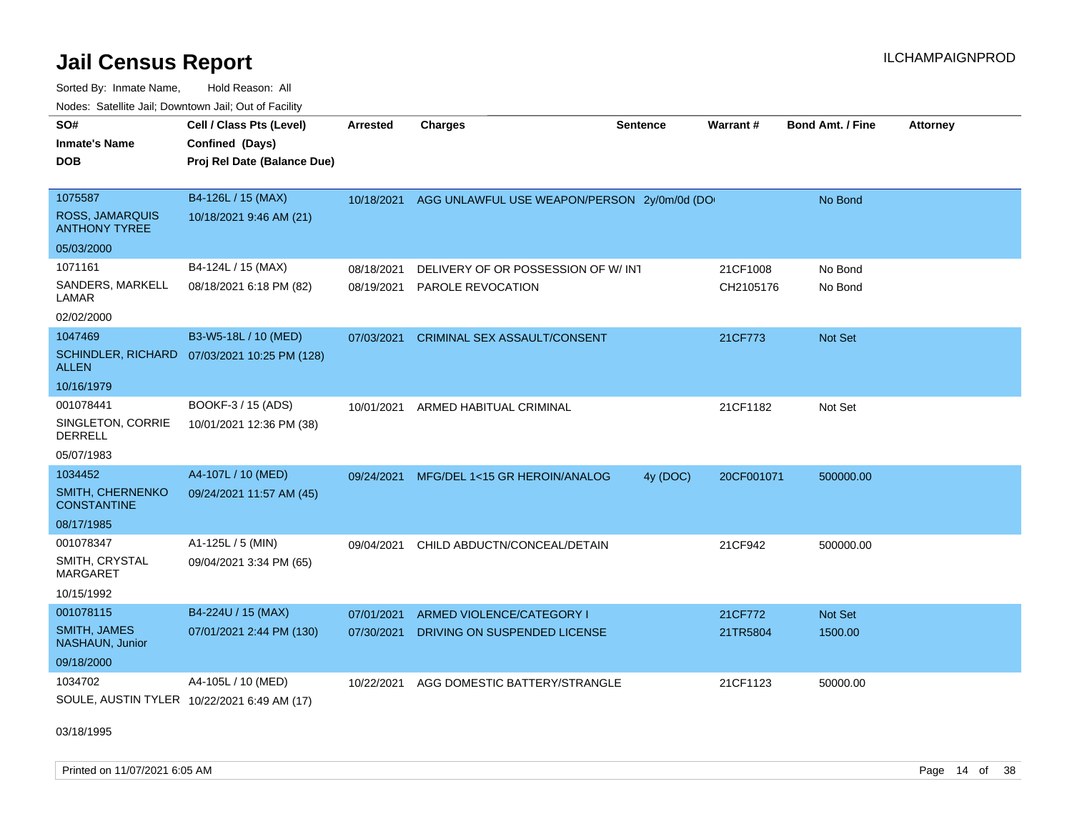# Jail Census Report

ILCHAMPAIGNPROD

Sorted By: Inmate Name, Hold Reason: All

Nodes: Satellite Jail; Downtown Jail; Out of Facility

| SO# / Inmate's Name / DOB | Cell / Class Pts (Level) / Confined (Days) / Proj Rel Date (Balance Due) | Arrested | Charges | Sentence | Warrant # | Bond Amt. / Fine | Attorney |
|---|---|---|---|---|---|---|---|
| 1075587 ROSS, JAMARQUIS ANTHONY TYREE 05/03/2000 | B4-126L / 15 (MAX) 10/18/2021 9:46 AM (21) | 10/18/2021 | AGG UNLAWFUL USE WEAPON/PERSON | 2y/0m/0d (DO | | No Bond | |
| 1071161 SANDERS, MARKELL LAMAR 02/02/2000 | B4-124L / 15 (MAX) 08/18/2021 6:18 PM (82) | 08/18/2021 | DELIVERY OF OR POSSESSION OF W/ INT | | 21CF1008 | No Bond | |
| | | 08/19/2021 | PAROLE REVOCATION | | CH2105176 | No Bond | |
| 1047469 SCHINDLER, RICHARD ALLEN 10/16/1979 | B3-W5-18L / 10 (MED) 07/03/2021 10:25 PM (128) | 07/03/2021 | CRIMINAL SEX ASSAULT/CONSENT | | 21CF773 | Not Set | |
| 001078441 SINGLETON, CORRIE DERRELL 05/07/1983 | BOOKF-3 / 15 (ADS) 10/01/2021 12:36 PM (38) | 10/01/2021 | ARMED HABITUAL CRIMINAL | | 21CF1182 | Not Set | |
| 1034452 SMITH, CHERNENKO CONSTANTINE 08/17/1985 | A4-107L / 10 (MED) 09/24/2021 11:57 AM (45) | 09/24/2021 | MFG/DEL 1<15 GR HEROIN/ANALOG | 4y (DOC) | 20CF001071 | 500000.00 | |
| 001078347 SMITH, CRYSTAL MARGARET 10/15/1992 | A1-125L / 5 (MIN) 09/04/2021 3:34 PM (65) | 09/04/2021 | CHILD ABDUCTN/CONCEAL/DETAIN | | 21CF942 | 500000.00 | |
| 001078115 SMITH, JAMES NASHAUN, Junior 09/18/2000 | B4-224U / 15 (MAX) 07/01/2021 2:44 PM (130) | 07/01/2021 | ARMED VIOLENCE/CATEGORY I | | 21CF772 | Not Set | |
| | | 07/30/2021 | DRIVING ON SUSPENDED LICENSE | | 21TR5804 | 1500.00 | |
| 1034702 SOULE, AUSTIN TYLER 03/18/1995 | A4-105L / 10 (MED) 10/22/2021 6:49 AM (17) | 10/22/2021 | AGG DOMESTIC BATTERY/STRANGLE | | 21CF1123 | 50000.00 | |

Printed on 11/07/2021 6:05 AM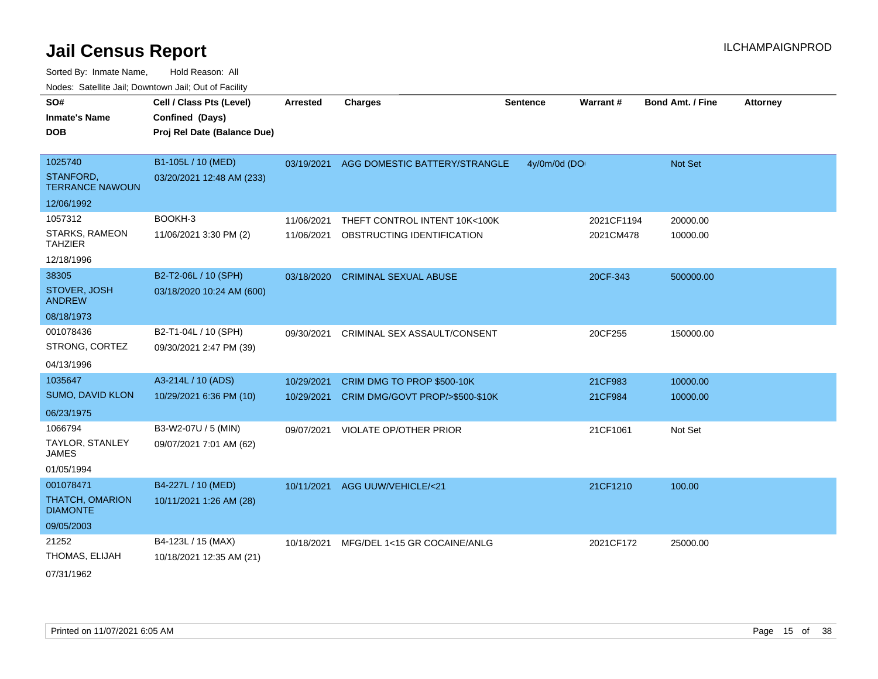# Jail Census Report

ILCHAMPAIGNPROD

Sorted By: Inmate Name, Hold Reason: All

Nodes: Satellite Jail; Downtown Jail; Out of Facility

| SO# / Inmate's Name / DOB | Cell / Class Pts (Level) / Confined (Days) / Proj Rel Date (Balance Due) | Arrested | Charges | Sentence | Warrant # | Bond Amt. / Fine | Attorney |
|---|---|---|---|---|---|---|---|
| 1025740<br>STANFORD, TERRANCE NAWOUN<br>12/06/1992 | B1-105L / 10 (MED)<br>03/20/2021 12:48 AM (233) | 03/19/2021 | AGG DOMESTIC BATTERY/STRANGLE | 4y/0m/0d (DO | | Not Set | |
| 1057312<br>STARKS, RAMEON TAHZIER<br>12/18/1996 | BOOKH-3<br>11/06/2021 3:30 PM (2) | 11/06/2021 | THEFT CONTROL INTENT 10K<100K | | 2021CF1194 | 20000.00 | |
| | | 11/06/2021 | OBSTRUCTING IDENTIFICATION | | 2021CM478 | 10000.00 | |
| 38305<br>STOVER, JOSH ANDREW<br>08/18/1973 | B2-T2-06L / 10 (SPH)<br>03/18/2020 10:24 AM (600) | 03/18/2020 | CRIMINAL SEXUAL ABUSE | | 20CF-343 | 500000.00 | |
| 001078436<br>STRONG, CORTEZ<br>04/13/1996 | B2-T1-04L / 10 (SPH)<br>09/30/2021 2:47 PM (39) | 09/30/2021 | CRIMINAL SEX ASSAULT/CONSENT | | 20CF255 | 150000.00 | |
| 1035647<br>SUMO, DAVID KLON<br>06/23/1975 | A3-214L / 10 (ADS)<br>10/29/2021 6:36 PM (10) | 10/29/2021 | CRIM DMG TO PROP $500-10K | | 21CF983 | 10000.00 | |
| | | 10/29/2021 | CRIM DMG/GOVT PROP/>$500-$10K | | 21CF984 | 10000.00 | |
| 1066794<br>TAYLOR, STANLEY JAMES<br>01/05/1994 | B3-W2-07U / 5 (MIN)<br>09/07/2021 7:01 AM (62) | 09/07/2021 | VIOLATE OP/OTHER PRIOR | | 21CF1061 | Not Set | |
| 001078471<br>THATCH, OMARION DIAMONTE<br>09/05/2003 | B4-227L / 10 (MED)<br>10/11/2021 1:26 AM (28) | 10/11/2021 | AGG UUW/VEHICLE/<21 | | 21CF1210 | 100.00 | |
| 21252<br>THOMAS, ELIJAH<br>07/31/1962 | B4-123L / 15 (MAX)<br>10/18/2021 12:35 AM (21) | 10/18/2021 | MFG/DEL 1<15 GR COCAINE/ANLG | | 2021CF172 | 25000.00 | |

Printed on 11/07/2021 6:05 AM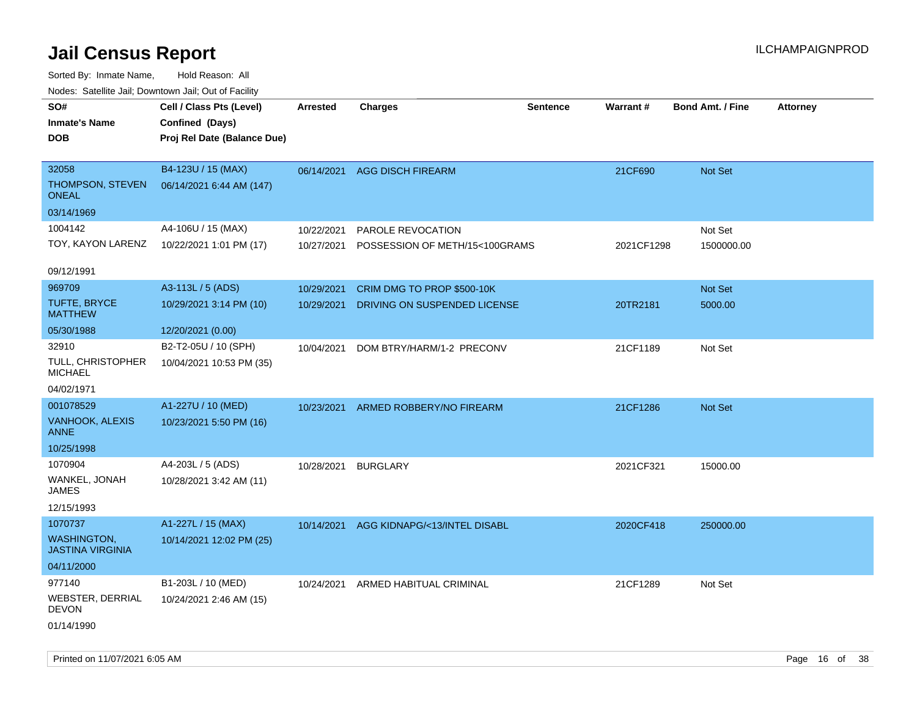# Jail Census Report

ILCHAMPAIGNPROD

Sorted By: Inmate Name, Hold Reason: All

Nodes: Satellite Jail; Downtown Jail; Out of Facility

| SO# / Inmate's Name / DOB | Cell / Class Pts (Level) / Confined (Days) / Proj Rel Date (Balance Due) | Arrested | Charges | Sentence | Warrant # | Bond Amt. / Fine | Attorney |
|---|---|---|---|---|---|---|---|
| 32058 THOMPSON, STEVEN ONEAL 03/14/1969 | B4-123U / 15 (MAX) 06/14/2021 6:44 AM (147) | 06/14/2021 | AGG DISCH FIREARM | | 21CF690 | Not Set | |
| 1004142 TOY, KAYON LARENZ 09/12/1991 | A4-106U / 15 (MAX) 10/22/2021 1:01 PM (17) | 10/22/2021 | PAROLE REVOCATION | | | Not Set | |
| | | 10/27/2021 | POSSESSION OF METH/15<100GRAMS | | 2021CF1298 | 1500000.00 | |
| 969709 TUFTE, BRYCE MATTHEW 05/30/1988 | A3-113L / 5 (ADS) 10/29/2021 3:14 PM (10) 12/20/2021 (0.00) | 10/29/2021 | CRIM DMG TO PROP $500-10K | | | Not Set | |
| | | 10/29/2021 | DRIVING ON SUSPENDED LICENSE | | 20TR2181 | 5000.00 | |
| 32910 TULL, CHRISTOPHER MICHAEL 04/02/1971 | B2-T2-05U / 10 (SPH) 10/04/2021 10:53 PM (35) | 10/04/2021 | DOM BTRY/HARM/1-2 PRECONV | | 21CF1189 | Not Set | |
| 001078529 VANHOOK, ALEXIS ANNE 10/25/1998 | A1-227U / 10 (MED) 10/23/2021 5:50 PM (16) | 10/23/2021 | ARMED ROBBERY/NO FIREARM | | 21CF1286 | Not Set | |
| 1070904 WANKEL, JONAH JAMES 12/15/1993 | A4-203L / 5 (ADS) 10/28/2021 3:42 AM (11) | 10/28/2021 | BURGLARY | | 2021CF321 | 15000.00 | |
| 1070737 WASHINGTON, JASTINA VIRGINIA 04/11/2000 | A1-227L / 15 (MAX) 10/14/2021 12:02 PM (25) | 10/14/2021 | AGG KIDNAPG/<13/INTEL DISABL | | 2020CF418 | 250000.00 | |
| 977140 WEBSTER, DERRIAL DEVON 01/14/1990 | B1-203L / 10 (MED) 10/24/2021 2:46 AM (15) | 10/24/2021 | ARMED HABITUAL CRIMINAL | | 21CF1289 | Not Set | |

Printed on 11/07/2021 6:05 AM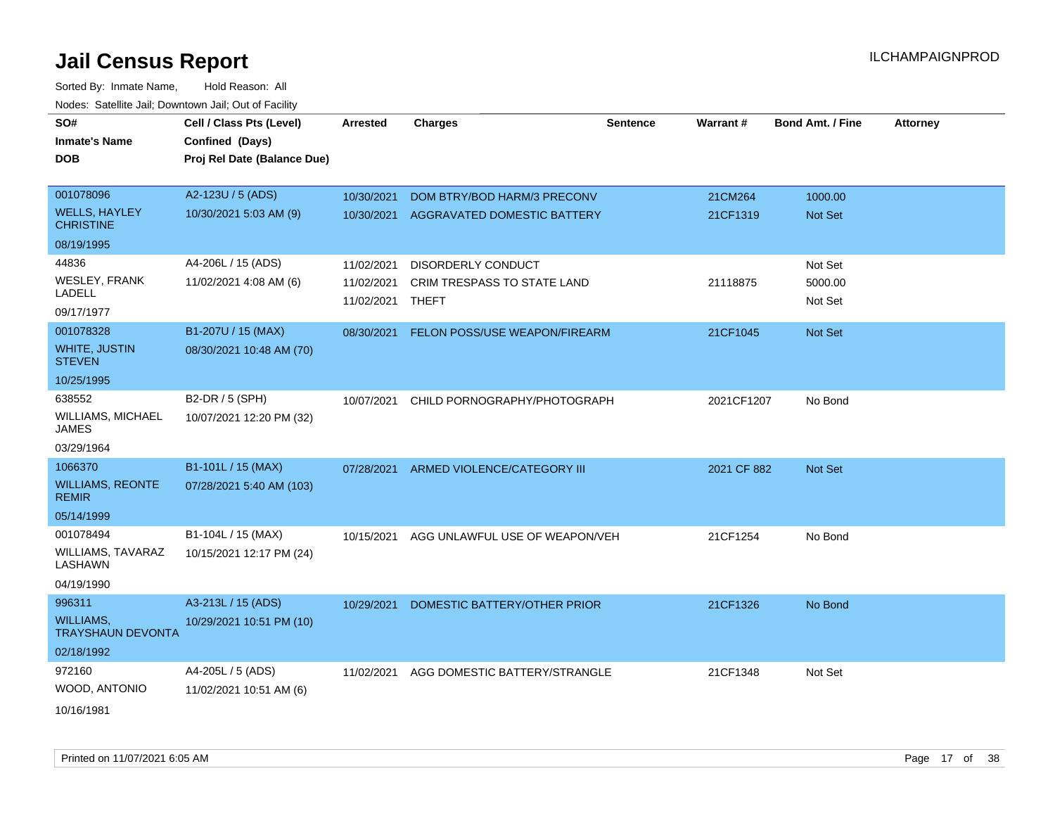# Jail Census Report

ILCHAMPAIGNPROD

Sorted By: Inmate Name, Hold Reason: All

Nodes: Satellite Jail; Downtown Jail; Out of Facility

| SO# / Inmate's Name / DOB | Cell / Class Pts (Level) / Confined (Days) / Proj Rel Date (Balance Due) | Arrested | Charges | Sentence | Warrant # | Bond Amt. / Fine | Attorney |
|---|---|---|---|---|---|---|---|
| 001078096<br>WELLS, HAYLEY CHRISTINE<br>08/19/1995 | A2-123U / 5 (ADS)<br>10/30/2021 5:03 AM (9) | 10/30/2021<br>10/30/2021 | DOM BTRY/BOD HARM/3 PRECONV<br>AGGRAVATED DOMESTIC BATTERY | | 21CM264<br>21CF1319 | 1000.00<br>Not Set | |
| 44836<br>WESLEY, FRANK LADELL<br>09/17/1977 | A4-206L / 15 (ADS)<br>11/02/2021 4:08 AM (6) | 11/02/2021<br>11/02/2021<br>11/02/2021 | DISORDERLY CONDUCT<br>CRIM TRESPASS TO STATE LAND<br>THEFT | | <br>21118875 | Not Set<br>5000.00<br>Not Set | |
| 001078328<br>WHITE, JUSTIN STEVEN<br>10/25/1995 | B1-207U / 15 (MAX)<br>08/30/2021 10:48 AM (70) | 08/30/2021 | FELON POSS/USE WEAPON/FIREARM | | 21CF1045 | Not Set | |
| 638552<br>WILLIAMS, MICHAEL JAMES<br>03/29/1964 | B2-DR / 5 (SPH)<br>10/07/2021 12:20 PM (32) | 10/07/2021 | CHILD PORNOGRAPHY/PHOTOGRAPH | | 2021CF1207 | No Bond | |
| 1066370<br>WILLIAMS, REONTE REMIR<br>05/14/1999 | B1-101L / 15 (MAX)<br>07/28/2021 5:40 AM (103) | 07/28/2021 | ARMED VIOLENCE/CATEGORY III | | 2021 CF 882 | Not Set | |
| 001078494<br>WILLIAMS, TAVARAZ LASHAWN<br>04/19/1990 | B1-104L / 15 (MAX)<br>10/15/2021 12:17 PM (24) | 10/15/2021 | AGG UNLAWFUL USE OF WEAPON/VEH | | 21CF1254 | No Bond | |
| 996311<br>WILLIAMS, TRAYSHAUN DEVONTA<br>02/18/1992 | A3-213L / 15 (ADS)<br>10/29/2021 10:51 PM (10) | 10/29/2021 | DOMESTIC BATTERY/OTHER PRIOR | | 21CF1326 | No Bond | |
| 972160<br>WOOD, ANTONIO<br>10/16/1981 | A4-205L / 5 (ADS)<br>11/02/2021 10:51 AM (6) | 11/02/2021 | AGG DOMESTIC BATTERY/STRANGLE | | 21CF1348 | Not Set | |

Printed on 11/07/2021 6:05 AM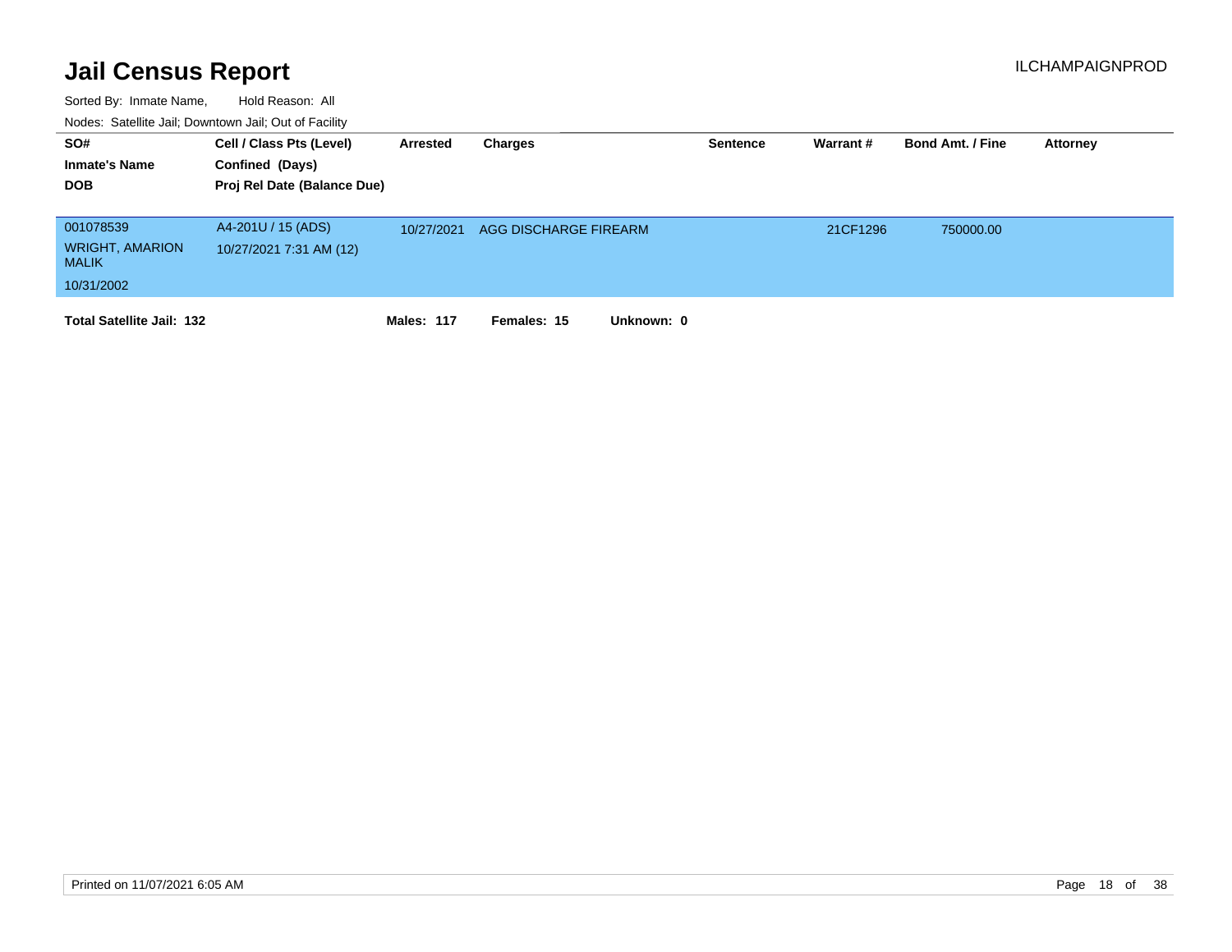# Jail Census Report

ILCHAMPAIGNPROD

Sorted By: Inmate Name, Hold Reason: All

Nodes: Satellite Jail; Downtown Jail; Out of Facility

| SO# / Inmate's Name / DOB | Cell / Class Pts (Level) / Confined (Days) / Proj Rel Date (Balance Due) | Arrested | Charges | Sentence | Warrant # | Bond Amt. / Fine | Attorney |
|---|---|---|---|---|---|---|---|
| 001078539<br>WRIGHT, AMARION MALIK<br>10/31/2002 | A4-201U / 15 (ADS)<br>10/27/2021 7:31 AM (12) | 10/27/2021 | AGG DISCHARGE FIREARM | | 21CF1296 | 750000.00 | |

**Total Satellite Jail: 132** **Males: 117** **Females: 15** **Unknown: 0**

Printed on 11/07/2021 6:05 AM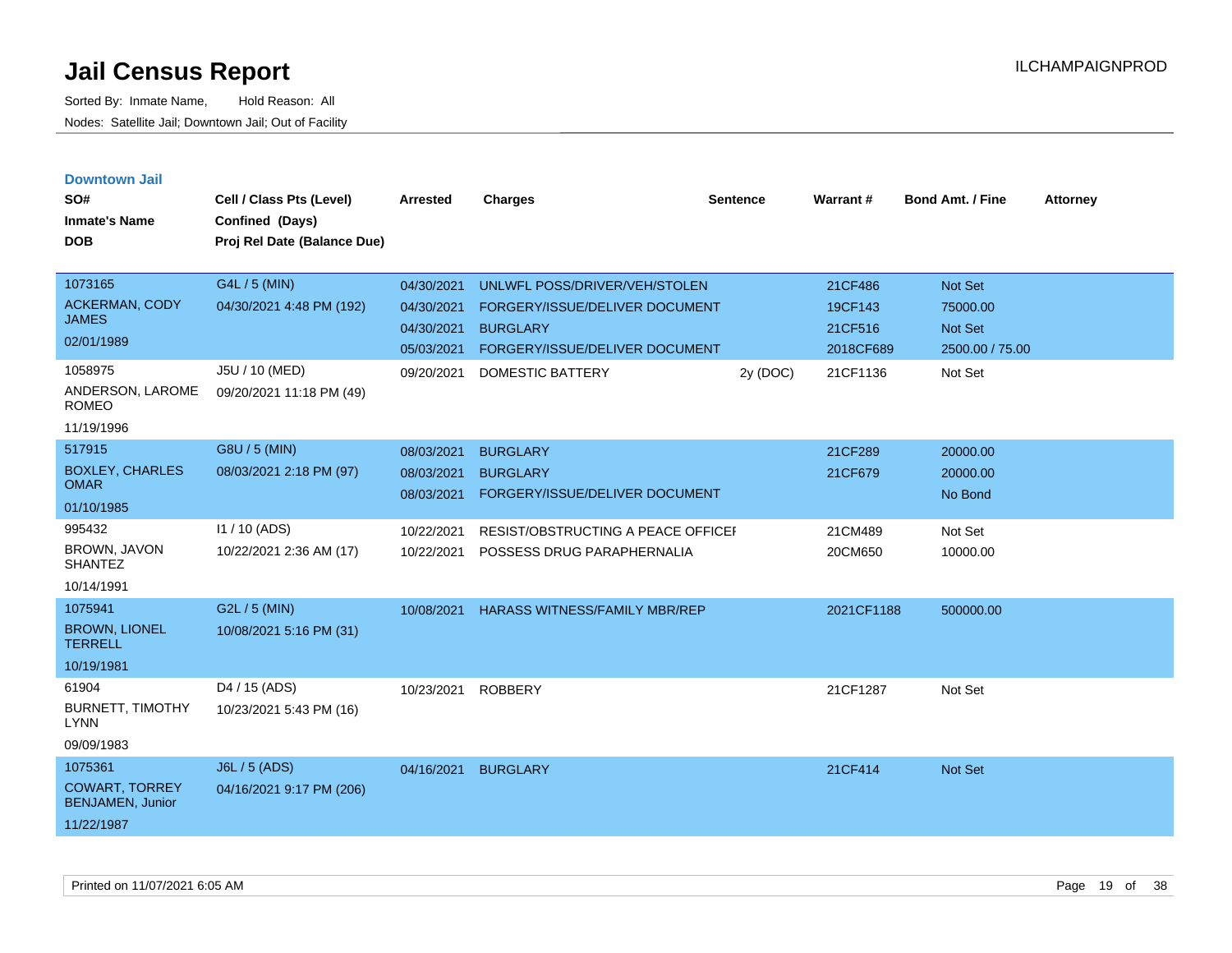# Jail Census Report

ILCHAMPAIGNPROD

Sorted By: Inmate Name, Hold Reason: All

Nodes: Satellite Jail; Downtown Jail; Out of Facility

## Downtown Jail

| SO# / Inmate's Name / DOB | Cell / Class Pts (Level) / Confined (Days) / Proj Rel Date (Balance Due) | Arrested | Charges | Sentence | Warrant # | Bond Amt. / Fine | Attorney |
|---|---|---|---|---|---|---|---|
| 1073165<br>ACKERMAN, CODY JAMES<br>02/01/1989 | G4L / 5 (MIN)<br>04/30/2021 4:48 PM (192) | 04/30/2021 | UNLWFL POSS/DRIVER/VEH/STOLEN | | 21CF486 | Not Set | |
| | | 04/30/2021 | FORGERY/ISSUE/DELIVER DOCUMENT | | 19CF143 | 75000.00 | |
| | | 04/30/2021 | BURGLARY | | 21CF516 | Not Set | |
| | | 05/03/2021 | FORGERY/ISSUE/DELIVER DOCUMENT | | 2018CF689 | 2500.00 / 75.00 | |
| 1058975<br>ANDERSON, LAROME ROMEO<br>11/19/1996 | J5U / 10 (MED)<br>09/20/2021 11:18 PM (49) | 09/20/2021 | DOMESTIC BATTERY | 2y (DOC) | 21CF1136 | Not Set | |
| 517915<br>BOXLEY, CHARLES OMAR<br>01/10/1985 | G8U / 5 (MIN)<br>08/03/2021 2:18 PM (97) | 08/03/2021 | BURGLARY | | 21CF289 | 20000.00 | |
| | | 08/03/2021 | BURGLARY | | 21CF679 | 20000.00 | |
| | | 08/03/2021 | FORGERY/ISSUE/DELIVER DOCUMENT | | | No Bond | |
| 995432<br>BROWN, JAVON SHANTEZ<br>10/14/1991 | I1 / 10 (ADS)<br>10/22/2021 2:36 AM (17) | 10/22/2021 | RESIST/OBSTRUCTING A PEACE OFFICEI | | 21CM489 | Not Set | |
| | | 10/22/2021 | POSSESS DRUG PARAPHERNALIA | | 20CM650 | 10000.00 | |
| 1075941<br>BROWN, LIONEL TERRELL<br>10/19/1981 | G2L / 5 (MIN)<br>10/08/2021 5:16 PM (31) | 10/08/2021 | HARASS WITNESS/FAMILY MBR/REP | | 2021CF1188 | 500000.00 | |
| 61904<br>BURNETT, TIMOTHY LYNN<br>09/09/1983 | D4 / 15 (ADS)<br>10/23/2021 5:43 PM (16) | 10/23/2021 | ROBBERY | | 21CF1287 | Not Set | |
| 1075361<br>COWART, TORREY BENJAMEN, Junior<br>11/22/1987 | J6L / 5 (ADS)<br>04/16/2021 9:17 PM (206) | 04/16/2021 | BURGLARY | | 21CF414 | Not Set | |

Printed on 11/07/2021 6:05 AM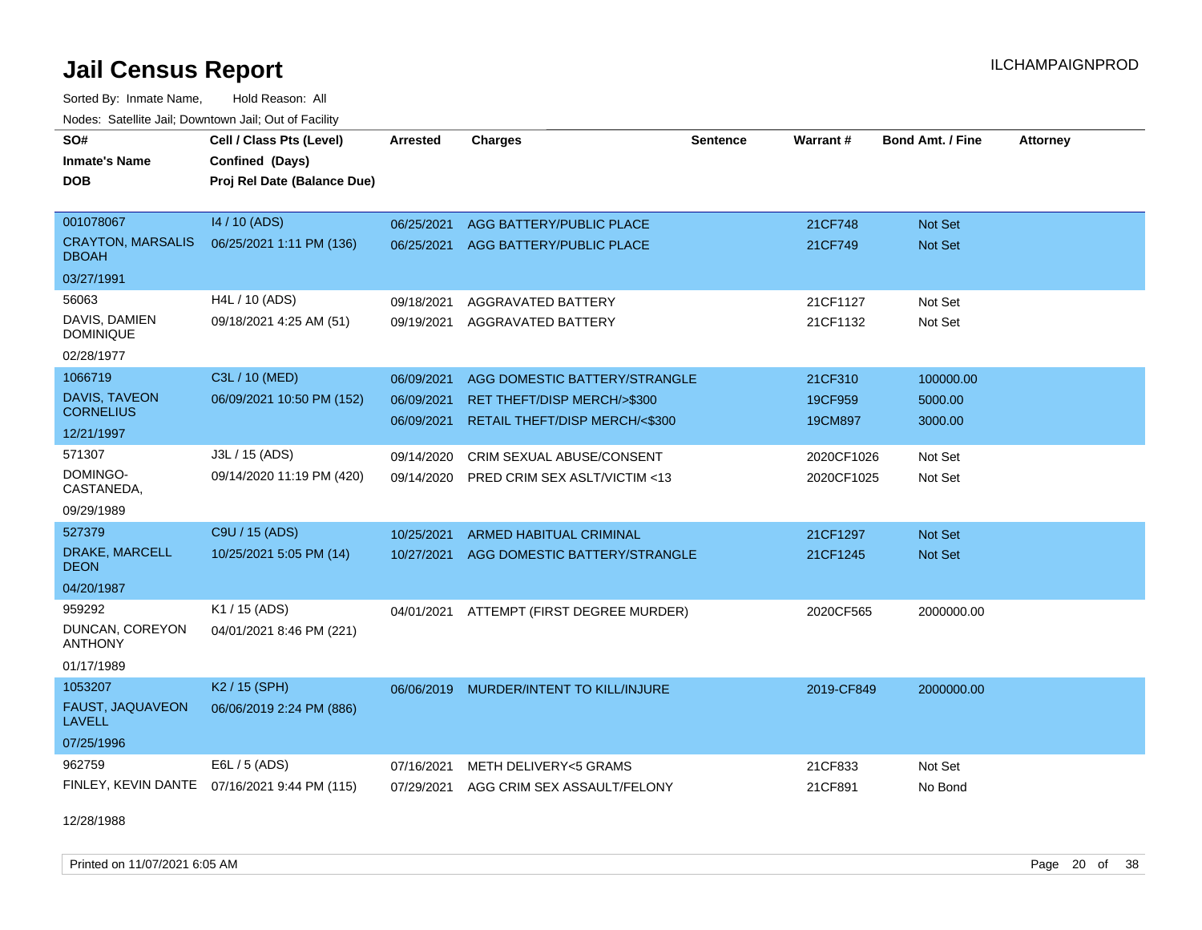# Jail Census Report

Sorted By: Inmate Name, Hold Reason: All

Nodes: Satellite Jail; Downtown Jail; Out of Facility

| SO# / Inmate's Name / DOB | Cell / Class Pts (Level) / Confined (Days) / Proj Rel Date (Balance Due) | Arrested | Charges | Sentence | Warrant # | Bond Amt. / Fine | Attorney |
|---|---|---|---|---|---|---|---|
| 001078067 | I4 / 10 (ADS) | 06/25/2021 | AGG BATTERY/PUBLIC PLACE | | 21CF748 | Not Set | |
| CRAYTON, MARSALIS DBOAH | 06/25/2021 1:11 PM (136) | 06/25/2021 | AGG BATTERY/PUBLIC PLACE | | 21CF749 | Not Set | |
| 03/27/1991 | | | | | | | |
| 56063 | H4L / 10 (ADS) | 09/18/2021 | AGGRAVATED BATTERY | | 21CF1127 | Not Set | |
| DAVIS, DAMIEN DOMINIQUE | 09/18/2021 4:25 AM (51) | 09/19/2021 | AGGRAVATED BATTERY | | 21CF1132 | Not Set | |
| 02/28/1977 | | | | | | | |
| 1066719 | C3L / 10 (MED) | 06/09/2021 | AGG DOMESTIC BATTERY/STRANGLE | | 21CF310 | 100000.00 | |
| DAVIS, TAVEON CORNELIUS | 06/09/2021 10:50 PM (152) | 06/09/2021 | RET THEFT/DISP MERCH/>$300 | | 19CF959 | 5000.00 | |
| 12/21/1997 | | 06/09/2021 | RETAIL THEFT/DISP MERCH/<$300 | | 19CM897 | 3000.00 | |
| 571307 | J3L / 15 (ADS) | 09/14/2020 | CRIM SEXUAL ABUSE/CONSENT | | 2020CF1026 | Not Set | |
| DOMINGO-CASTANEDA, | 09/14/2020 11:19 PM (420) | 09/14/2020 | PRED CRIM SEX ASLT/VICTIM <13 | | 2020CF1025 | Not Set | |
| 09/29/1989 | | | | | | | |
| 527379 | C9U / 15 (ADS) | 10/25/2021 | ARMED HABITUAL CRIMINAL | | 21CF1297 | Not Set | |
| DRAKE, MARCELL DEON | 10/25/2021 5:05 PM (14) | 10/27/2021 | AGG DOMESTIC BATTERY/STRANGLE | | 21CF1245 | Not Set | |
| 04/20/1987 | | | | | | | |
| 959292 | K1 / 15 (ADS) | 04/01/2021 | ATTEMPT (FIRST DEGREE MURDER) | | 2020CF565 | 2000000.00 | |
| DUNCAN, COREYON ANTHONY | 04/01/2021 8:46 PM (221) | | | | | | |
| 01/17/1989 | | | | | | | |
| 1053207 | K2 / 15 (SPH) | 06/06/2019 | MURDER/INTENT TO KILL/INJURE | | 2019-CF849 | 2000000.00 | |
| FAUST, JAQUAVEON LAVELL | 06/06/2019 2:24 PM (886) | | | | | | |
| 07/25/1996 | | | | | | | |
| 962759 | E6L / 5 (ADS) | 07/16/2021 | METH DELIVERY<5 GRAMS | | 21CF833 | Not Set | |
| FINLEY, KEVIN DANTE | 07/16/2021 9:44 PM (115) | 07/29/2021 | AGG CRIM SEX ASSAULT/FELONY | | 21CF891 | No Bond | |
| 12/28/1988 | | | | | | | |

Printed on 11/07/2021 6:05 AM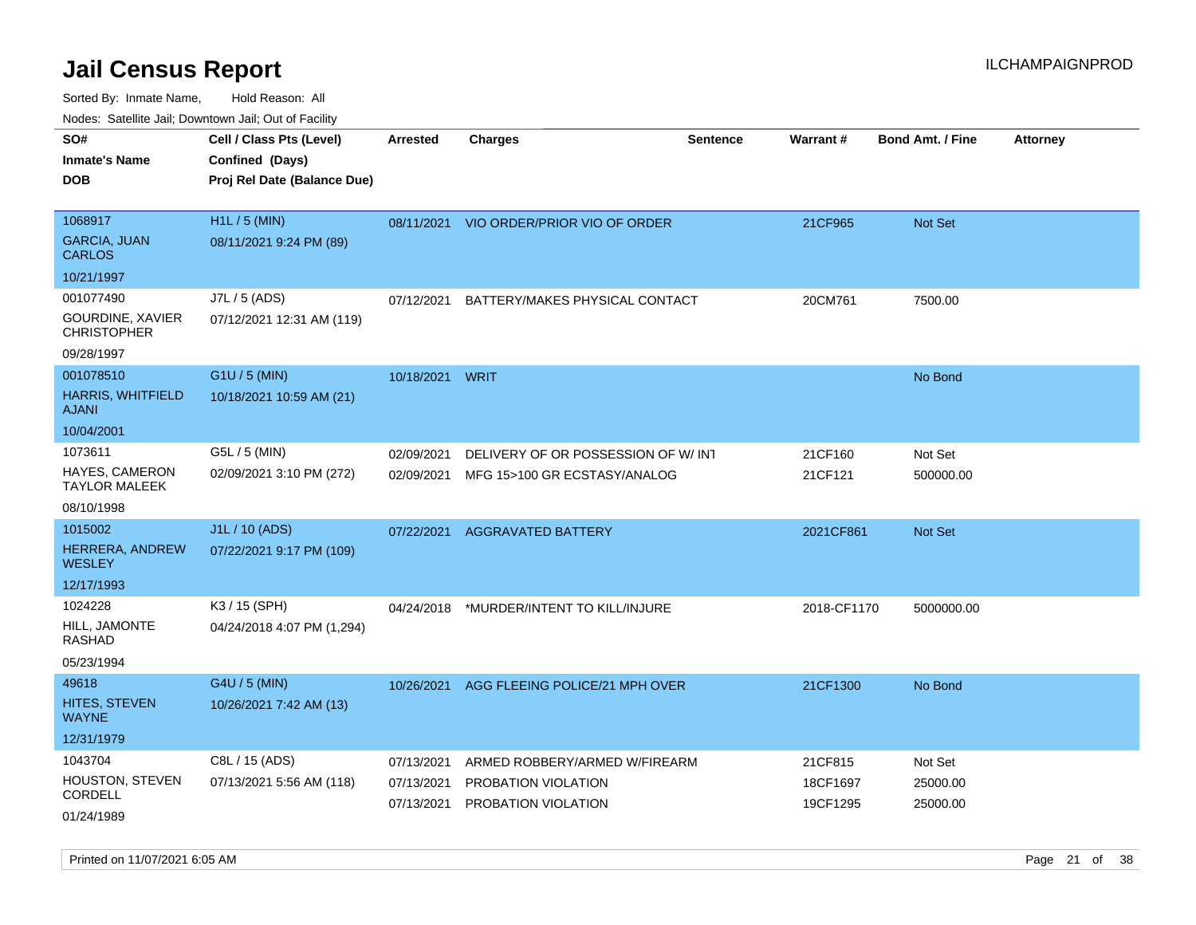# Jail Census Report

ILCHAMPAIGNPROD

Sorted By: Inmate Name, Hold Reason: All

Nodes: Satellite Jail; Downtown Jail; Out of Facility

| SO# / Inmate's Name / DOB | Cell / Class Pts (Level) / Confined (Days) / Proj Rel Date (Balance Due) | Arrested | Charges | Sentence | Warrant # | Bond Amt. / Fine | Attorney |
|---|---|---|---|---|---|---|---|
| 1068917<br>GARCIA, JUAN CARLOS<br>10/21/1997 | H1L / 5 (MIN)<br>08/11/2021 9:24 PM (89) | 08/11/2021 | VIO ORDER/PRIOR VIO OF ORDER | | 21CF965 | Not Set | |
| 001077490<br>GOURDINE, XAVIER CHRISTOPHER<br>09/28/1997 | J7L / 5 (ADS)<br>07/12/2021 12:31 AM (119) | 07/12/2021 | BATTERY/MAKES PHYSICAL CONTACT | | 20CM761 | 7500.00 | |
| 001078510<br>HARRIS, WHITFIELD AJANI<br>10/04/2001 | G1U / 5 (MIN)<br>10/18/2021 10:59 AM (21) | 10/18/2021 | WRIT | | | No Bond | |
| 1073611<br>HAYES, CAMERON TAYLOR MALEEK<br>08/10/1998 | G5L / 5 (MIN)<br>02/09/2021 3:10 PM (272) | 02/09/2021<br>02/09/2021 | DELIVERY OF OR POSSESSION OF W/ INT<br>MFG 15>100 GR ECSTASY/ANALOG | | 21CF160<br>21CF121 | Not Set<br>500000.00 | |
| 1015002<br>HERRERA, ANDREW WESLEY<br>12/17/1993 | J1L / 10 (ADS)<br>07/22/2021 9:17 PM (109) | 07/22/2021 | AGGRAVATED BATTERY | | 2021CF861 | Not Set | |
| 1024228<br>HILL, JAMONTE RASHAD<br>05/23/1994 | K3 / 15 (SPH)<br>04/24/2018 4:07 PM (1,294) | 04/24/2018 | *MURDER/INTENT TO KILL/INJURE | | 2018-CF1170 | 5000000.00 | |
| 49618<br>HITES, STEVEN WAYNE<br>12/31/1979 | G4U / 5 (MIN)<br>10/26/2021 7:42 AM (13) | 10/26/2021 | AGG FLEEING POLICE/21 MPH OVER | | 21CF1300 | No Bond | |
| 1043704<br>HOUSTON, STEVEN CORDELL<br>01/24/1989 | C8L / 15 (ADS)<br>07/13/2021 5:56 AM (118) | 07/13/2021<br>07/13/2021<br>07/13/2021 | ARMED ROBBERY/ARMED W/FIREARM<br>PROBATION VIOLATION<br>PROBATION VIOLATION | | 21CF815<br>18CF1697<br>19CF1295 | Not Set<br>25000.00<br>25000.00 | |

Printed on 11/07/2021 6:05 AM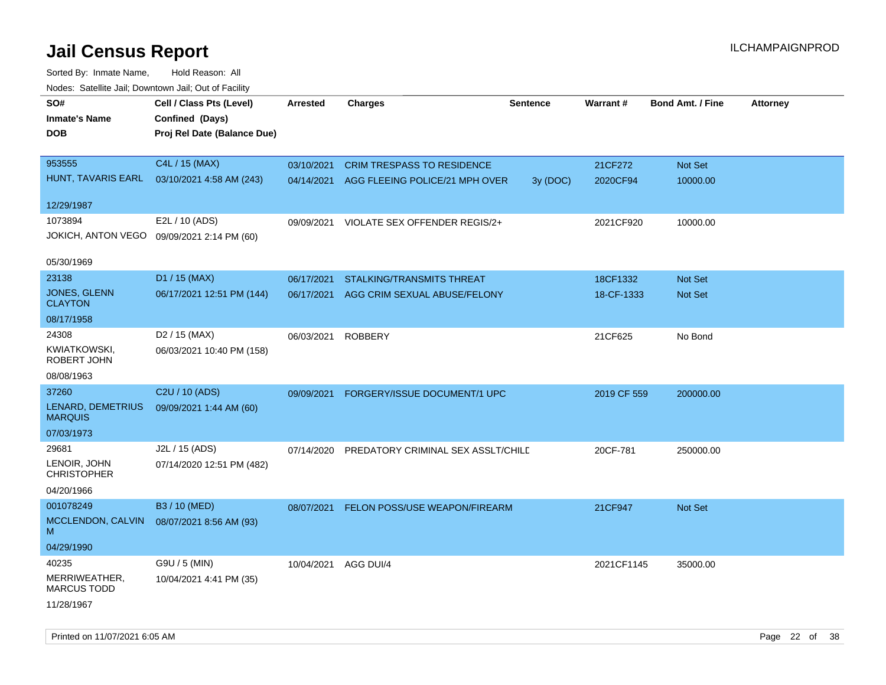# Jail Census Report

Sorted By: Inmate Name, Hold Reason: All

Nodes: Satellite Jail; Downtown Jail; Out of Facility

| SO# / Inmate's Name / DOB | Cell / Class Pts (Level) / Confined (Days) / Proj Rel Date (Balance Due) | Arrested | Charges | Sentence | Warrant # | Bond Amt. / Fine | Attorney |
|---|---|---|---|---|---|---|---|
| 953555<br>HUNT, TAVARIS EARL<br>12/29/1987 | C4L / 15 (MAX)<br>03/10/2021 4:58 AM (243) | 03/10/2021 | CRIM TRESPASS TO RESIDENCE | | 21CF272 | Not Set | |
| | | 04/14/2021 | AGG FLEEING POLICE/21 MPH OVER | 3y (DOC) | 2020CF94 | 10000.00 | |
| 1073894<br>JOKICH, ANTON VEGO<br>05/30/1969 | E2L / 10 (ADS)<br>09/09/2021 2:14 PM (60) | 09/09/2021 | VIOLATE SEX OFFENDER REGIS/2+ | | 2021CF920 | 10000.00 | |
| 23138<br>JONES, GLENN CLAYTON<br>08/17/1958 | D1 / 15 (MAX)<br>06/17/2021 12:51 PM (144) | 06/17/2021 | STALKING/TRANSMITS THREAT | | 18CF1332 | Not Set | |
| | | 06/17/2021 | AGG CRIM SEXUAL ABUSE/FELONY | | 18-CF-1333 | Not Set | |
| 24308<br>KWIATKOWSKI, ROBERT JOHN<br>08/08/1963 | D2 / 15 (MAX)<br>06/03/2021 10:40 PM (158) | 06/03/2021 | ROBBERY | | 21CF625 | No Bond | |
| 37260<br>LENARD, DEMETRIUS MARQUIS<br>07/03/1973 | C2U / 10 (ADS)<br>09/09/2021 1:44 AM (60) | 09/09/2021 | FORGERY/ISSUE DOCUMENT/1 UPC | | 2019 CF 559 | 200000.00 | |
| 29681<br>LENOIR, JOHN CHRISTOPHER<br>04/20/1966 | J2L / 15 (ADS)<br>07/14/2020 12:51 PM (482) | 07/14/2020 | PREDATORY CRIMINAL SEX ASSLT/CHILD | | 20CF-781 | 250000.00 | |
| 001078249<br>MCCLENDON, CALVIN M<br>04/29/1990 | B3 / 10 (MED)<br>08/07/2021 8:56 AM (93) | 08/07/2021 | FELON POSS/USE WEAPON/FIREARM | | 21CF947 | Not Set | |
| 40235<br>MERRIWEATHER, MARCUS TODD<br>11/28/1967 | G9U / 5 (MIN)<br>10/04/2021 4:41 PM (35) | 10/04/2021 | AGG DUI/4 | | 2021CF1145 | 35000.00 | |

Printed on 11/07/2021 6:05 AM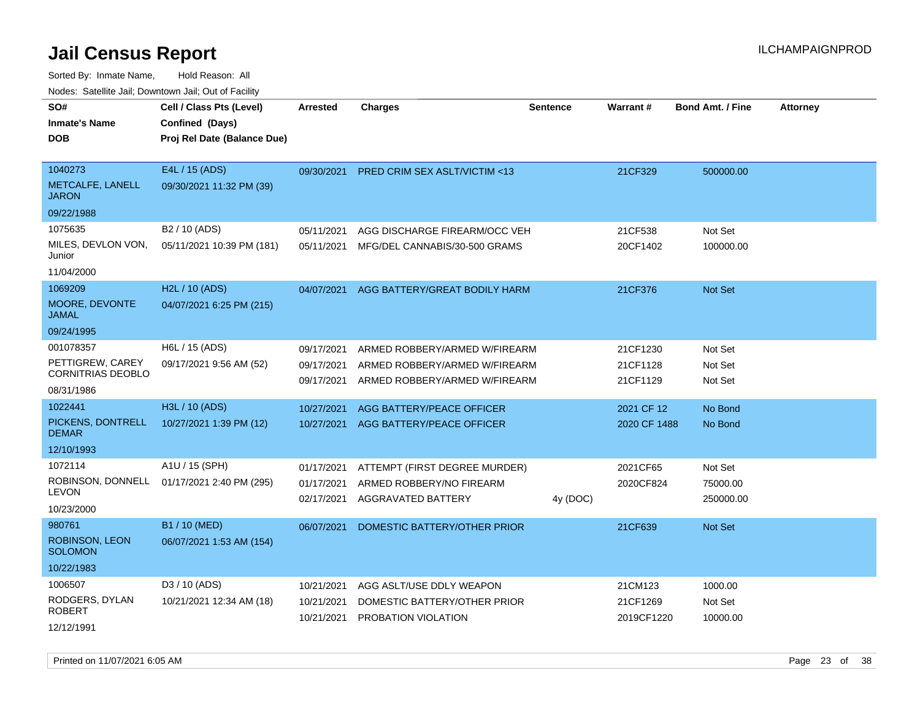# Jail Census Report

ILCHAMPAIGNPROD

Sorted By: Inmate Name, Hold Reason: All

Nodes: Satellite Jail; Downtown Jail; Out of Facility

| SO# / Inmate's Name / DOB | Cell / Class Pts (Level) / Confined (Days) / Proj Rel Date (Balance Due) | Arrested | Charges | Sentence | Warrant # | Bond Amt. / Fine | Attorney |
|---|---|---|---|---|---|---|---|
| 1040273 METCALFE, LANELL JARON 09/22/1988 | E4L / 15 (ADS) 09/30/2021 11:32 PM (39) | 09/30/2021 | PRED CRIM SEX ASLT/VICTIM <13 | | 21CF329 | 500000.00 | |
| 1075635 MILES, DEVLON VON, Junior 11/04/2000 | B2 / 10 (ADS) 05/11/2021 10:39 PM (181) | 05/11/2021 | AGG DISCHARGE FIREARM/OCC VEH | | 21CF538 | Not Set | |
| | | 05/11/2021 | MFG/DEL CANNABIS/30-500 GRAMS | | 20CF1402 | 100000.00 | |
| 1069209 MOORE, DEVONTE JAMAL 09/24/1995 | H2L / 10 (ADS) 04/07/2021 6:25 PM (215) | 04/07/2021 | AGG BATTERY/GREAT BODILY HARM | | 21CF376 | Not Set | |
| 001078357 PETTIGREW, CAREY CORNITRIAS DEOBLO 08/31/1986 | H6L / 15 (ADS) 09/17/2021 9:56 AM (52) | 09/17/2021 | ARMED ROBBERY/ARMED W/FIREARM | | 21CF1230 | Not Set | |
| | | 09/17/2021 | ARMED ROBBERY/ARMED W/FIREARM | | 21CF1128 | Not Set | |
| | | 09/17/2021 | ARMED ROBBERY/ARMED W/FIREARM | | 21CF1129 | Not Set | |
| 1022441 PICKENS, DONTRELL DEMAR 12/10/1993 | H3L / 10 (ADS) 10/27/2021 1:39 PM (12) | 10/27/2021 | AGG BATTERY/PEACE OFFICER | | 2021 CF 12 | No Bond | |
| | | 10/27/2021 | AGG BATTERY/PEACE OFFICER | | 2020 CF 1488 | No Bond | |
| 1072114 ROBINSON, DONNELL LEVON 10/23/2000 | A1U / 15 (SPH) 01/17/2021 2:40 PM (295) | 01/17/2021 | ATTEMPT (FIRST DEGREE MURDER) | | 2021CF65 | Not Set | |
| | | 01/17/2021 | ARMED ROBBERY/NO FIREARM | | 2020CF824 | 75000.00 | |
| | | 02/17/2021 | AGGRAVATED BATTERY | 4y (DOC) | | 250000.00 | |
| 980761 ROBINSON, LEON SOLOMON 10/22/1983 | B1 / 10 (MED) 06/07/2021 1:53 AM (154) | 06/07/2021 | DOMESTIC BATTERY/OTHER PRIOR | | 21CF639 | Not Set | |
| 1006507 RODGERS, DYLAN ROBERT 12/12/1991 | D3 / 10 (ADS) 10/21/2021 12:34 AM (18) | 10/21/2021 | AGG ASLT/USE DDLY WEAPON | | 21CM123 | 1000.00 | |
| | | 10/21/2021 | DOMESTIC BATTERY/OTHER PRIOR | | 21CF1269 | Not Set | |
| | | 10/21/2021 | PROBATION VIOLATION | | 2019CF1220 | 10000.00 | |

Printed on 11/07/2021 6:05 AM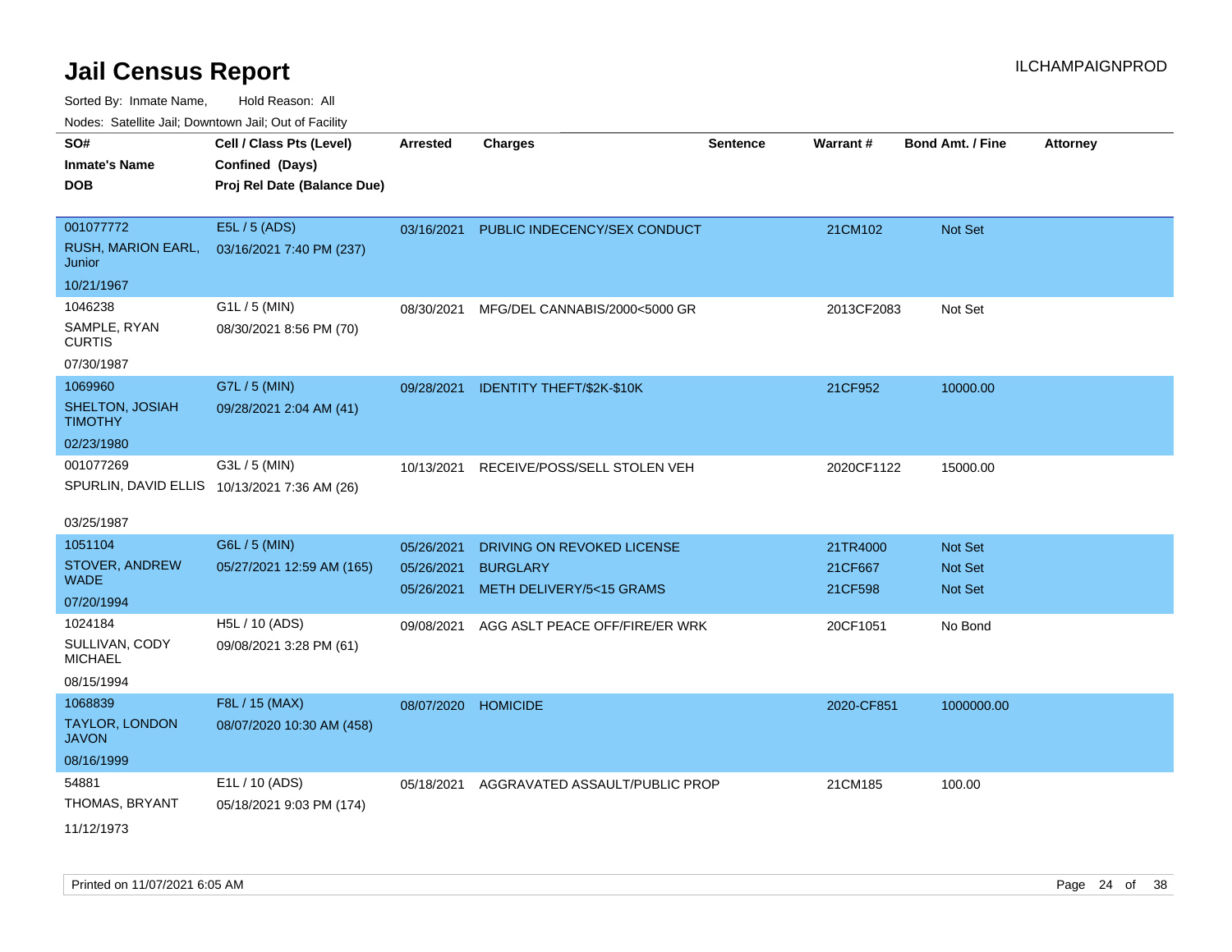# Jail Census Report

ILCHAMPAIGNPROD

Sorted By: Inmate Name, Hold Reason: All

Nodes: Satellite Jail; Downtown Jail; Out of Facility

| SO#<br>Inmate's Name<br>DOB | Cell / Class Pts (Level)<br>Confined (Days)<br>Proj Rel Date (Balance Due) | Arrested | Charges | Sentence | Warrant # | Bond Amt. / Fine | Attorney |
|---|---|---|---|---|---|---|---|
| 001077772<br>RUSH, MARION EARL, Junior<br>10/21/1967 | E5L / 5 (ADS)<br>03/16/2021 7:40 PM (237) | 03/16/2021 | PUBLIC INDECENCY/SEX CONDUCT | | 21CM102 | Not Set | |
| 1046238<br>SAMPLE, RYAN CURTIS<br>07/30/1987 | G1L / 5 (MIN)<br>08/30/2021 8:56 PM (70) | 08/30/2021 | MFG/DEL CANNABIS/2000<5000 GR | | 2013CF2083 | Not Set | |
| 1069960<br>SHELTON, JOSIAH TIMOTHY<br>02/23/1980 | G7L / 5 (MIN)<br>09/28/2021 2:04 AM (41) | 09/28/2021 | IDENTITY THEFT/$2K-$10K | | 21CF952 | 10000.00 | |
| 001077269<br>SPURLIN, DAVID ELLIS<br>03/25/1987 | G3L / 5 (MIN)<br>10/13/2021 7:36 AM (26) | 10/13/2021 | RECEIVE/POSS/SELL STOLEN VEH | | 2020CF1122 | 15000.00 | |
| 1051104<br>STOVER, ANDREW WADE<br>07/20/1994 | G6L / 5 (MIN)<br>05/27/2021 12:59 AM (165) | 05/26/2021<br>05/26/2021<br>05/26/2021 | DRIVING ON REVOKED LICENSE<br>BURGLARY<br>METH DELIVERY/5<15 GRAMS | | 21TR4000<br>21CF667<br>21CF598 | Not Set<br>Not Set<br>Not Set | |
| 1024184<br>SULLIVAN, CODY MICHAEL<br>08/15/1994 | H5L / 10 (ADS)<br>09/08/2021 3:28 PM (61) | 09/08/2021 | AGG ASLT PEACE OFF/FIRE/ER WRK | | 20CF1051 | No Bond | |
| 1068839<br>TAYLOR, LONDON JAVON<br>08/16/1999 | F8L / 15 (MAX)<br>08/07/2020 10:30 AM (458) | 08/07/2020 | HOMICIDE | | 2020-CF851 | 1000000.00 | |
| 54881<br>THOMAS, BRYANT<br>11/12/1973 | E1L / 10 (ADS)<br>05/18/2021 9:03 PM (174) | 05/18/2021 | AGGRAVATED ASSAULT/PUBLIC PROP | | 21CM185 | 100.00 | |

Printed on 11/07/2021 6:05 AM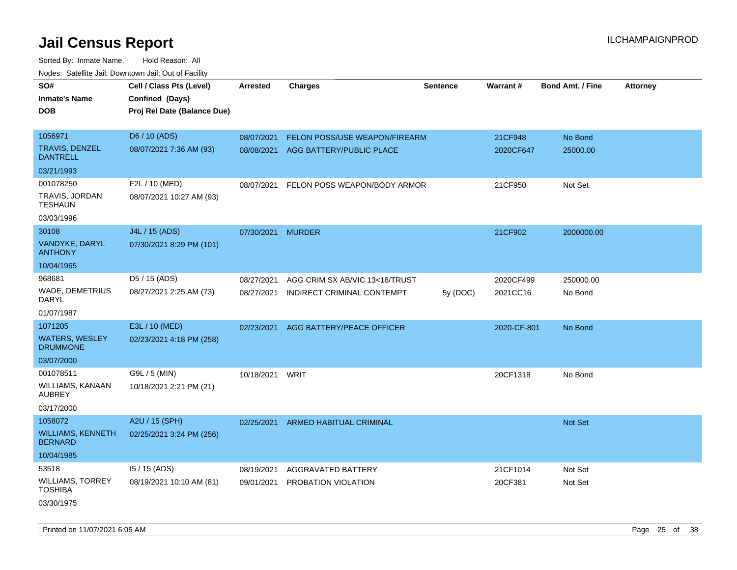# Jail Census Report

ILCHAMPAIGNPROD

Sorted By: Inmate Name, Hold Reason: All

Nodes: Satellite Jail; Downtown Jail; Out of Facility

| SO# / Inmate's Name / DOB | Cell / Class Pts (Level) / Confined (Days) / Proj Rel Date (Balance Due) | Arrested | Charges | Sentence | Warrant # | Bond Amt. / Fine | Attorney |
|---|---|---|---|---|---|---|---|
| 1056971<br>TRAVIS, DENZEL DANTRELL<br>03/21/1993 | D6 / 10 (ADS)<br>08/07/2021 7:36 AM (93) | 08/07/2021 | FELON POSS/USE WEAPON/FIREARM | | 21CF948 | No Bond | |
| | | 08/08/2021 | AGG BATTERY/PUBLIC PLACE | | 2020CF647 | 25000.00 | |
| 001078250<br>TRAVIS, JORDAN TESHAUN<br>03/03/1996 | F2L / 10 (MED)<br>08/07/2021 10:27 AM (93) | 08/07/2021 | FELON POSS WEAPON/BODY ARMOR | | 21CF950 | Not Set | |
| 30108<br>VANDYKE, DARYL ANTHONY<br>10/04/1965 | J4L / 15 (ADS)<br>07/30/2021 8:29 PM (101) | 07/30/2021 | MURDER | | 21CF902 | 2000000.00 | |
| 968681<br>WADE, DEMETRIUS DARYL<br>01/07/1987 | D5 / 15 (ADS)<br>08/27/2021 2:25 AM (73) | 08/27/2021 | AGG CRIM SX AB/VIC 13<18/TRUST | | 2020CF499 | 250000.00 | |
| | | 08/27/2021 | INDIRECT CRIMINAL CONTEMPT | 5y (DOC) | 2021CC16 | No Bond | |
| 1071205<br>WATERS, WESLEY DRUMMONE<br>03/07/2000 | E3L / 10 (MED)<br>02/23/2021 4:18 PM (258) | 02/23/2021 | AGG BATTERY/PEACE OFFICER | | 2020-CF-801 | No Bond | |
| 001078511<br>WILLIAMS, KANAAN AUBREY<br>03/17/2000 | G9L / 5 (MIN)<br>10/18/2021 2:21 PM (21) | 10/18/2021 | WRIT | | 20CF1318 | No Bond | |
| 1058072<br>WILLIAMS, KENNETH BERNARD<br>10/04/1985 | A2U / 15 (SPH)<br>02/25/2021 3:24 PM (256) | 02/25/2021 | ARMED HABITUAL CRIMINAL | | | Not Set | |
| 53518<br>WILLIAMS, TORREY TOSHIBA<br>03/30/1975 | I5 / 15 (ADS)<br>08/19/2021 10:10 AM (81) | 08/19/2021 | AGGRAVATED BATTERY | | 21CF1014 | Not Set | |
| | | 09/01/2021 | PROBATION VIOLATION | | 20CF381 | Not Set | |

Printed on 11/07/2021 6:05 AM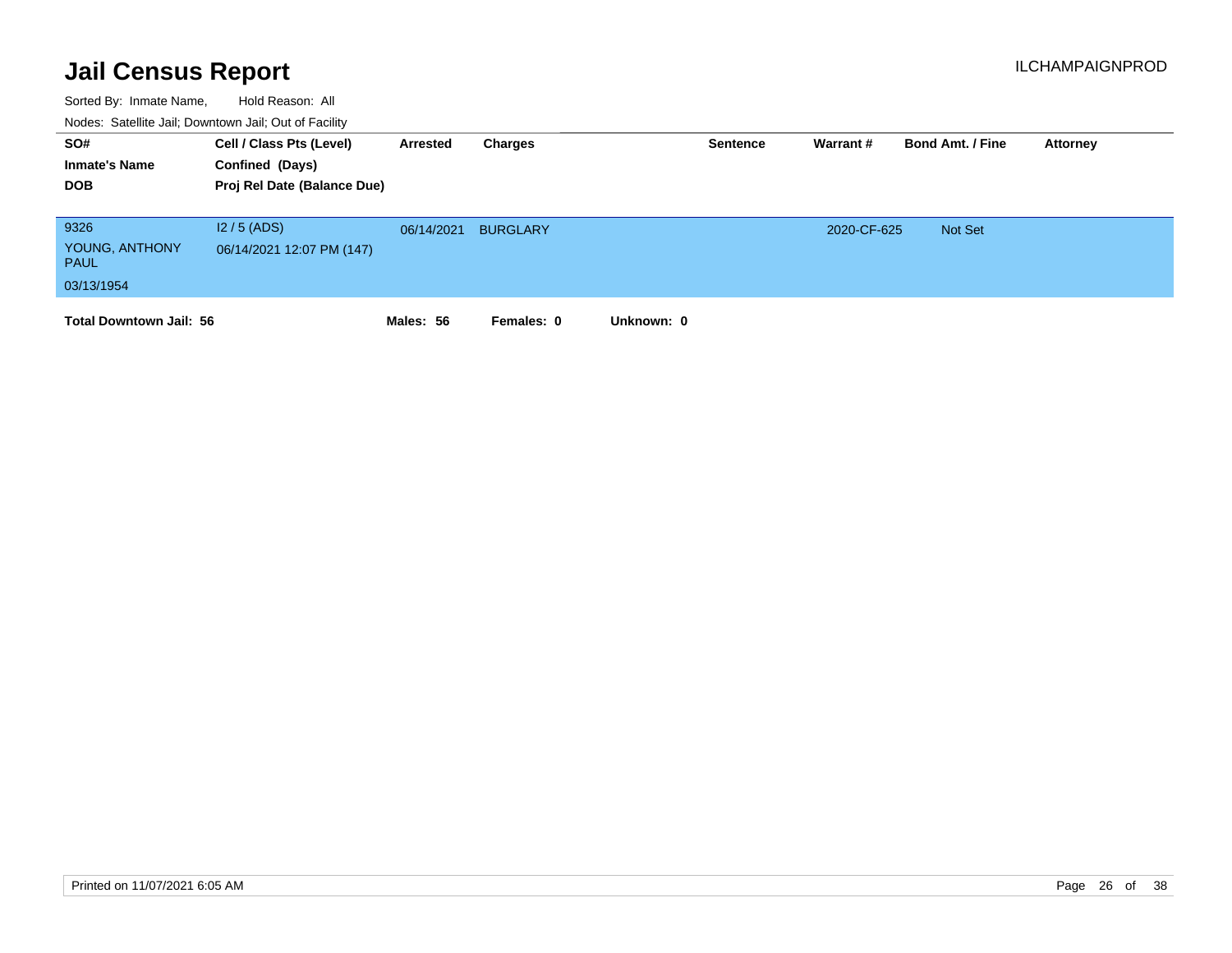# Jail Census Report

ILCHAMPAIGNPROD

Sorted By: Inmate Name, Hold Reason: All

Nodes: Satellite Jail; Downtown Jail; Out of Facility

| SO# / Inmate's Name / DOB | Cell / Class Pts (Level) / Confined (Days) / Proj Rel Date (Balance Due) | Arrested | Charges | Sentence | Warrant # | Bond Amt. / Fine | Attorney |
|---|---|---|---|---|---|---|---|
| 9326<br>YOUNG, ANTHONY PAUL<br>03/13/1954 | I2 / 5 (ADS)<br>06/14/2021 12:07 PM (147) | 06/14/2021 | BURGLARY | | 2020-CF-625 | Not Set | |

**Total Downtown Jail: 56** **Males: 56** **Females: 0** **Unknown: 0**

Printed on 11/07/2021 6:05 AM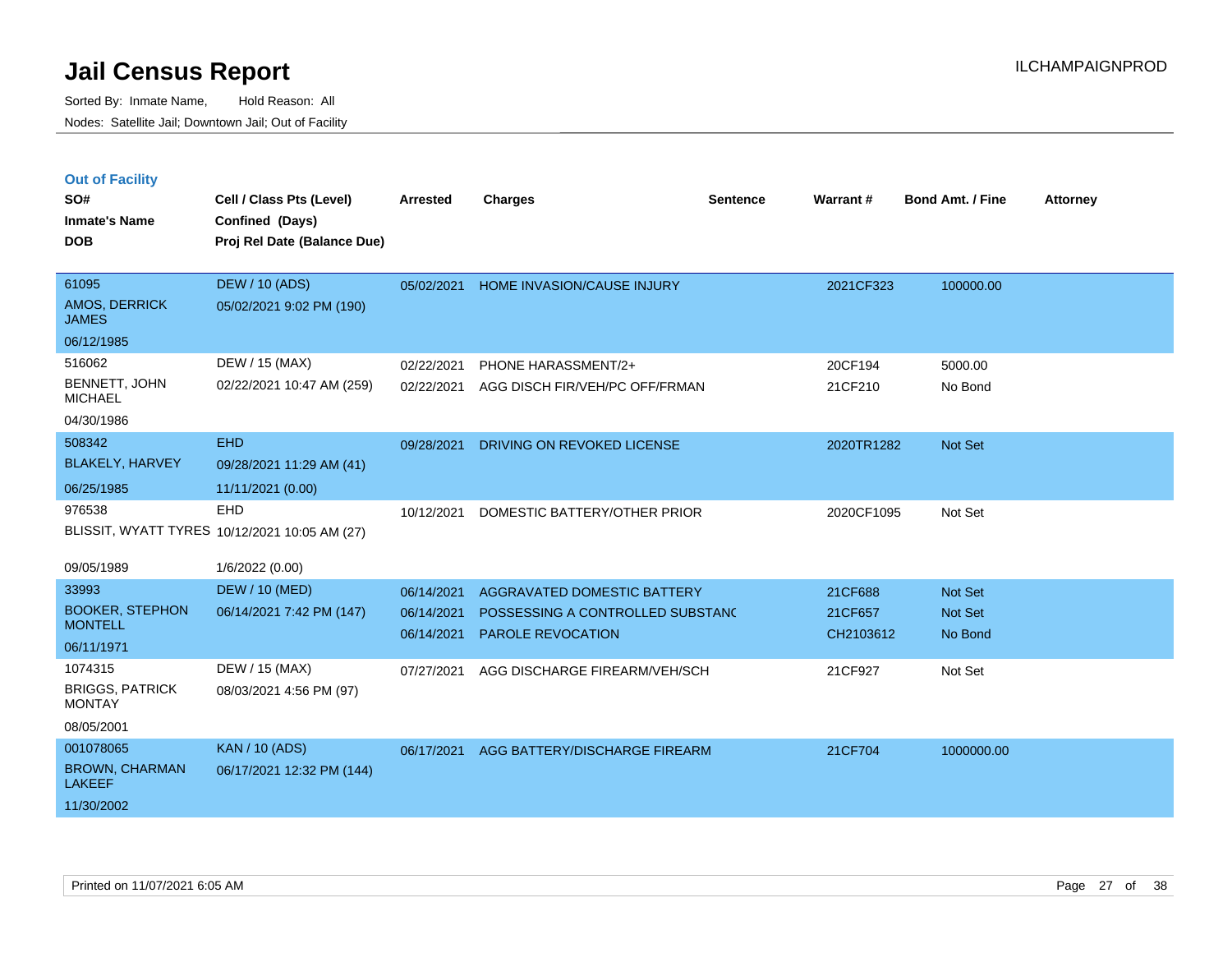# Jail Census Report

Sorted By: Inmate Name, Hold Reason: All

Nodes: Satellite Jail; Downtown Jail; Out of Facility

ILCHAMPAIGNPROD

## Out of Facility

| SO#<br>Inmate's Name<br>DOB | Cell / Class Pts (Level)<br>Confined (Days)<br>Proj Rel Date (Balance Due) | Arrested | Charges | Sentence | Warrant # | Bond Amt. / Fine | Attorney |
|---|---|---|---|---|---|---|---|
| 61095<br>AMOS, DERRICK JAMES<br>06/12/1985 | DEW / 10 (ADS)<br>05/02/2021 9:02 PM (190) | 05/02/2021 | HOME INVASION/CAUSE INJURY | | 2021CF323 | 100000.00 | |
| 516062<br>BENNETT, JOHN MICHAEL<br>04/30/1986 | DEW / 15 (MAX)<br>02/22/2021 10:47 AM (259) | 02/22/2021<br>02/22/2021 | PHONE HARASSMENT/2+<br>AGG DISCH FIR/VEH/PC OFF/FRMAN | | 20CF194<br>21CF210 | 5000.00<br>No Bond | |
| 508342<br>BLAKELY, HARVEY<br>06/25/1985 | EHD<br>09/28/2021 11:29 AM (41)<br>11/11/2021 (0.00) | 09/28/2021 | DRIVING ON REVOKED LICENSE | | 2020TR1282 | Not Set | |
| 976538<br>BLISSIT, WYATT TYRES<br>09/05/1989 | EHD<br>10/12/2021 10:05 AM (27)<br>1/6/2022 (0.00) | 10/12/2021 | DOMESTIC BATTERY/OTHER PRIOR | | 2020CF1095 | Not Set | |
| 33993<br>BOOKER, STEPHON MONTELL<br>06/11/1971 | DEW / 10 (MED)<br>06/14/2021 7:42 PM (147) | 06/14/2021<br>06/14/2021<br>06/14/2021 | AGGRAVATED DOMESTIC BATTERY<br>POSSESSING A CONTROLLED SUBSTANC<br>PAROLE REVOCATION | | 21CF688<br>21CF657<br>CH2103612 | Not Set<br>Not Set<br>No Bond | |
| 1074315<br>BRIGGS, PATRICK MONTAY<br>08/05/2001 | DEW / 15 (MAX)<br>08/03/2021 4:56 PM (97) | 07/27/2021 | AGG DISCHARGE FIREARM/VEH/SCH | | 21CF927 | Not Set | |
| 001078065<br>BROWN, CHARMAN LAKEEF<br>11/30/2002 | KAN / 10 (ADS)<br>06/17/2021 12:32 PM (144) | 06/17/2021 | AGG BATTERY/DISCHARGE FIREARM | | 21CF704 | 1000000.00 | |

Printed on 11/07/2021 6:05 AM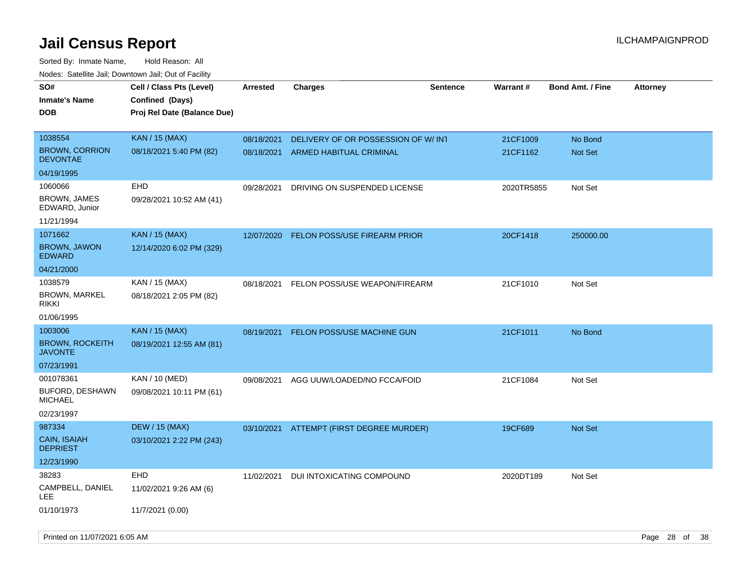# Jail Census Report

Sorted By: Inmate Name, Hold Reason: All

Nodes: Satellite Jail; Downtown Jail; Out of Facility

| SO# / Inmate's Name / DOB | Cell / Class Pts (Level) / Confined (Days) / Proj Rel Date (Balance Due) | Arrested | Charges | Sentence | Warrant # | Bond Amt. / Fine | Attorney |
|---|---|---|---|---|---|---|---|
| 1038554<br>BROWN, CORRION DEVONTAE<br>04/19/1995 | KAN / 15 (MAX)<br>08/18/2021 5:40 PM (82) | 08/18/2021<br>08/18/2021 | DELIVERY OF OR POSSESSION OF W/ INT<br>ARMED HABITUAL CRIMINAL | | 21CF1009<br>21CF1162 | No Bond<br>Not Set | |
| 1060066<br>BROWN, JAMES EDWARD, Junior<br>11/21/1994 | EHD<br>09/28/2021 10:52 AM (41) | 09/28/2021 | DRIVING ON SUSPENDED LICENSE | | 2020TR5855 | Not Set | |
| 1071662<br>BROWN, JAWON EDWARD<br>04/21/2000 | KAN / 15 (MAX)<br>12/14/2020 6:02 PM (329) | 12/07/2020 | FELON POSS/USE FIREARM PRIOR | | 20CF1418 | 250000.00 | |
| 1038579<br>BROWN, MARKEL RIKKI<br>01/06/1995 | KAN / 15 (MAX)<br>08/18/2021 2:05 PM (82) | 08/18/2021 | FELON POSS/USE WEAPON/FIREARM | | 21CF1010 | Not Set | |
| 1003006<br>BROWN, ROCKEITH JAVONTE<br>07/23/1991 | KAN / 15 (MAX)<br>08/19/2021 12:55 AM (81) | 08/19/2021 | FELON POSS/USE MACHINE GUN | | 21CF1011 | No Bond | |
| 001078361<br>BUFORD, DESHAWN MICHAEL<br>02/23/1997 | KAN / 10 (MED)<br>09/08/2021 10:11 PM (61) | 09/08/2021 | AGG UUW/LOADED/NO FCCA/FOID | | 21CF1084 | Not Set | |
| 987334<br>CAIN, ISAIAH DEPRIEST<br>12/23/1990 | DEW / 15 (MAX)<br>03/10/2021 2:22 PM (243) | 03/10/2021 | ATTEMPT (FIRST DEGREE MURDER) | | 19CF689 | Not Set | |
| 38283<br>CAMPBELL, DANIEL LEE<br>01/10/1973 | EHD<br>11/02/2021 9:26 AM (6)<br>11/7/2021 (0.00) | 11/02/2021 | DUI INTOXICATING COMPOUND | | 2020DT189 | Not Set | |

Printed on 11/07/2021 6:05 AM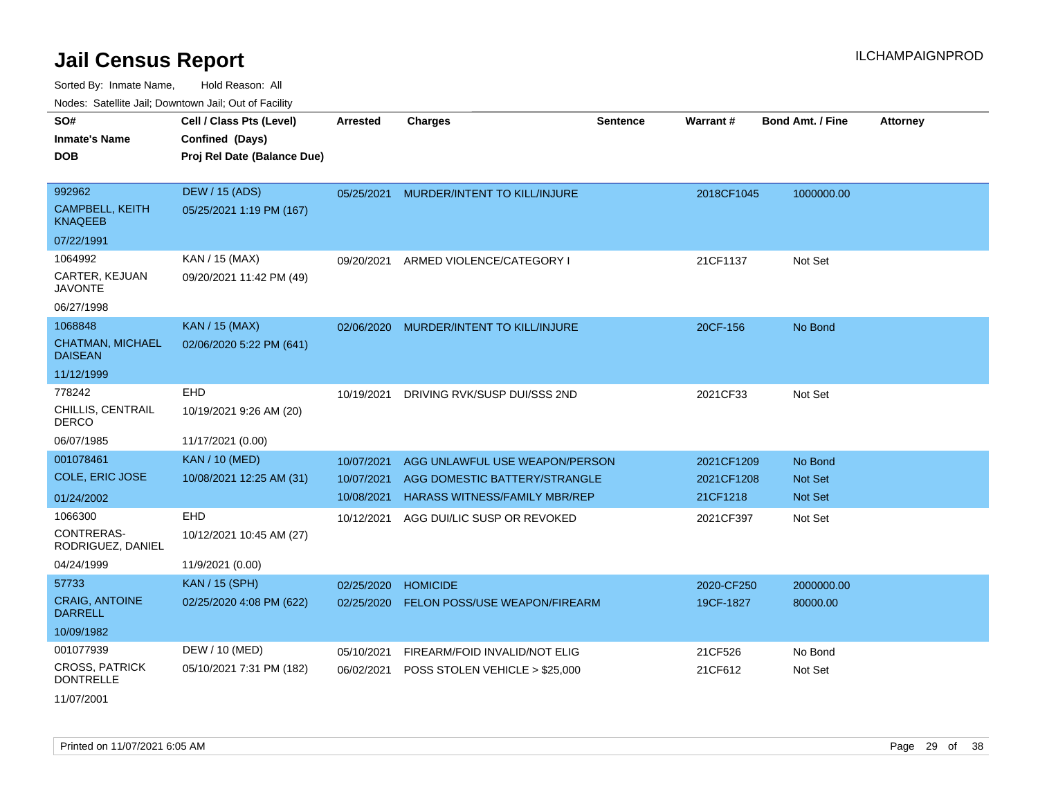# Jail Census Report

Sorted By: Inmate Name, Hold Reason: All

Nodes: Satellite Jail; Downtown Jail; Out of Facility

| SO#<br>Inmate's Name<br>DOB | Cell / Class Pts (Level)<br>Confined (Days)<br>Proj Rel Date (Balance Due) | Arrested | Charges | Sentence | Warrant # | Bond Amt. / Fine | Attorney |
|---|---|---|---|---|---|---|---|
| 992962<br>CAMPBELL, KEITH KNAQEEB<br>07/22/1991 | DEW / 15 (ADS)<br>05/25/2021 1:19 PM (167) | 05/25/2021 | MURDER/INTENT TO KILL/INJURE | | 2018CF1045 | 1000000.00 | |
| 1064992<br>CARTER, KEJUAN JAVONTE<br>06/27/1998 | KAN / 15 (MAX)<br>09/20/2021 11:42 PM (49) | 09/20/2021 | ARMED VIOLENCE/CATEGORY I | | 21CF1137 | Not Set | |
| 1068848<br>CHATMAN, MICHAEL DAISEAN<br>11/12/1999 | KAN / 15 (MAX)<br>02/06/2020 5:22 PM (641) | 02/06/2020 | MURDER/INTENT TO KILL/INJURE | | 20CF-156 | No Bond | |
| 778242<br>CHILLIS, CENTRAIL DERCO<br>06/07/1985 | EHD<br>10/19/2021 9:26 AM (20)<br>11/17/2021 (0.00) | 10/19/2021 | DRIVING RVK/SUSP DUI/SSS 2ND | | 2021CF33 | Not Set | |
| 001078461<br>COLE, ERIC JOSE<br>01/24/2002 | KAN / 10 (MED)<br>10/08/2021 12:25 AM (31) | 10/07/2021<br>10/07/2021<br>10/08/2021 | AGG UNLAWFUL USE WEAPON/PERSON<br>AGG DOMESTIC BATTERY/STRANGLE<br>HARASS WITNESS/FAMILY MBR/REP | | 2021CF1209<br>2021CF1208<br>21CF1218 | No Bond<br>Not Set<br>Not Set | |
| 1066300<br>CONTRERAS-RODRIGUEZ, DANIEL<br>04/24/1999 | EHD<br>10/12/2021 10:45 AM (27)<br>11/9/2021 (0.00) | 10/12/2021 | AGG DUI/LIC SUSP OR REVOKED | | 2021CF397 | Not Set | |
| 57733<br>CRAIG, ANTOINE DARRELL<br>10/09/1982 | KAN / 15 (SPH)<br>02/25/2020 4:08 PM (622) | 02/25/2020<br>02/25/2020 | HOMICIDE<br>FELON POSS/USE WEAPON/FIREARM | | 2020-CF250<br>19CF-1827 | 2000000.00<br>80000.00 | |
| 001077939<br>CROSS, PATRICK DONTRELLE<br>11/07/2001 | DEW / 10 (MED)<br>05/10/2021 7:31 PM (182) | 05/10/2021<br>06/02/2021 | FIREARM/FOID INVALID/NOT ELIG<br>POSS STOLEN VEHICLE > $25,000 | | 21CF526<br>21CF612 | No Bond<br>Not Set | |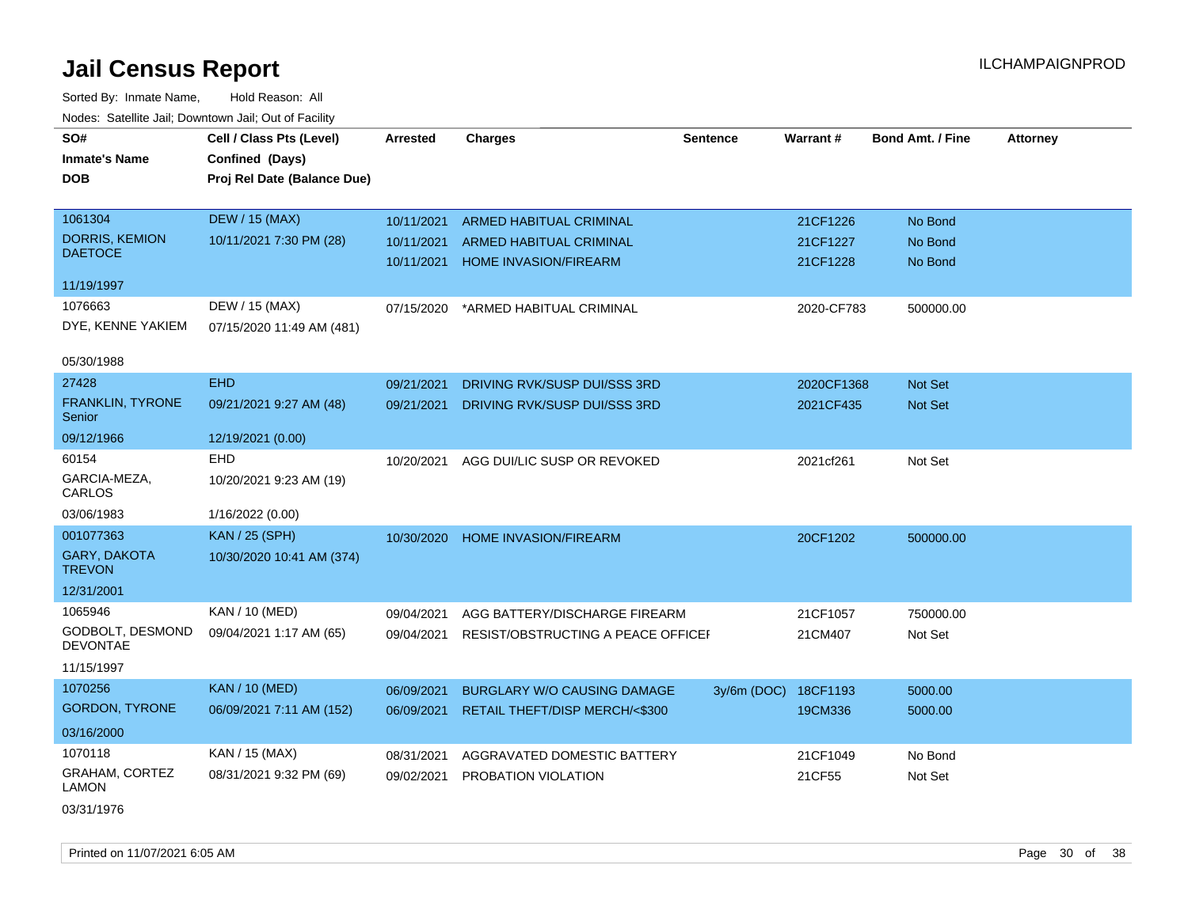# Jail Census Report

ILCHAMPAIGNPROD

Sorted By: Inmate Name, Hold Reason: All

Nodes: Satellite Jail; Downtown Jail; Out of Facility

| SO# / Inmate's Name / DOB | Cell / Class Pts (Level) / Confined (Days) / Proj Rel Date (Balance Due) | Arrested | Charges | Sentence | Warrant # | Bond Amt. / Fine | Attorney |
|---|---|---|---|---|---|---|---|
| 1061304<br>DORRIS, KEMION DAETOCE<br>11/19/1997 | DEW / 15 (MAX)<br>10/11/2021 7:30 PM (28) | 10/11/2021<br>10/11/2021<br>10/11/2021 | ARMED HABITUAL CRIMINAL<br>ARMED HABITUAL CRIMINAL<br>HOME INVASION/FIREARM | | 21CF1226<br>21CF1227<br>21CF1228 | No Bond<br>No Bond<br>No Bond | |
| 1076663<br>DYE, KENNE YAKIEM<br>05/30/1988 | DEW / 15 (MAX)<br>07/15/2020 11:49 AM (481) | 07/15/2020 | *ARMED HABITUAL CRIMINAL | | 2020-CF783 | 500000.00 | |
| 27428<br>FRANKLIN, TYRONE Senior<br>09/12/1966 | EHD<br>09/21/2021 9:27 AM (48)<br>12/19/2021 (0.00) | 09/21/2021<br>09/21/2021 | DRIVING RVK/SUSP DUI/SSS 3RD<br>DRIVING RVK/SUSP DUI/SSS 3RD | | 2020CF1368<br>2021CF435 | Not Set<br>Not Set | |
| 60154<br>GARCIA-MEZA, CARLOS<br>03/06/1983 | EHD<br>10/20/2021 9:23 AM (19)<br>1/16/2022 (0.00) | 10/20/2021 | AGG DUI/LIC SUSP OR REVOKED | | 2021cf261 | Not Set | |
| 001077363<br>GARY, DAKOTA TREVON<br>12/31/2001 | KAN / 25 (SPH)<br>10/30/2020 10:41 AM (374) | 10/30/2020 | HOME INVASION/FIREARM | | 20CF1202 | 500000.00 | |
| 1065946<br>GODBOLT, DESMOND DEVONTAE<br>11/15/1997 | KAN / 10 (MED)<br>09/04/2021 1:17 AM (65) | 09/04/2021<br>09/04/2021 | AGG BATTERY/DISCHARGE FIREARM<br>RESIST/OBSTRUCTING A PEACE OFFICEI | | 21CF1057<br>21CM407 | 750000.00<br>Not Set | |
| 1070256<br>GORDON, TYRONE<br>03/16/2000 | KAN / 10 (MED)<br>06/09/2021 7:11 AM (152) | 06/09/2021<br>06/09/2021 | BURGLARY W/O CAUSING DAMAGE<br>RETAIL THEFT/DISP MERCH/<$300 | 3y/6m (DOC) | 18CF1193<br>19CM336 | 5000.00<br>5000.00 | |
| 1070118<br>GRAHAM, CORTEZ LAMON<br>03/31/1976 | KAN / 15 (MAX)<br>08/31/2021 9:32 PM (69) | 08/31/2021<br>09/02/2021 | AGGRAVATED DOMESTIC BATTERY<br>PROBATION VIOLATION | | 21CF1049<br>21CF55 | No Bond<br>Not Set | |

Printed on 11/07/2021 6:05 AM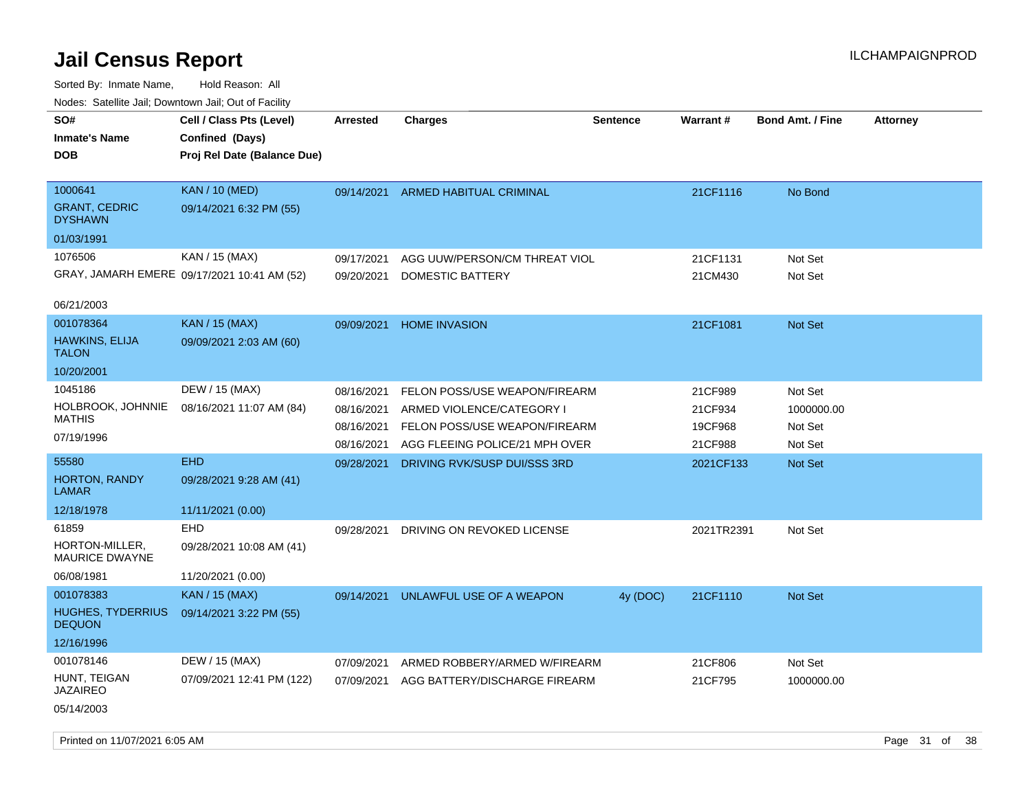# Jail Census Report

ILCHAMPAIGNPROD

Sorted By: Inmate Name, Hold Reason: All

Nodes: Satellite Jail; Downtown Jail; Out of Facility

| SO# / Inmate's Name / DOB | Cell / Class Pts (Level) / Confined (Days) / Proj Rel Date (Balance Due) | Arrested | Charges | Sentence | Warrant # | Bond Amt. / Fine | Attorney |
|---|---|---|---|---|---|---|---|
| 1000641<br>GRANT, CEDRIC DYSHAWN<br>01/03/1991 | KAN / 10 (MED)<br>09/14/2021 6:32 PM (55) | 09/14/2021 | ARMED HABITUAL CRIMINAL | | 21CF1116 | No Bond | |
| 1076506<br>GRAY, JAMARH EMERE<br>06/21/2003 | KAN / 15 (MAX)<br>09/17/2021 10:41 AM (52) | 09/17/2021 | AGG UUW/PERSON/CM THREAT VIOL | | 21CF1131 | Not Set | |
| | | 09/20/2021 | DOMESTIC BATTERY | | 21CM430 | Not Set | |
| 001078364<br>HAWKINS, ELIJA TALON<br>10/20/2001 | KAN / 15 (MAX)<br>09/09/2021 2:03 AM (60) | 09/09/2021 | HOME INVASION | | 21CF1081 | Not Set | |
| 1045186<br>HOLBROOK, JOHNNIE MATHIS<br>07/19/1996 | DEW / 15 (MAX)<br>08/16/2021 11:07 AM (84) | 08/16/2021 | FELON POSS/USE WEAPON/FIREARM | | 21CF989 | Not Set | |
| | | 08/16/2021 | ARMED VIOLENCE/CATEGORY I | | 21CF934 | 1000000.00 | |
| | | 08/16/2021 | FELON POSS/USE WEAPON/FIREARM | | 19CF968 | Not Set | |
| | | 08/16/2021 | AGG FLEEING POLICE/21 MPH OVER | | 21CF988 | Not Set | |
| 55580<br>HORTON, RANDY LAMAR<br>12/18/1978 | EHD<br>09/28/2021 9:28 AM (41)<br>11/11/2021 (0.00) | 09/28/2021 | DRIVING RVK/SUSP DUI/SSS 3RD | | 2021CF133 | Not Set | |
| 61859<br>HORTON-MILLER, MAURICE DWAYNE<br>06/08/1981 | EHD<br>09/28/2021 10:08 AM (41)<br>11/20/2021 (0.00) | 09/28/2021 | DRIVING ON REVOKED LICENSE | | 2021TR2391 | Not Set | |
| 001078383<br>HUGHES, TYDERRIUS DEQUON<br>12/16/1996 | KAN / 15 (MAX)<br>09/14/2021 3:22 PM (55) | 09/14/2021 | UNLAWFUL USE OF A WEAPON | 4y (DOC) | 21CF1110 | Not Set | |
| 001078146<br>HUNT, TEIGAN JAZAIREO<br>05/14/2003 | DEW / 15 (MAX)<br>07/09/2021 12:41 PM (122) | 07/09/2021 | ARMED ROBBERY/ARMED W/FIREARM | | 21CF806 | Not Set | |
| | | 07/09/2021 | AGG BATTERY/DISCHARGE FIREARM | | 21CF795 | 1000000.00 | |

Printed on 11/07/2021 6:05 AM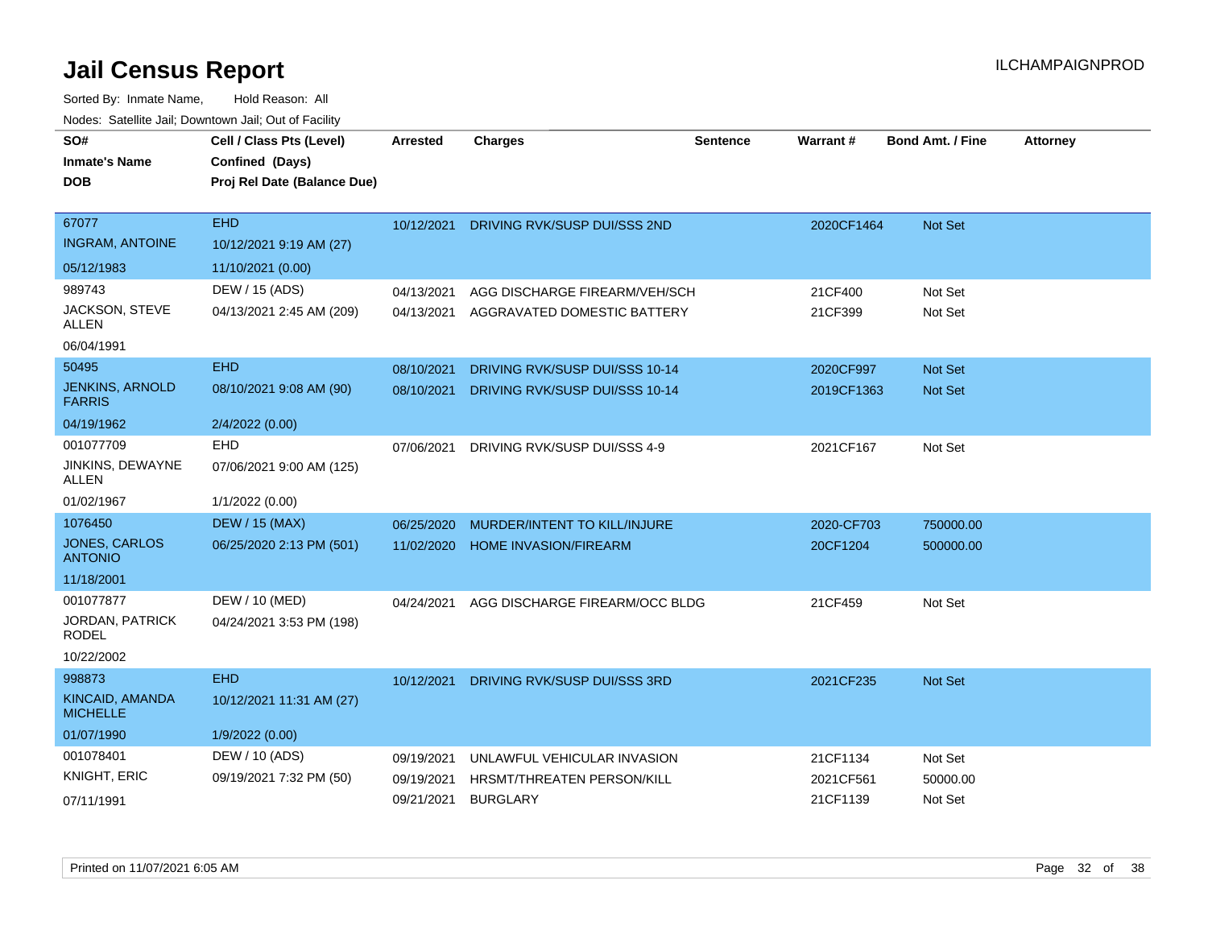# Jail Census Report

ILCHAMPAIGNPROD

Sorted By: Inmate Name, Hold Reason: All

Nodes: Satellite Jail; Downtown Jail; Out of Facility

| SO# / Inmate's Name / DOB | Cell / Class Pts (Level) / Confined (Days) / Proj Rel Date (Balance Due) | Arrested | Charges | Sentence | Warrant # | Bond Amt. / Fine | Attorney |
|---|---|---|---|---|---|---|---|
| 67077<br>INGRAM, ANTOINE<br>05/12/1983 | EHD<br>10/12/2021 9:19 AM (27)<br>11/10/2021 (0.00) | 10/12/2021 | DRIVING RVK/SUSP DUI/SSS 2ND | | 2020CF1464 | Not Set | |
| 989743<br>JACKSON, STEVE ALLEN<br>06/04/1991 | DEW / 15 (ADS)<br>04/13/2021 2:45 AM (209) | 04/13/2021<br>04/13/2021 | AGG DISCHARGE FIREARM/VEH/SCH<br>AGGRAVATED DOMESTIC BATTERY | | 21CF400<br>21CF399 | Not Set<br>Not Set | |
| 50495<br>JENKINS, ARNOLD FARRIS<br>04/19/1962 | EHD<br>08/10/2021 9:08 AM (90)<br>2/4/2022 (0.00) | 08/10/2021<br>08/10/2021 | DRIVING RVK/SUSP DUI/SSS 10-14<br>DRIVING RVK/SUSP DUI/SSS 10-14 | | 2020CF997<br>2019CF1363 | Not Set<br>Not Set | |
| 001077709<br>JINKINS, DEWAYNE ALLEN<br>01/02/1967 | EHD<br>07/06/2021 9:00 AM (125)<br>1/1/2022 (0.00) | 07/06/2021 | DRIVING RVK/SUSP DUI/SSS 4-9 | | 2021CF167 | Not Set | |
| 1076450<br>JONES, CARLOS ANTONIO<br>11/18/2001 | DEW / 15 (MAX)<br>06/25/2020 2:13 PM (501) | 06/25/2020<br>11/02/2020 | MURDER/INTENT TO KILL/INJURE<br>HOME INVASION/FIREARM | | 2020-CF703<br>20CF1204 | 750000.00<br>500000.00 | |
| 001077877<br>JORDAN, PATRICK RODEL<br>10/22/2002 | DEW / 10 (MED)<br>04/24/2021 3:53 PM (198) | 04/24/2021 | AGG DISCHARGE FIREARM/OCC BLDG | | 21CF459 | Not Set | |
| 998873<br>KINCAID, AMANDA MICHELLE<br>01/07/1990 | EHD<br>10/12/2021 11:31 AM (27)<br>1/9/2022 (0.00) | 10/12/2021 | DRIVING RVK/SUSP DUI/SSS 3RD | | 2021CF235 | Not Set | |
| 001078401<br>KNIGHT, ERIC<br>07/11/1991 | DEW / 10 (ADS)<br>09/19/2021 7:32 PM (50) | 09/19/2021<br>09/19/2021<br>09/21/2021 | UNLAWFUL VEHICULAR INVASION<br>HRSMT/THREATEN PERSON/KILL<br>BURGLARY | | 21CF1134<br>2021CF561<br>21CF1139 | Not Set<br>50000.00<br>Not Set | |

Printed on 11/07/2021 6:05 AM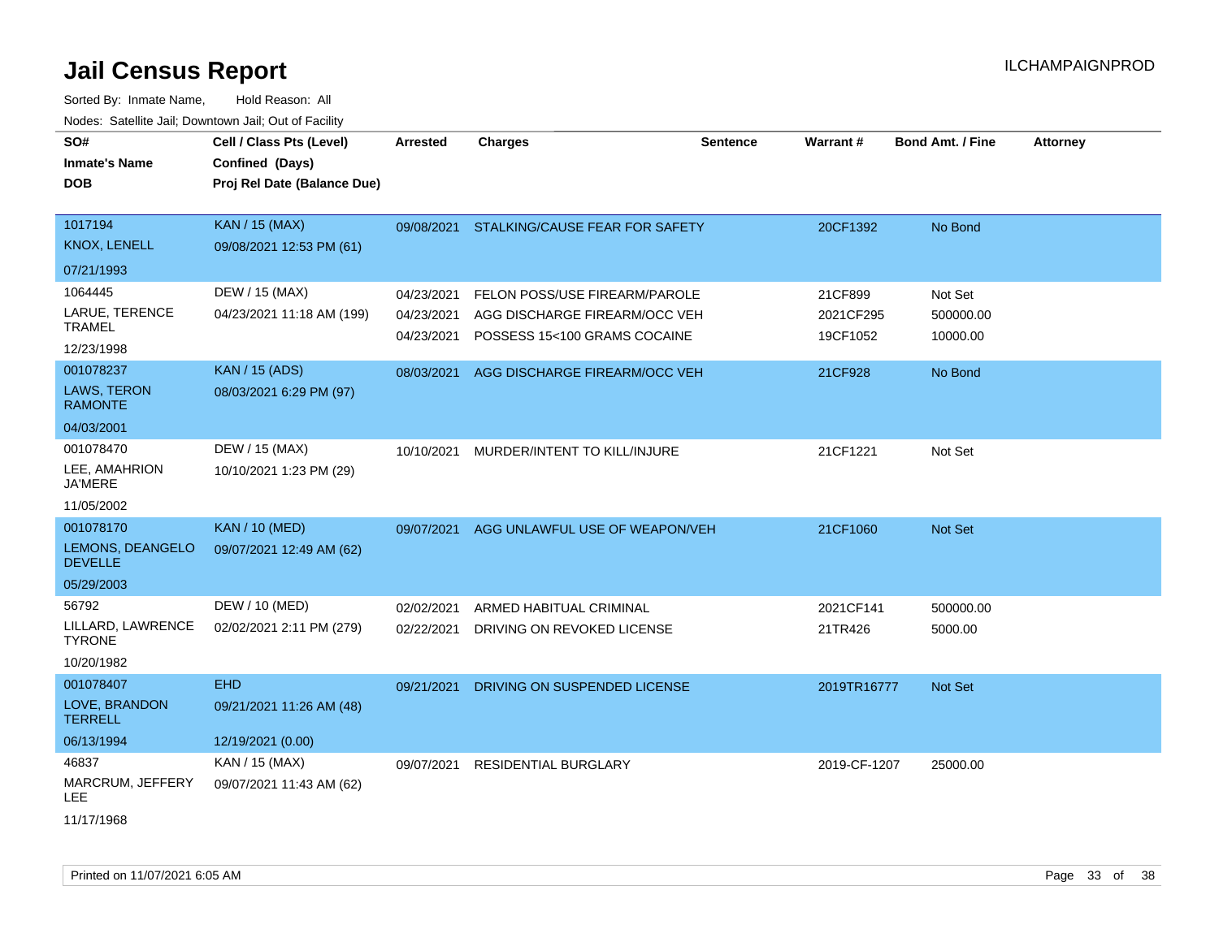# Jail Census Report

ILCHAMPAIGNPROD

Sorted By: Inmate Name, Hold Reason: All

Nodes: Satellite Jail; Downtown Jail; Out of Facility

| SO#<br>Inmate's Name<br>DOB | Cell / Class Pts (Level)<br>Confined (Days)<br>Proj Rel Date (Balance Due) | Arrested | Charges | Sentence | Warrant # | Bond Amt. / Fine | Attorney |
|---|---|---|---|---|---|---|---|
| 1017194<br>KNOX, LENELL<br>07/21/1993 | KAN / 15 (MAX)<br>09/08/2021 12:53 PM (61) | 09/08/2021 | STALKING/CAUSE FEAR FOR SAFETY | | 20CF1392 | No Bond | |
| 1064445<br>LARUE, TERENCE TRAMEL<br>12/23/1998 | DEW / 15 (MAX)<br>04/23/2021 11:18 AM (199) | 04/23/2021 | FELON POSS/USE FIREARM/PAROLE | | 21CF899 | Not Set | |
| | | 04/23/2021 | AGG DISCHARGE FIREARM/OCC VEH | | 2021CF295 | 500000.00 | |
| | | 04/23/2021 | POSSESS 15<100 GRAMS COCAINE | | 19CF1052 | 10000.00 | |
| 001078237<br>LAWS, TERON RAMONTE<br>04/03/2001 | KAN / 15 (ADS)<br>08/03/2021 6:29 PM (97) | 08/03/2021 | AGG DISCHARGE FIREARM/OCC VEH | | 21CF928 | No Bond | |
| 001078470<br>LEE, AMAHRION JA'MERE<br>11/05/2002 | DEW / 15 (MAX)<br>10/10/2021 1:23 PM (29) | 10/10/2021 | MURDER/INTENT TO KILL/INJURE | | 21CF1221 | Not Set | |
| 001078170<br>LEMONS, DEANGELO DEVELLE<br>05/29/2003 | KAN / 10 (MED)<br>09/07/2021 12:49 AM (62) | 09/07/2021 | AGG UNLAWFUL USE OF WEAPON/VEH | | 21CF1060 | Not Set | |
| 56792<br>LILLARD, LAWRENCE TYRONE<br>10/20/1982 | DEW / 10 (MED)<br>02/02/2021 2:11 PM (279) | 02/02/2021 | ARMED HABITUAL CRIMINAL | | 2021CF141 | 500000.00 | |
| | | 02/22/2021 | DRIVING ON REVOKED LICENSE | | 21TR426 | 5000.00 | |
| 001078407<br>LOVE, BRANDON TERRELL<br>06/13/1994 | EHD<br>09/21/2021 11:26 AM (48)<br>12/19/2021 (0.00) | 09/21/2021 | DRIVING ON SUSPENDED LICENSE | | 2019TR16777 | Not Set | |
| 46837<br>MARCRUM, JEFFERY LEE<br>11/17/1968 | KAN / 15 (MAX)<br>09/07/2021 11:43 AM (62) | 09/07/2021 | RESIDENTIAL BURGLARY | | 2019-CF-1207 | 25000.00 | |

Printed on 11/07/2021 6:05 AM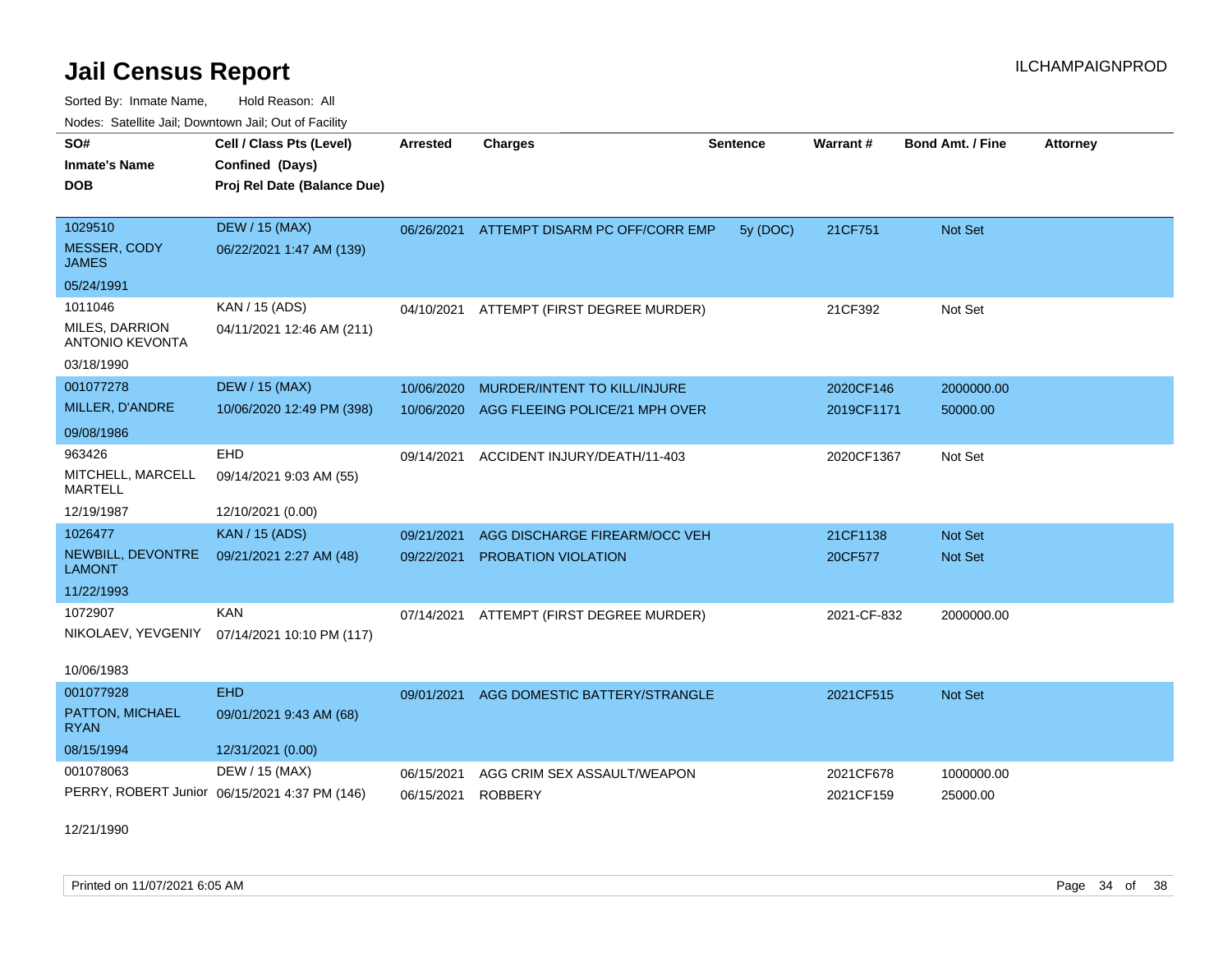# Jail Census Report

Sorted By: Inmate Name, Hold Reason: All

Nodes: Satellite Jail; Downtown Jail; Out of Facility

| SO# / Inmate's Name / DOB | Cell / Class Pts (Level) / Confined (Days) / Proj Rel Date (Balance Due) | Arrested | Charges | Sentence | Warrant # | Bond Amt. / Fine | Attorney |
|---|---|---|---|---|---|---|---|
| 1029510 MESSER, CODY JAMES 05/24/1991 | DEW / 15 (MAX) 06/22/2021 1:47 AM (139) | 06/26/2021 | ATTEMPT DISARM PC OFF/CORR EMP | 5y (DOC) | 21CF751 | Not Set | |
| 1011046 MILES, DARRION ANTONIO KEVONTA 03/18/1990 | KAN / 15 (ADS) 04/11/2021 12:46 AM (211) | 04/10/2021 | ATTEMPT (FIRST DEGREE MURDER) | | 21CF392 | Not Set | |
| 001077278 MILLER, D'ANDRE 09/08/1986 | DEW / 15 (MAX) 10/06/2020 12:49 PM (398) | 10/06/2020 | MURDER/INTENT TO KILL/INJURE | | 2020CF146 | 2000000.00 | |
| | | 10/06/2020 | AGG FLEEING POLICE/21 MPH OVER | | 2019CF1171 | 50000.00 | |
| 963426 MITCHELL, MARCELL MARTELL 12/19/1987 | EHD 09/14/2021 9:03 AM (55) 12/10/2021 (0.00) | 09/14/2021 | ACCIDENT INJURY/DEATH/11-403 | | 2020CF1367 | Not Set | |
| 1026477 NEWBILL, DEVONTRE LAMONT 11/22/1993 | KAN / 15 (ADS) 09/21/2021 2:27 AM (48) | 09/21/2021 | AGG DISCHARGE FIREARM/OCC VEH | | 21CF1138 | Not Set | |
| | | 09/22/2021 | PROBATION VIOLATION | | 20CF577 | Not Set | |
| 1072907 NIKOLAEV, YEVGENIY 10/06/1983 | KAN 07/14/2021 10:10 PM (117) | 07/14/2021 | ATTEMPT (FIRST DEGREE MURDER) | | 2021-CF-832 | 2000000.00 | |
| 001077928 PATTON, MICHAEL RYAN 08/15/1994 | EHD 09/01/2021 9:43 AM (68) 12/31/2021 (0.00) | 09/01/2021 | AGG DOMESTIC BATTERY/STRANGLE | | 2021CF515 | Not Set | |
| 001078063 PERRY, ROBERT Junior 12/21/1990 | DEW / 15 (MAX) 06/15/2021 4:37 PM (146) | 06/15/2021 | AGG CRIM SEX ASSAULT/WEAPON | | 2021CF678 | 1000000.00 | |
| | | 06/15/2021 | ROBBERY | | 2021CF159 | 25000.00 | |

Printed on 11/07/2021 6:05 AM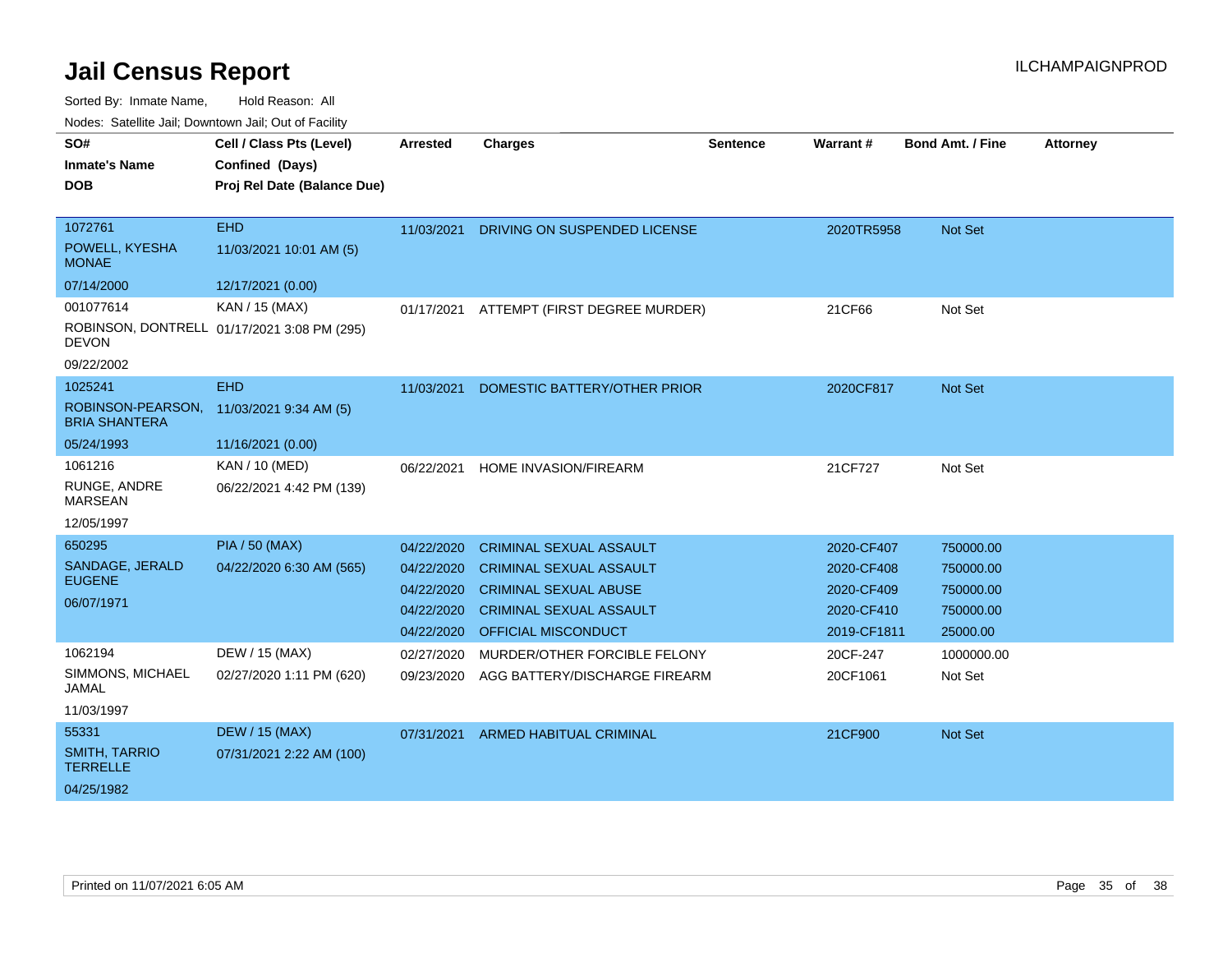# Jail Census Report

ILCHAMPAIGNPROD

Sorted By: Inmate Name, Hold Reason: All

Nodes: Satellite Jail; Downtown Jail; Out of Facility

| SO# / Inmate's Name / DOB | Cell / Class Pts (Level) / Confined (Days) / Proj Rel Date (Balance Due) | Arrested | Charges | Sentence | Warrant # | Bond Amt. / Fine | Attorney |
|---|---|---|---|---|---|---|---|
| 1072761 POWELL, KYESHA MONAE 07/14/2000 | EHD 11/03/2021 10:01 AM (5) 12/17/2021 (0.00) | 11/03/2021 | DRIVING ON SUSPENDED LICENSE | | 2020TR5958 | Not Set | |
| 001077614 ROBINSON, DONTRELL DEVON 09/22/2002 | KAN / 15 (MAX) 01/17/2021 3:08 PM (295) | 01/17/2021 | ATTEMPT (FIRST DEGREE MURDER) | | 21CF66 | Not Set | |
| 1025241 ROBINSON-PEARSON, BRIA SHANTERA 05/24/1993 | EHD 11/03/2021 9:34 AM (5) 11/16/2021 (0.00) | 11/03/2021 | DOMESTIC BATTERY/OTHER PRIOR | | 2020CF817 | Not Set | |
| 1061216 RUNGE, ANDRE MARSEAN 12/05/1997 | KAN / 10 (MED) 06/22/2021 4:42 PM (139) | 06/22/2021 | HOME INVASION/FIREARM | | 21CF727 | Not Set | |
| 650295 SANDAGE, JERALD EUGENE 06/07/1971 | PIA / 50 (MAX) 04/22/2020 6:30 AM (565) | 04/22/2020 | CRIMINAL SEXUAL ASSAULT | | 2020-CF407 | 750000.00 | |
| | | 04/22/2020 | CRIMINAL SEXUAL ASSAULT | | 2020-CF408 | 750000.00 | |
| | | 04/22/2020 | CRIMINAL SEXUAL ABUSE | | 2020-CF409 | 750000.00 | |
| | | 04/22/2020 | CRIMINAL SEXUAL ASSAULT | | 2020-CF410 | 750000.00 | |
| | | 04/22/2020 | OFFICIAL MISCONDUCT | | 2019-CF1811 | 25000.00 | |
| 1062194 SIMMONS, MICHAEL JAMAL 11/03/1997 | DEW / 15 (MAX) 02/27/2020 1:11 PM (620) | 02/27/2020 | MURDER/OTHER FORCIBLE FELONY | | 20CF-247 | 1000000.00 | |
| | | 09/23/2020 | AGG BATTERY/DISCHARGE FIREARM | | 20CF1061 | Not Set | |
| 55331 SMITH, TARRIO TERRELLE 04/25/1982 | DEW / 15 (MAX) 07/31/2021 2:22 AM (100) | 07/31/2021 | ARMED HABITUAL CRIMINAL | | 21CF900 | Not Set | |

Printed on 11/07/2021 6:05 AM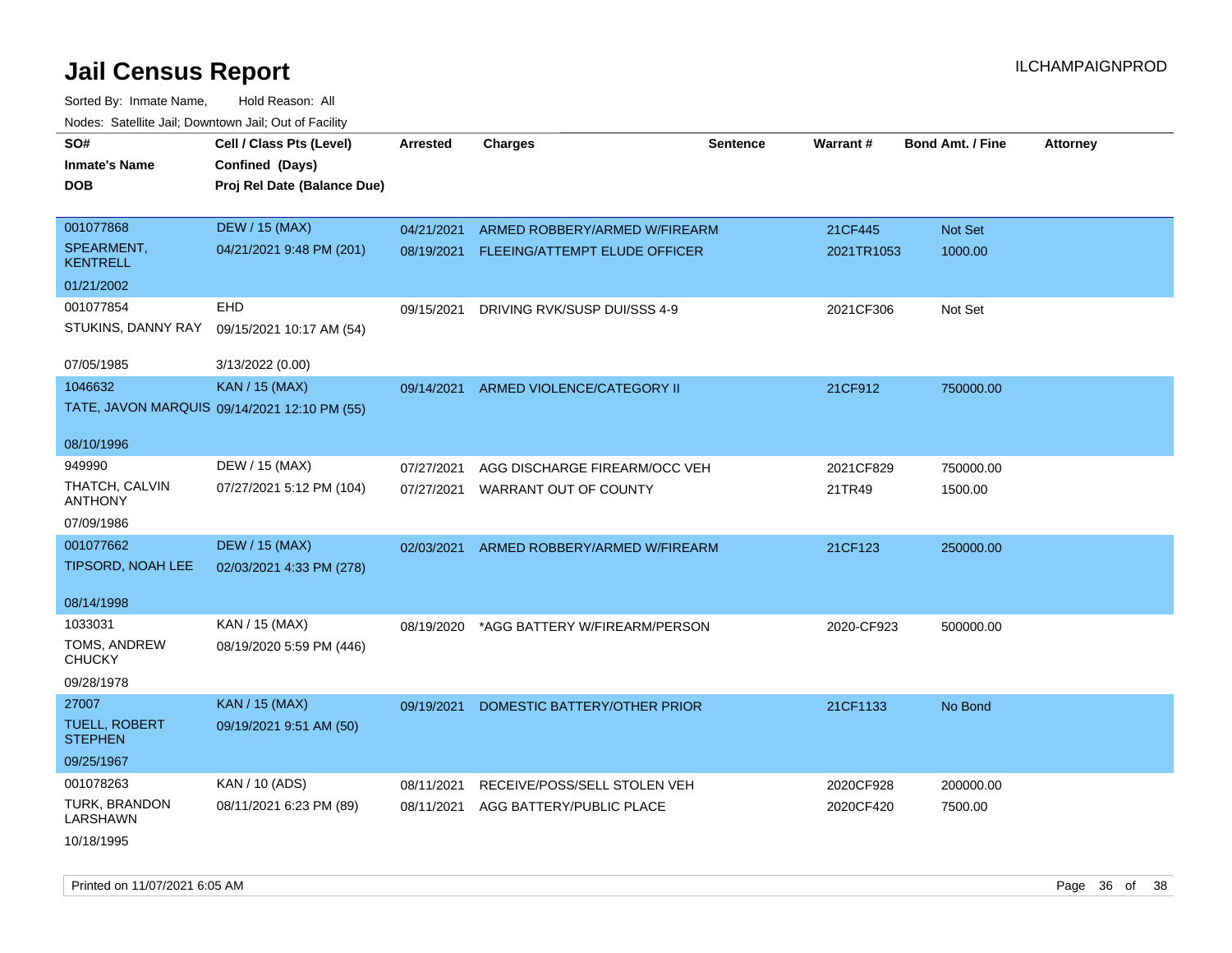# Jail Census Report

ILCHAMPAIGNPROD

Sorted By: Inmate Name, Hold Reason: All

Nodes: Satellite Jail; Downtown Jail; Out of Facility

| SO#<br>Inmate's Name<br>DOB | Cell / Class Pts (Level)<br>Confined (Days)<br>Proj Rel Date (Balance Due) | Arrested | Charges | Sentence | Warrant # | Bond Amt. / Fine | Attorney |
|---|---|---|---|---|---|---|---|
| 001077868<br>SPEARMENT, KENTRELL<br>01/21/2002 | DEW / 15 (MAX)<br>04/21/2021 9:48 PM (201) | 04/21/2021<br>08/19/2021 | ARMED ROBBERY/ARMED W/FIREARM<br>FLEEING/ATTEMPT ELUDE OFFICER | | 21CF445<br>2021TR1053 | Not Set<br>1000.00 | |
| 001077854<br>STUKINS, DANNY RAY<br>07/05/1985 | EHD<br>09/15/2021 10:17 AM (54)<br>3/13/2022 (0.00) | 09/15/2021 | DRIVING RVK/SUSP DUI/SSS 4-9 | | 2021CF306 | Not Set | |
| 1046632<br>TATE, JAVON MARQUIS<br>08/10/1996 | KAN / 15 (MAX)<br>09/14/2021 12:10 PM (55) | 09/14/2021 | ARMED VIOLENCE/CATEGORY II | | 21CF912 | 750000.00 | |
| 949990<br>THATCH, CALVIN ANTHONY<br>07/09/1986 | DEW / 15 (MAX)<br>07/27/2021 5:12 PM (104) | 07/27/2021<br>07/27/2021 | AGG DISCHARGE FIREARM/OCC VEH<br>WARRANT OUT OF COUNTY | | 2021CF829<br>21TR49 | 750000.00<br>1500.00 | |
| 001077662<br>TIPSORD, NOAH LEE<br>08/14/1998 | DEW / 15 (MAX)<br>02/03/2021 4:33 PM (278) | 02/03/2021 | ARMED ROBBERY/ARMED W/FIREARM | | 21CF123 | 250000.00 | |
| 1033031<br>TOMS, ANDREW CHUCKY<br>09/28/1978 | KAN / 15 (MAX)<br>08/19/2020 5:59 PM (446) | 08/19/2020 | *AGG BATTERY W/FIREARM/PERSON | | 2020-CF923 | 500000.00 | |
| 27007<br>TUELL, ROBERT STEPHEN<br>09/25/1967 | KAN / 15 (MAX)<br>09/19/2021 9:51 AM (50) | 09/19/2021 | DOMESTIC BATTERY/OTHER PRIOR | | 21CF1133 | No Bond | |
| 001078263<br>TURK, BRANDON LARSHAWN<br>10/18/1995 | KAN / 10 (ADS)<br>08/11/2021 6:23 PM (89) | 08/11/2021<br>08/11/2021 | RECEIVE/POSS/SELL STOLEN VEH<br>AGG BATTERY/PUBLIC PLACE | | 2020CF928<br>2020CF420 | 200000.00<br>7500.00 | |

Printed on 11/07/2021 6:05 AM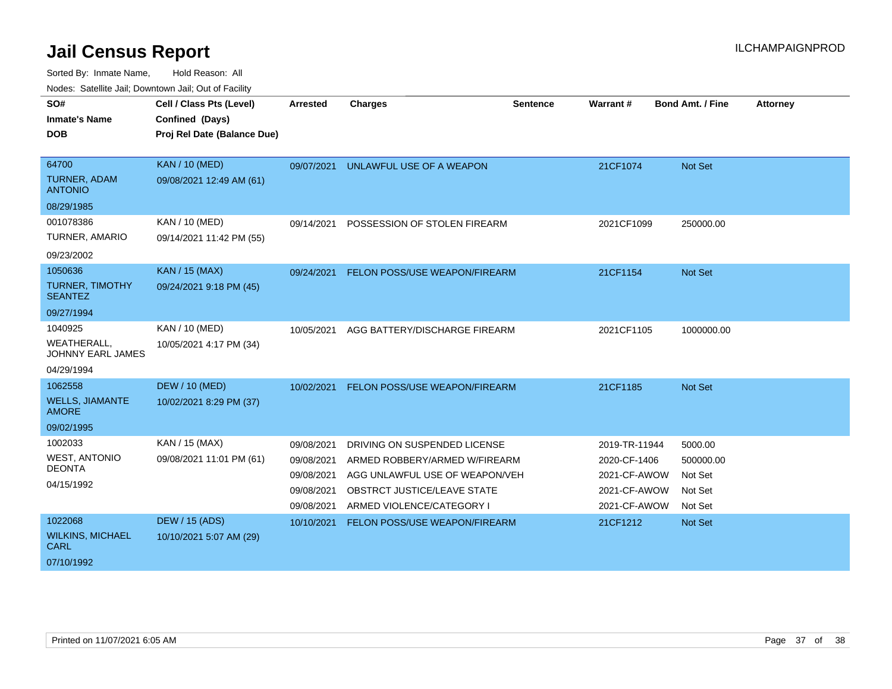# Jail Census Report

ILCHAMPAIGNPROD

Sorted By: Inmate Name, Hold Reason: All

Nodes: Satellite Jail; Downtown Jail; Out of Facility

| SO# / Inmate's Name / DOB | Cell / Class Pts (Level) / Confined (Days) / Proj Rel Date (Balance Due) | Arrested | Charges | Sentence | Warrant # | Bond Amt. / Fine | Attorney |
|---|---|---|---|---|---|---|---|
| 64700<br>TURNER, ADAM ANTONIO<br>08/29/1985 | KAN / 10 (MED)<br>09/08/2021 12:49 AM (61) | 09/07/2021 | UNLAWFUL USE OF A WEAPON | | 21CF1074 | Not Set | |
| 001078386<br>TURNER, AMARIO<br>09/23/2002 | KAN / 10 (MED)<br>09/14/2021 11:42 PM (55) | 09/14/2021 | POSSESSION OF STOLEN FIREARM | | 2021CF1099 | 250000.00 | |
| 1050636<br>TURNER, TIMOTHY SEANTEZ<br>09/27/1994 | KAN / 15 (MAX)<br>09/24/2021 9:18 PM (45) | 09/24/2021 | FELON POSS/USE WEAPON/FIREARM | | 21CF1154 | Not Set | |
| 1040925<br>WEATHERALL, JOHNNY EARL JAMES<br>04/29/1994 | KAN / 10 (MED)<br>10/05/2021 4:17 PM (34) | 10/05/2021 | AGG BATTERY/DISCHARGE FIREARM | | 2021CF1105 | 1000000.00 | |
| 1062558<br>WELLS, JIAMANTE AMORE<br>09/02/1995 | DEW / 10 (MED)<br>10/02/2021 8:29 PM (37) | 10/02/2021 | FELON POSS/USE WEAPON/FIREARM | | 21CF1185 | Not Set | |
| 1002033<br>WEST, ANTONIO DEONTA<br>04/15/1992 | KAN / 15 (MAX)<br>09/08/2021 11:01 PM (61) | 09/08/2021 | DRIVING ON SUSPENDED LICENSE | | 2019-TR-11944 | 5000.00 | |
| | | 09/08/2021 | ARMED ROBBERY/ARMED W/FIREARM | | 2020-CF-1406 | 500000.00 | |
| | | 09/08/2021 | AGG UNLAWFUL USE OF WEAPON/VEH | | 2021-CF-AWOW | Not Set | |
| | | 09/08/2021 | OBSTRCT JUSTICE/LEAVE STATE | | 2021-CF-AWOW | Not Set | |
| | | 09/08/2021 | ARMED VIOLENCE/CATEGORY I | | 2021-CF-AWOW | Not Set | |
| 1022068<br>WILKINS, MICHAEL CARL<br>07/10/1992 | DEW / 15 (ADS)<br>10/10/2021 5:07 AM (29) | 10/10/2021 | FELON POSS/USE WEAPON/FIREARM | | 21CF1212 | Not Set | |

Printed on 11/07/2021 6:05 AM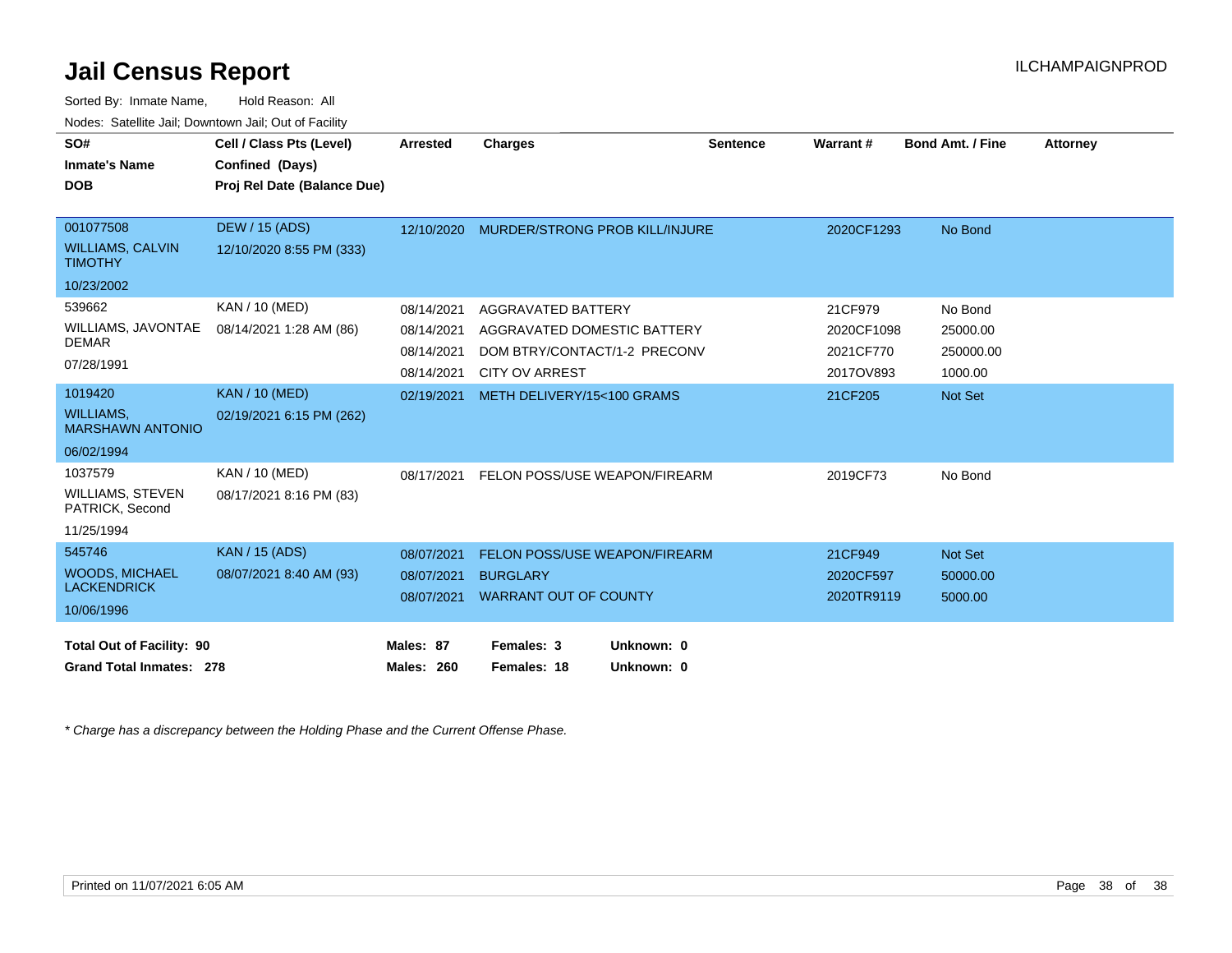# Jail Census Report

ILCHAMPAIGNPROD

Sorted By: Inmate Name, Hold Reason: All

Nodes: Satellite Jail; Downtown Jail; Out of Facility

| SO# / Inmate's Name / DOB | Cell / Class Pts (Level) / Confined (Days) / Proj Rel Date (Balance Due) | Arrested | Charges | Sentence | Warrant # | Bond Amt. / Fine | Attorney |
|---|---|---|---|---|---|---|---|
| 001077508<br>WILLIAMS, CALVIN TIMOTHY<br>10/23/2002 | DEW / 15 (ADS)<br>12/10/2020 8:55 PM (333) | 12/10/2020 | MURDER/STRONG PROB KILL/INJURE | | 2020CF1293 | No Bond | |
| 539662<br>WILLIAMS, JAVONTAE DEMAR<br>07/28/1991 | KAN / 10 (MED)<br>08/14/2021 1:28 AM (86) | 08/14/2021 | AGGRAVATED BATTERY | | 21CF979 | No Bond | |
| | | 08/14/2021 | AGGRAVATED DOMESTIC BATTERY | | 2020CF1098 | 25000.00 | |
| | | 08/14/2021 | DOM BTRY/CONTACT/1-2 PRECONV | | 2021CF770 | 250000.00 | |
| | | 08/14/2021 | CITY OV ARREST | | 2017OV893 | 1000.00 | |
| 1019420<br>WILLIAMS, MARSHAWN ANTONIO<br>06/02/1994 | KAN / 10 (MED)<br>02/19/2021 6:15 PM (262) | 02/19/2021 | METH DELIVERY/15<100 GRAMS | | 21CF205 | Not Set | |
| 1037579<br>WILLIAMS, STEVEN PATRICK, Second<br>11/25/1994 | KAN / 10 (MED)<br>08/17/2021 8:16 PM (83) | 08/17/2021 | FELON POSS/USE WEAPON/FIREARM | | 2019CF73 | No Bond | |
| 545746<br>WOODS, MICHAEL LACKENDRICK<br>10/06/1996 | KAN / 15 (ADS)<br>08/07/2021 8:40 AM (93) | 08/07/2021 | FELON POSS/USE WEAPON/FIREARM | | 21CF949 | Not Set | |
| | | 08/07/2021 | BURGLARY | | 2020CF597 | 50000.00 | |
| | | 08/07/2021 | WARRANT OUT OF COUNTY | | 2020TR9119 | 5000.00 | |

**Total Out of Facility: 90** — **Males: 87** — **Females: 3** — **Unknown: 0**

**Grand Total Inmates: 278** — **Males: 260** — **Females: 18** — **Unknown: 0**

*\* Charge has a discrepancy between the Holding Phase and the Current Offense Phase.*

Printed on 11/07/2021 6:05 AM